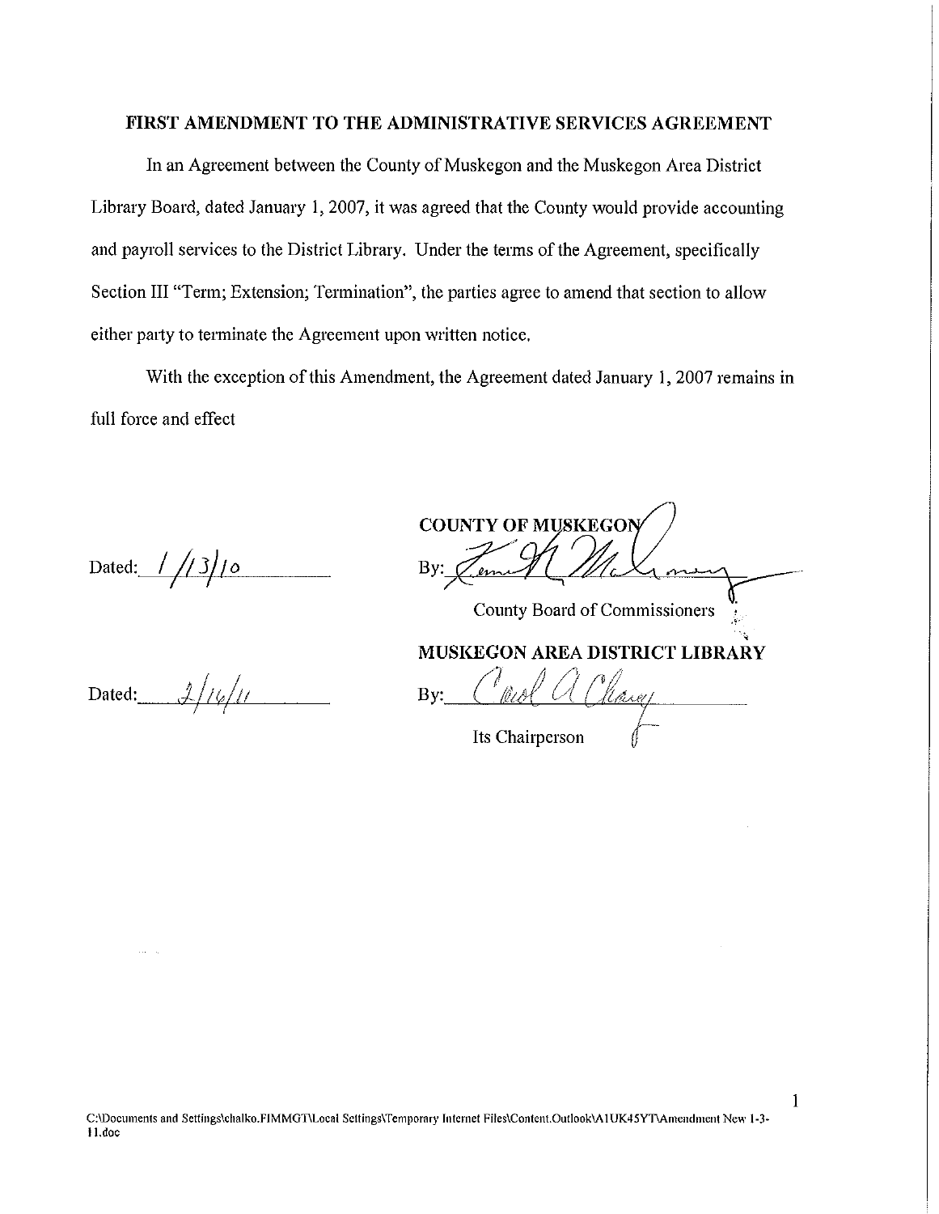# FIRST AMENDMENT TO THE ADMINISTRATIVE SERVICES AGREEMENT

In an Agreement between the County of Muskegon and the Muskegon Area District Library Board, dated January 1, 2007, it was agreed that the County would provide accounting and payroll services to the District Library. Under the terms of the Agreement, specifically Section III "Term; Extension; Termination", the parties agree to amend that section to allow either party to terminate the Agreement upon written notice.

With the exception of this Amendment, the Agreement dated January 1, 2007 remains in full force and effect

Dated: 1/13/10

**COUNTY OF MUSKEGON**

By: _______________

County Board of Commissioners

Dated: 2/14/11

**MUSKEGON AREA DISTRICT LIBRARY**

By: _______________

Its Chairperson

C:\Documents and Settings\chalko.FIMMGT\Local Settings\Temporary Internet Files\Content.Outlook\A1UK45YT\Amendment New 1-3-11.doc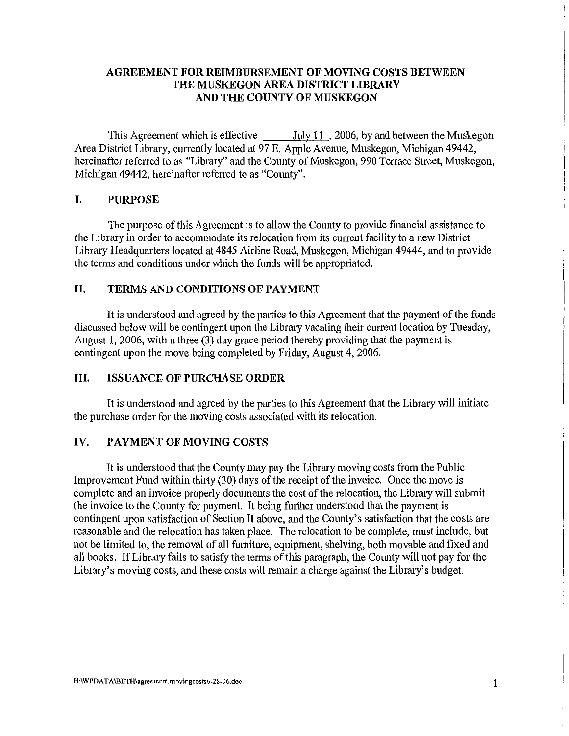# AGREEMENT FOR REIMBURSEMENT OF MOVING COSTS BETWEEN THE MUSKEGON AREA DISTRICT LIBRARY AND THE COUNTY OF MUSKEGON

This Agreement which is effective July 11, 2006, by and between the Muskegon Area District Library, currently located at 97 E. Apple Avenue, Muskegon, Michigan 49442, hereinafter referred to as "Library" and the County of Muskegon, 990 Terrace Street, Muskegon, Michigan 49442, hereinafter referred to as "County".

## I. PURPOSE

The purpose of this Agreement is to allow the County to provide financial assistance to the Library in order to accommodate its relocation from its current facility to a new District Library Headquarters located at 4845 Airline Road, Muskegon, Michigan 49444, and to provide the terms and conditions under which the funds will be appropriated.

## II. TERMS AND CONDITIONS OF PAYMENT

It is understood and agreed by the parties to this Agreement that the payment of the funds discussed below will be contingent upon the Library vacating their current location by Tuesday, August 1, 2006, with a three (3) day grace period thereby providing that the payment is contingent upon the move being completed by Friday, August 4, 2006.

## III. ISSUANCE OF PURCHASE ORDER

It is understood and agreed by the parties to this Agreement that the Library will initiate the purchase order for the moving costs associated with its relocation.

## IV. PAYMENT OF MOVING COSTS

It is understood that the County may pay the Library moving costs from the Public Improvement Fund within thirty (30) days of the receipt of the invoice. Once the move is complete and an invoice properly documents the cost of the relocation, the Library will submit the invoice to the County for payment. It being further understood that the payment is contingent upon satisfaction of Section II above, and the County's satisfaction that the costs are reasonable and the relocation has taken place. The relocation to be complete, must include, but not be limited to, the removal of all furniture, equipment, shelving, both movable and fixed and all books. If Library fails to satisfy the terms of this paragraph, the County will not pay for the Library's moving costs, and these costs will remain a charge against the Library's budget.

H:\WPDATA\BETH\agreement.movingcosts6-28-06.doc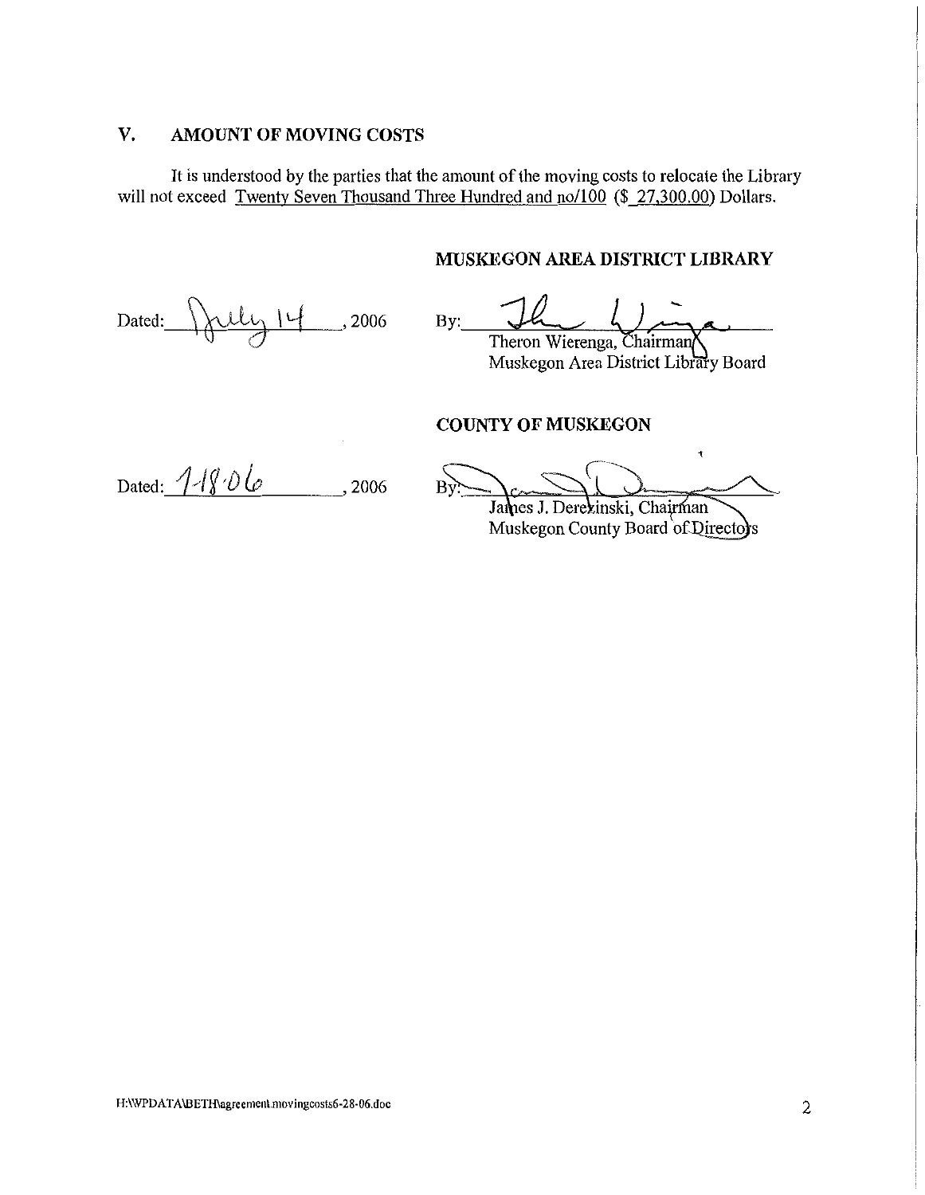## V. AMOUNT OF MOVING COSTS

It is understood by the parties that the amount of the moving costs to relocate the Library will not exceed Twenty Seven Thousand Three Hundred and no/100 ($ 27,300.00) Dollars.

**MUSKEGON AREA DISTRICT LIBRARY**

Dated: July 14, 2006

By: ____________________
Theron Wierenga, Chairman
Muskegon Area District Library Board

**COUNTY OF MUSKEGON**

Dated: 7-18-06, 2006

By: ____________________
James J. Derezinski, Chairman
Muskegon County Board of Directors

H:\WPDATA\BETH\agreement.movingcosts6-28-06.doc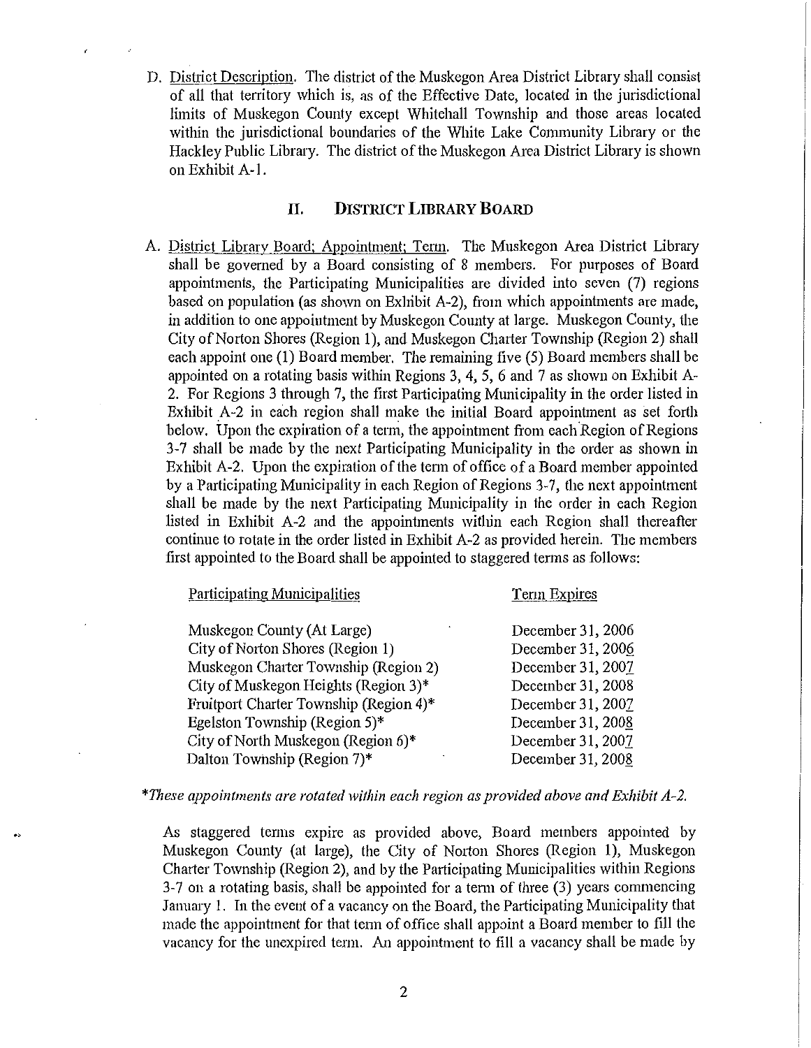D. District Description. The district of the Muskegon Area District Library shall consist of all that territory which is, as of the Effective Date, located in the jurisdictional limits of Muskegon County except Whitehall Township and those areas located within the jurisdictional boundaries of the White Lake Community Library or the Hackley Public Library. The district of the Muskegon Area District Library is shown on Exhibit A-1.

## II. DISTRICT LIBRARY BOARD

A. District Library Board; Appointment; Term. The Muskegon Area District Library shall be governed by a Board consisting of 8 members. For purposes of Board appointments, the Participating Municipalities are divided into seven (7) regions based on population (as shown on Exhibit A-2), from which appointments are made, in addition to one appointment by Muskegon County at large. Muskegon County, the City of Norton Shores (Region 1), and Muskegon Charter Township (Region 2) shall each appoint one (1) Board member. The remaining five (5) Board members shall be appointed on a rotating basis within Regions 3, 4, 5, 6 and 7 as shown on Exhibit A-2. For Regions 3 through 7, the first Participating Municipality in the order listed in Exhibit A-2 in each region shall make the initial Board appointment as set forth below. Upon the expiration of a term, the appointment from each Region of Regions 3-7 shall be made by the next Participating Municipality in the order as shown in Exhibit A-2. Upon the expiration of the term of office of a Board member appointed by a Participating Municipality in each Region of Regions 3-7, the next appointment shall be made by the next Participating Municipality in the order in each Region listed in Exhibit A-2 and the appointments within each Region shall thereafter continue to rotate in the order listed in Exhibit A-2 as provided herein. The members first appointed to the Board shall be appointed to staggered terms as follows:

| Participating Municipalities | Term Expires |
|---|---|
| Muskegon County (At Large) | December 31, 2006 |
| City of Norton Shores (Region 1) | December 31, 2006 |
| Muskegon Charter Township (Region 2) | December 31, 2007 |
| City of Muskegon Heights (Region 3)* | December 31, 2008 |
| Fruitport Charter Township (Region 4)* | December 31, 2007 |
| Egelston Township (Region 5)* | December 31, 2008 |
| City of North Muskegon (Region 6)* | December 31, 2007 |
| Dalton Township (Region 7)* | December 31, 2008 |

*\*These appointments are rotated within each region as provided above and Exhibit A-2.*

As staggered terms expire as provided above, Board members appointed by Muskegon County (at large), the City of Norton Shores (Region 1), Muskegon Charter Township (Region 2), and by the Participating Municipalities within Regions 3-7 on a rotating basis, shall be appointed for a term of three (3) years commencing January 1. In the event of a vacancy on the Board, the Participating Municipality that made the appointment for that term of office shall appoint a Board member to fill the vacancy for the unexpired term. An appointment to fill a vacancy shall be made by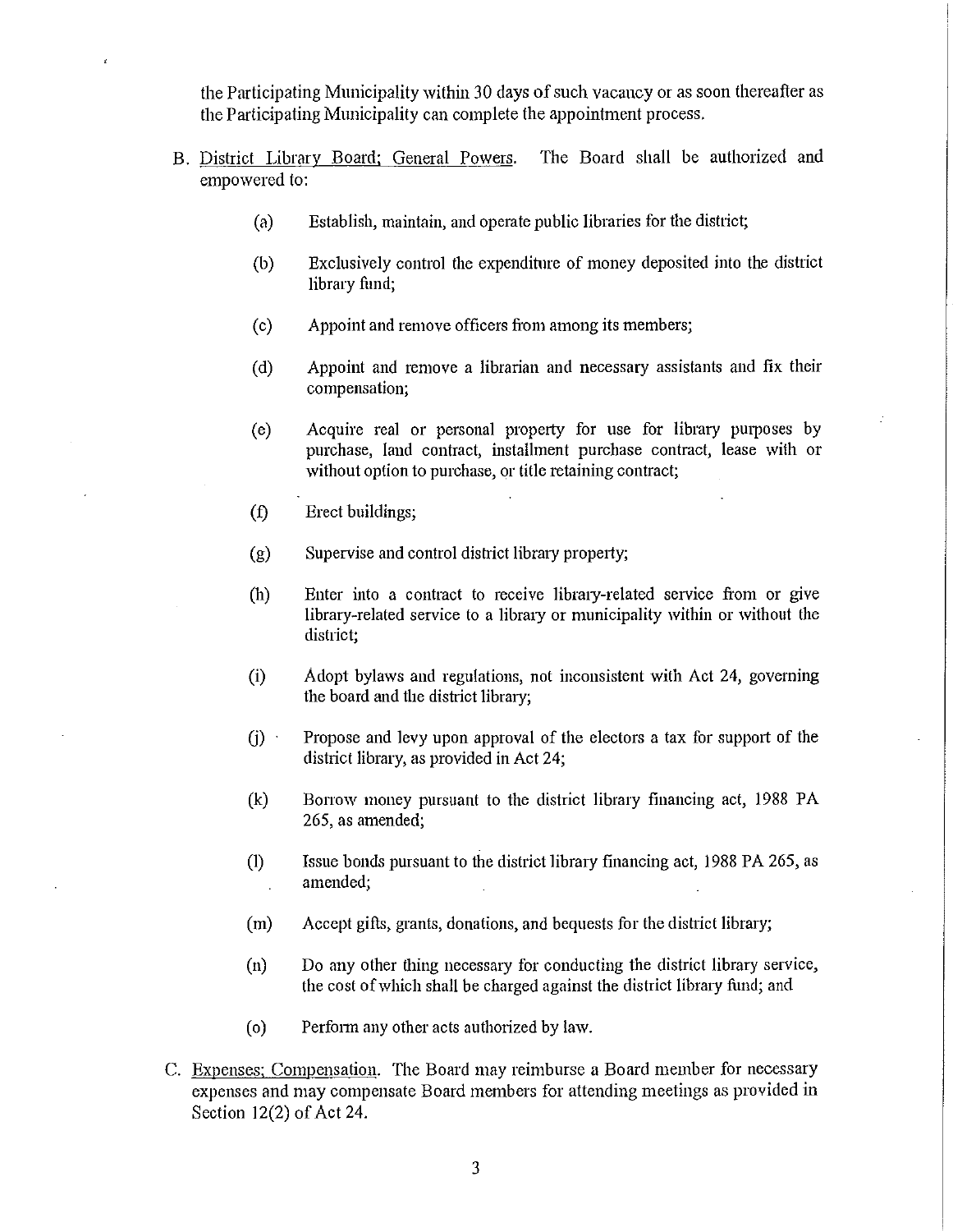the Participating Municipality within 30 days of such vacancy or as soon thereafter as the Participating Municipality can complete the appointment process.

B. District Library Board; General Powers. The Board shall be authorized and empowered to:

(a) Establish, maintain, and operate public libraries for the district;

(b) Exclusively control the expenditure of money deposited into the district library fund;

(c) Appoint and remove officers from among its members;

(d) Appoint and remove a librarian and necessary assistants and fix their compensation;

(e) Acquire real or personal property for use for library purposes by purchase, land contract, installment purchase contract, lease with or without option to purchase, or title retaining contract;

(f) Erect buildings;

(g) Supervise and control district library property;

(h) Enter into a contract to receive library-related service from or give library-related service to a library or municipality within or without the district;

(i) Adopt bylaws and regulations, not inconsistent with Act 24, governing the board and the district library;

(j) Propose and levy upon approval of the electors a tax for support of the district library, as provided in Act 24;

(k) Borrow money pursuant to the district library financing act, 1988 PA 265, as amended;

(l) Issue bonds pursuant to the district library financing act, 1988 PA 265, as amended;

(m) Accept gifts, grants, donations, and bequests for the district library;

(n) Do any other thing necessary for conducting the district library service, the cost of which shall be charged against the district library fund; and

(o) Perform any other acts authorized by law.

C. Expenses; Compensation. The Board may reimburse a Board member for necessary expenses and may compensate Board members for attending meetings as provided in Section 12(2) of Act 24.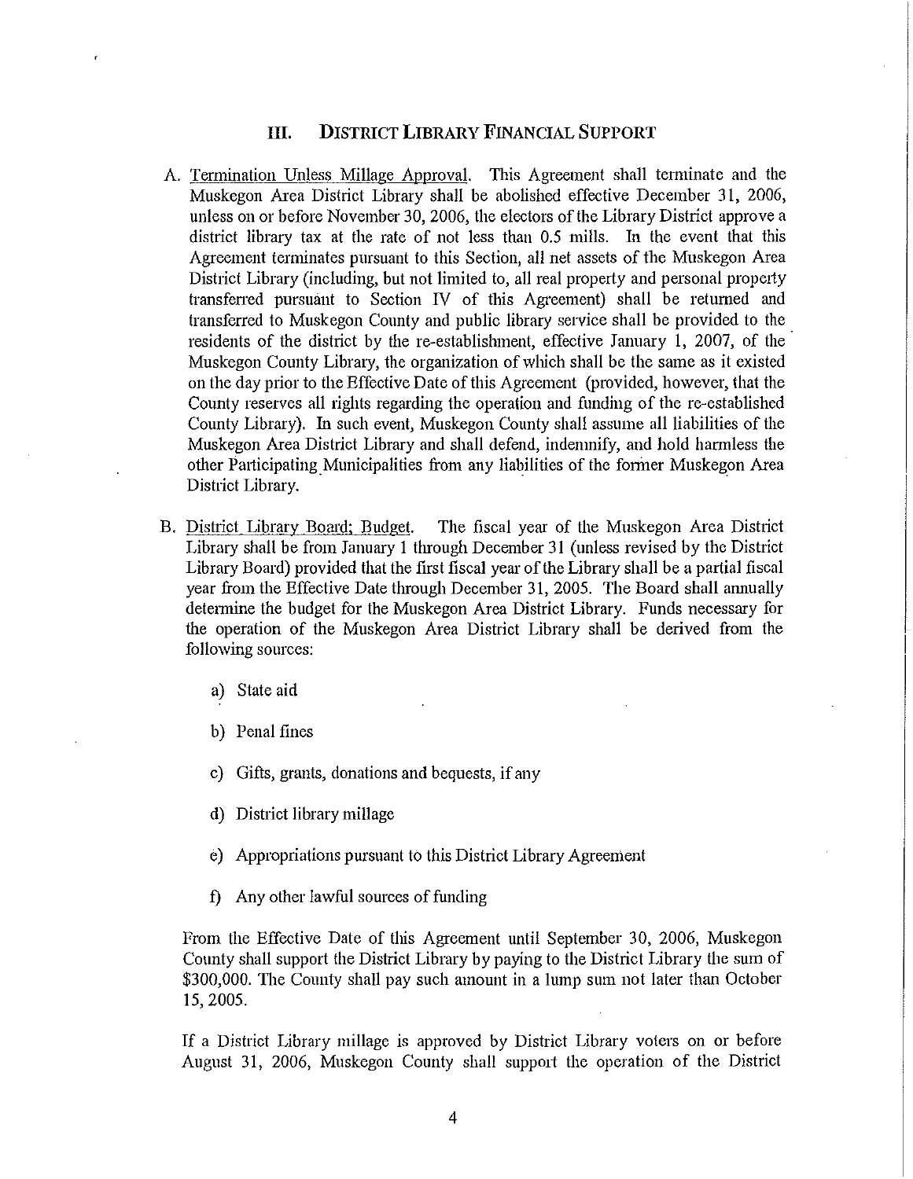## III. DISTRICT LIBRARY FINANCIAL SUPPORT

A. Termination Unless Millage Approval. This Agreement shall terminate and the Muskegon Area District Library shall be abolished effective December 31, 2006, unless on or before November 30, 2006, the electors of the Library District approve a district library tax at the rate of not less than 0.5 mills. In the event that this Agreement terminates pursuant to this Section, all net assets of the Muskegon Area District Library (including, but not limited to, all real property and personal property transferred pursuant to Section IV of this Agreement) shall be returned and transferred to Muskegon County and public library service shall be provided to the residents of the district by the re-establishment, effective January 1, 2007, of the Muskegon County Library, the organization of which shall be the same as it existed on the day prior to the Effective Date of this Agreement (provided, however, that the County reserves all rights regarding the operation and funding of the re-established County Library). In such event, Muskegon County shall assume all liabilities of the Muskegon Area District Library and shall defend, indemnify, and hold harmless the other Participating Municipalities from any liabilities of the former Muskegon Area District Library.

B. District Library Board; Budget. The fiscal year of the Muskegon Area District Library shall be from January 1 through December 31 (unless revised by the District Library Board) provided that the first fiscal year of the Library shall be a partial fiscal year from the Effective Date through December 31, 2005. The Board shall annually determine the budget for the Muskegon Area District Library. Funds necessary for the operation of the Muskegon Area District Library shall be derived from the following sources:

   a) State aid

   b) Penal fines

   c) Gifts, grants, donations and bequests, if any

   d) District library millage

   e) Appropriations pursuant to this District Library Agreement

   f) Any other lawful sources of funding

   From the Effective Date of this Agreement until September 30, 2006, Muskegon County shall support the District Library by paying to the District Library the sum of $300,000. The County shall pay such amount in a lump sum not later than October 15, 2005.

   If a District Library millage is approved by District Library voters on or before August 31, 2006, Muskegon County shall support the operation of the District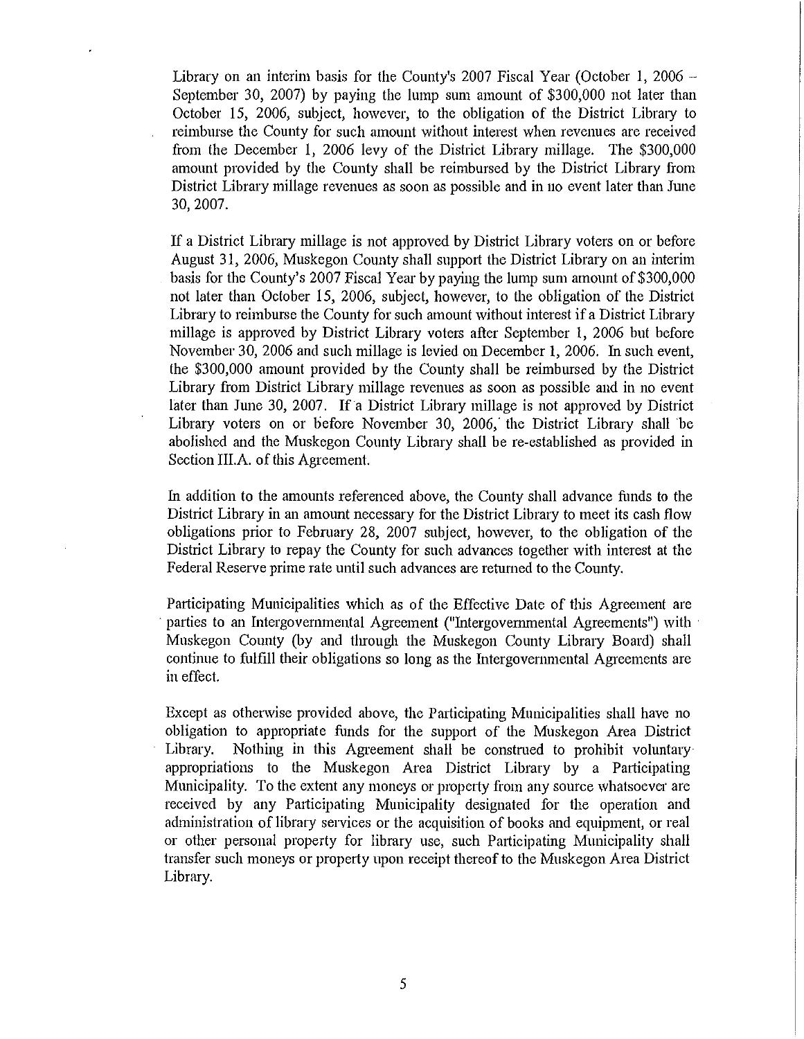Library on an interim basis for the County's 2007 Fiscal Year (October 1, 2006 – September 30, 2007) by paying the lump sum amount of $300,000 not later than October 15, 2006, subject, however, to the obligation of the District Library to reimburse the County for such amount without interest when revenues are received from the December 1, 2006 levy of the District Library millage. The $300,000 amount provided by the County shall be reimbursed by the District Library from District Library millage revenues as soon as possible and in no event later than June 30, 2007.

If a District Library millage is not approved by District Library voters on or before August 31, 2006, Muskegon County shall support the District Library on an interim basis for the County's 2007 Fiscal Year by paying the lump sum amount of $300,000 not later than October 15, 2006, subject, however, to the obligation of the District Library to reimburse the County for such amount without interest if a District Library millage is approved by District Library voters after September 1, 2006 but before November 30, 2006 and such millage is levied on December 1, 2006. In such event, the $300,000 amount provided by the County shall be reimbursed by the District Library from District Library millage revenues as soon as possible and in no event later than June 30, 2007. If a District Library millage is not approved by District Library voters on or before November 30, 2006, the District Library shall be abolished and the Muskegon County Library shall be re-established as provided in Section III.A. of this Agreement.

In addition to the amounts referenced above, the County shall advance funds to the District Library in an amount necessary for the District Library to meet its cash flow obligations prior to February 28, 2007 subject, however, to the obligation of the District Library to repay the County for such advances together with interest at the Federal Reserve prime rate until such advances are returned to the County.

Participating Municipalities which as of the Effective Date of this Agreement are parties to an Intergovernmental Agreement ("Intergovernmental Agreements") with Muskegon County (by and through the Muskegon County Library Board) shall continue to fulfill their obligations so long as the Intergovernmental Agreements are in effect.

Except as otherwise provided above, the Participating Municipalities shall have no obligation to appropriate funds for the support of the Muskegon Area District Library. Nothing in this Agreement shall be construed to prohibit voluntary appropriations to the Muskegon Area District Library by a Participating Municipality. To the extent any moneys or property from any source whatsoever are received by any Participating Municipality designated for the operation and administration of library services or the acquisition of books and equipment, or real or other personal property for library use, such Participating Municipality shall transfer such moneys or property upon receipt thereof to the Muskegon Area District Library.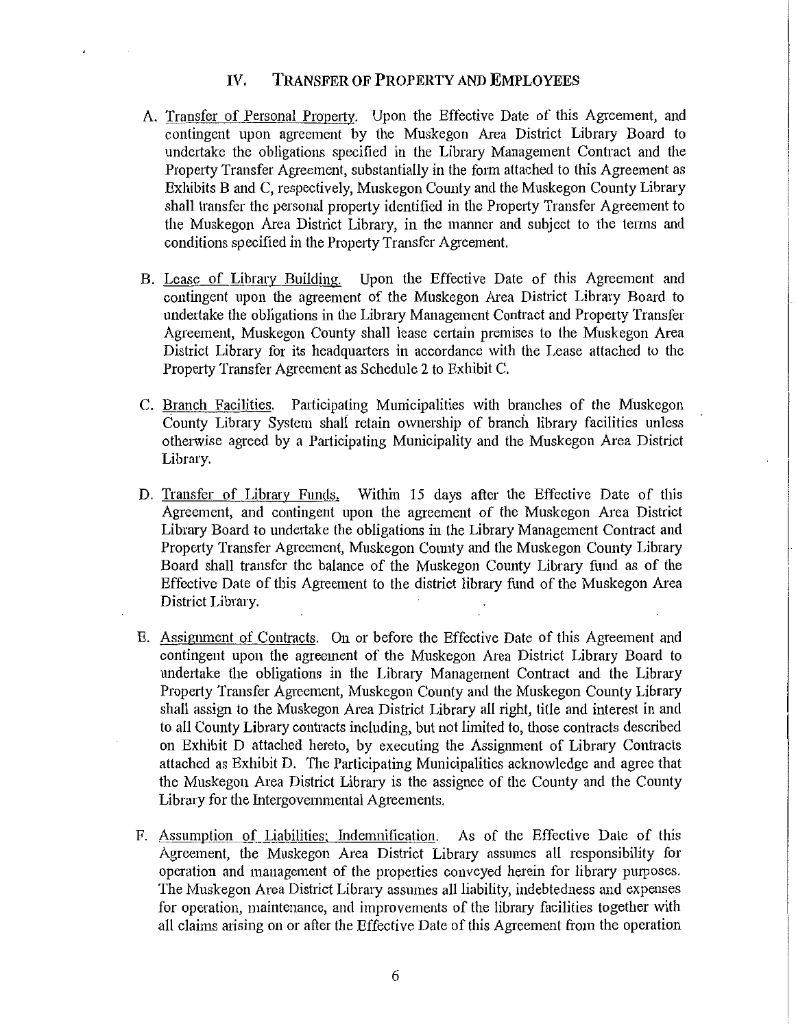## IV. TRANSFER OF PROPERTY AND EMPLOYEES

A. Transfer of Personal Property. Upon the Effective Date of this Agreement, and contingent upon agreement by the Muskegon Area District Library Board to undertake the obligations specified in the Library Management Contract and the Property Transfer Agreement, substantially in the form attached to this Agreement as Exhibits B and C, respectively, Muskegon County and the Muskegon County Library shall transfer the personal property identified in the Property Transfer Agreement to the Muskegon Area District Library, in the manner and subject to the terms and conditions specified in the Property Transfer Agreement.

B. Lease of Library Building. Upon the Effective Date of this Agreement and contingent upon the agreement of the Muskegon Area District Library Board to undertake the obligations in the Library Management Contract and Property Transfer Agreement, Muskegon County shall lease certain premises to the Muskegon Area District Library for its headquarters in accordance with the Lease attached to the Property Transfer Agreement as Schedule 2 to Exhibit C.

C. Branch Facilities. Participating Municipalities with branches of the Muskegon County Library System shall retain ownership of branch library facilities unless otherwise agreed by a Participating Municipality and the Muskegon Area District Library.

D. Transfer of Library Funds. Within 15 days after the Effective Date of this Agreement, and contingent upon the agreement of the Muskegon Area District Library Board to undertake the obligations in the Library Management Contract and Property Transfer Agreement, Muskegon County and the Muskegon County Library Board shall transfer the balance of the Muskegon County Library fund as of the Effective Date of this Agreement to the district library fund of the Muskegon Area District Library.

E. Assignment of Contracts. On or before the Effective Date of this Agreement and contingent upon the agreement of the Muskegon Area District Library Board to undertake the obligations in the Library Management Contract and the Library Property Transfer Agreement, Muskegon County and the Muskegon County Library shall assign to the Muskegon Area District Library all right, title and interest in and to all County Library contracts including, but not limited to, those contracts described on Exhibit D attached hereto, by executing the Assignment of Library Contracts attached as Exhibit D. The Participating Municipalities acknowledge and agree that the Muskegon Area District Library is the assignee of the County and the County Library for the Intergovernmental Agreements.

F. Assumption of Liabilities; Indemnification. As of the Effective Date of this Agreement, the Muskegon Area District Library assumes all responsibility for operation and management of the properties conveyed herein for library purposes. The Muskegon Area District Library assumes all liability, indebtedness and expenses for operation, maintenance, and improvements of the library facilities together with all claims arising on or after the Effective Date of this Agreement from the operation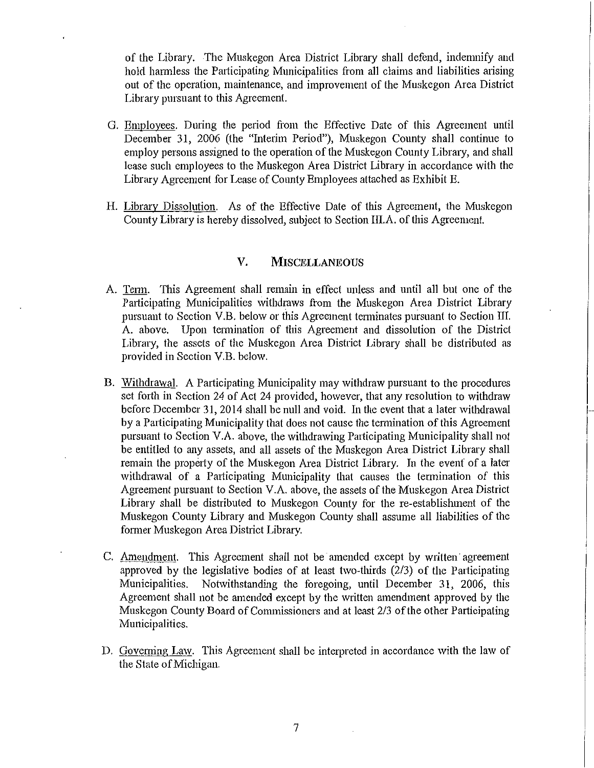of the Library. The Muskegon Area District Library shall defend, indemnify and hold harmless the Participating Municipalities from all claims and liabilities arising out of the operation, maintenance, and improvement of the Muskegon Area District Library pursuant to this Agreement.

G. Employees. During the period from the Effective Date of this Agreement until December 31, 2006 (the "Interim Period"), Muskegon County shall continue to employ persons assigned to the operation of the Muskegon County Library, and shall lease such employees to the Muskegon Area District Library in accordance with the Library Agreement for Lease of County Employees attached as Exhibit E.

H. Library Dissolution. As of the Effective Date of this Agreement, the Muskegon County Library is hereby dissolved, subject to Section III.A. of this Agreement.

## V. MISCELLANEOUS

A. Term. This Agreement shall remain in effect unless and until all but one of the Participating Municipalities withdraws from the Muskegon Area District Library pursuant to Section V.B. below or this Agreement terminates pursuant to Section III. A. above. Upon termination of this Agreement and dissolution of the District Library, the assets of the Muskegon Area District Library shall be distributed as provided in Section V.B. below.

B. Withdrawal. A Participating Municipality may withdraw pursuant to the procedures set forth in Section 24 of Act 24 provided, however, that any resolution to withdraw before December 31, 2014 shall be null and void. In the event that a later withdrawal by a Participating Municipality that does not cause the termination of this Agreement pursuant to Section V.A. above, the withdrawing Participating Municipality shall not be entitled to any assets, and all assets of the Muskegon Area District Library shall remain the property of the Muskegon Area District Library. In the event of a later withdrawal of a Participating Municipality that causes the termination of this Agreement pursuant to Section V.A. above, the assets of the Muskegon Area District Library shall be distributed to Muskegon County for the re-establishment of the Muskegon County Library and Muskegon County shall assume all liabilities of the former Muskegon Area District Library.

C. Amendment. This Agreement shall not be amended except by written agreement approved by the legislative bodies of at least two-thirds (2/3) of the Participating Municipalities. Notwithstanding the foregoing, until December 31, 2006, this Agreement shall not be amended except by the written amendment approved by the Muskegon County Board of Commissioners and at least 2/3 of the other Participating Municipalities.

D. Governing Law. This Agreement shall be interpreted in accordance with the law of the State of Michigan.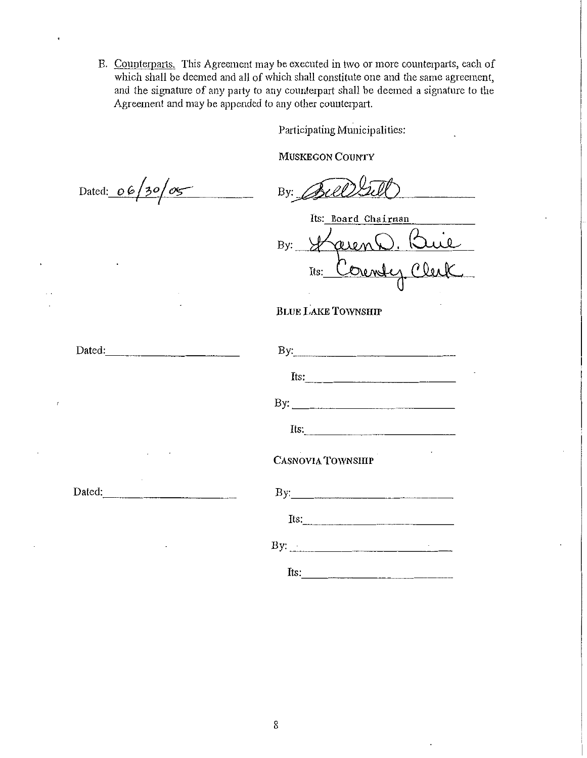E. Counterparts. This Agreement may be executed in two or more counterparts, each of which shall be deemed and all of which shall constitute one and the same agreement, and the signature of any party to any counterpart shall be deemed a signature to the Agreement and may be appended to any other counterpart.

Participating Municipalities:

MUSKEGON COUNTY

Dated: 06/30/05

By: Bill Gill

Its: Board Chairman

By: Karen D. Buie

Its: County Clerk

BLUE LAKE TOWNSHIP

Dated: ____________________

By: ____________________

Its: ____________________

By: ____________________

Its: ____________________

CASNOVIA TOWNSHIP

Dated: ____________________

By: ____________________

Its: ____________________

By: ____________________

Its: ____________________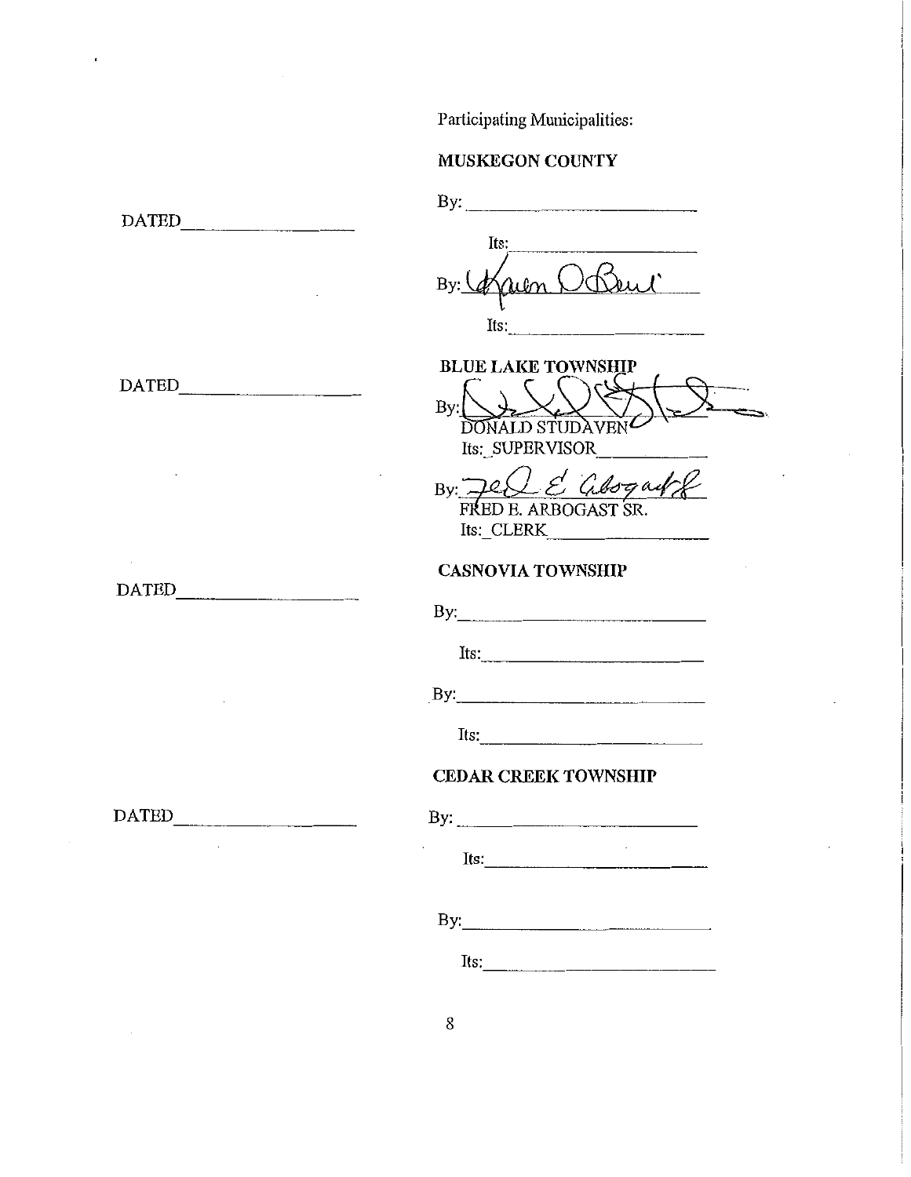Participating Municipalities:

**MUSKEGON COUNTY**

DATED\_\_\_\_\_\_\_\_\_\_\_\_\_\_\_\_

By: \_\_\_\_\_\_\_\_\_\_\_\_\_\_\_\_\_\_\_\_\_\_\_\_

Its: \_\_\_\_\_\_\_\_\_\_\_\_\_\_\_\_\_\_\_\_

By: [signature]

Its: \_\_\_\_\_\_\_\_\_\_\_\_\_\_\_\_\_\_\_\_

**BLUE LAKE TOWNSHIP**

DATED\_\_\_\_\_\_\_\_\_\_\_\_\_\_\_\_

By: [signature]
DONALD STUDAVEN
Its: SUPERVISOR

By: [signature]
FRED E. ARBOGAST SR.
Its: CLERK

**CASNOVIA TOWNSHIP**

DATED\_\_\_\_\_\_\_\_\_\_\_\_\_\_\_\_

By: \_\_\_\_\_\_\_\_\_\_\_\_\_\_\_\_\_\_\_\_\_\_\_\_

Its: \_\_\_\_\_\_\_\_\_\_\_\_\_\_\_\_\_\_\_\_

By: \_\_\_\_\_\_\_\_\_\_\_\_\_\_\_\_\_\_\_\_\_\_\_\_

Its: \_\_\_\_\_\_\_\_\_\_\_\_\_\_\_\_\_\_\_\_

**CEDAR CREEK TOWNSHIP**

DATED\_\_\_\_\_\_\_\_\_\_\_\_\_\_\_\_

By: \_\_\_\_\_\_\_\_\_\_\_\_\_\_\_\_\_\_\_\_\_\_\_\_

Its: \_\_\_\_\_\_\_\_\_\_\_\_\_\_\_\_\_\_\_\_

By: \_\_\_\_\_\_\_\_\_\_\_\_\_\_\_\_\_\_\_\_\_\_\_\_

Its: \_\_\_\_\_\_\_\_\_\_\_\_\_\_\_\_\_\_\_\_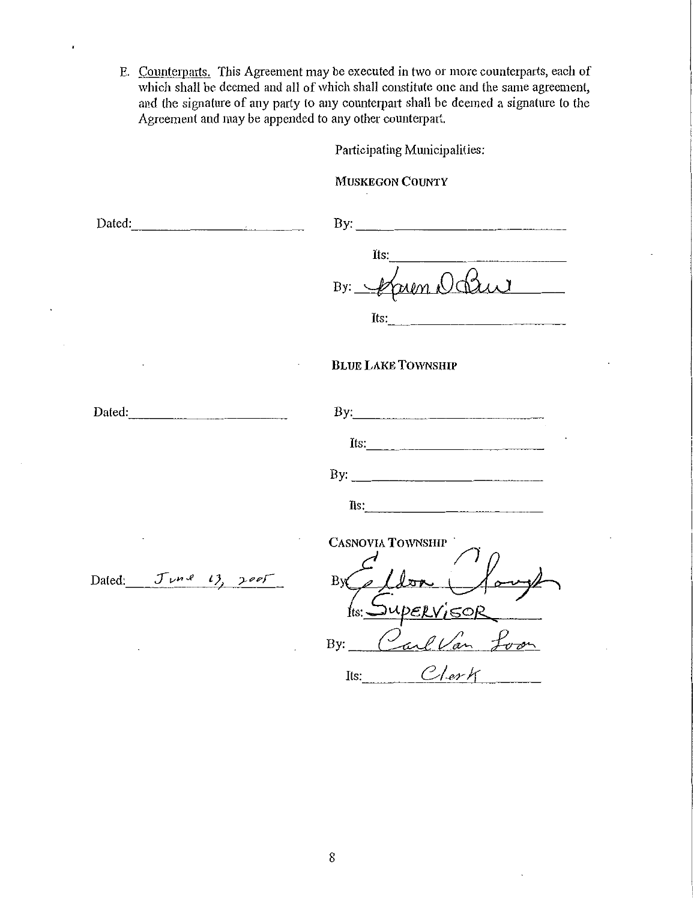E. Counterparts. This Agreement may be executed in two or more counterparts, each of which shall be deemed and all of which shall constitute one and the same agreement, and the signature of any party to any counterpart shall be deemed a signature to the Agreement and may be appended to any other counterpart.

Participating Municipalities:

**MUSKEGON COUNTY**

Dated: ____________________

By: ____________________

Its: ____________________

By: Karen O'Bau

Its: ____________________

**BLUE LAKE TOWNSHIP**

Dated: ____________________

By: ____________________

Its: ____________________

By: ____________________

Its: ____________________

**CASNOVIA TOWNSHIP**

Dated: June 13, 2005

By: Eldon Clary

Its: Supervisor

By: Carl Van Loon

Its: Clerk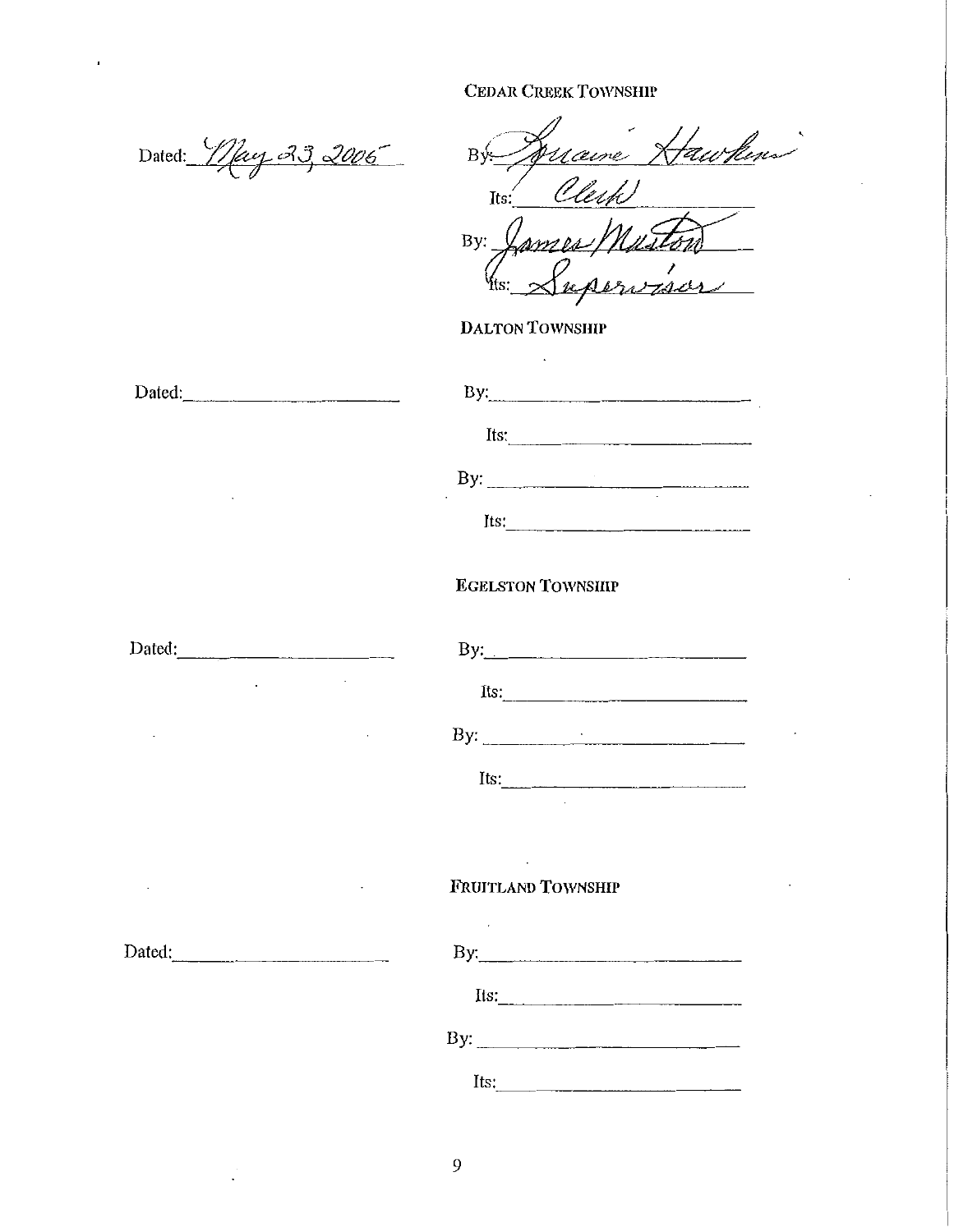**CEDAR CREEK TOWNSHIP**

Dated: May 23, 2006

By: Suzanne Hawkins

Its: Clerk

By: James Maston

Its: Supervisor

**DALTON TOWNSHIP**

Dated: ______________________

By: ______________________

Its: ______________________

By: ______________________

Its: ______________________

**EGELSTON TOWNSHIP**

Dated: ______________________

By: ______________________

Its: ______________________

By: ______________________

Its: ______________________

**FRUITLAND TOWNSHIP**

Dated: ______________________

By: ______________________

Its: ______________________

By: ______________________

Its: ______________________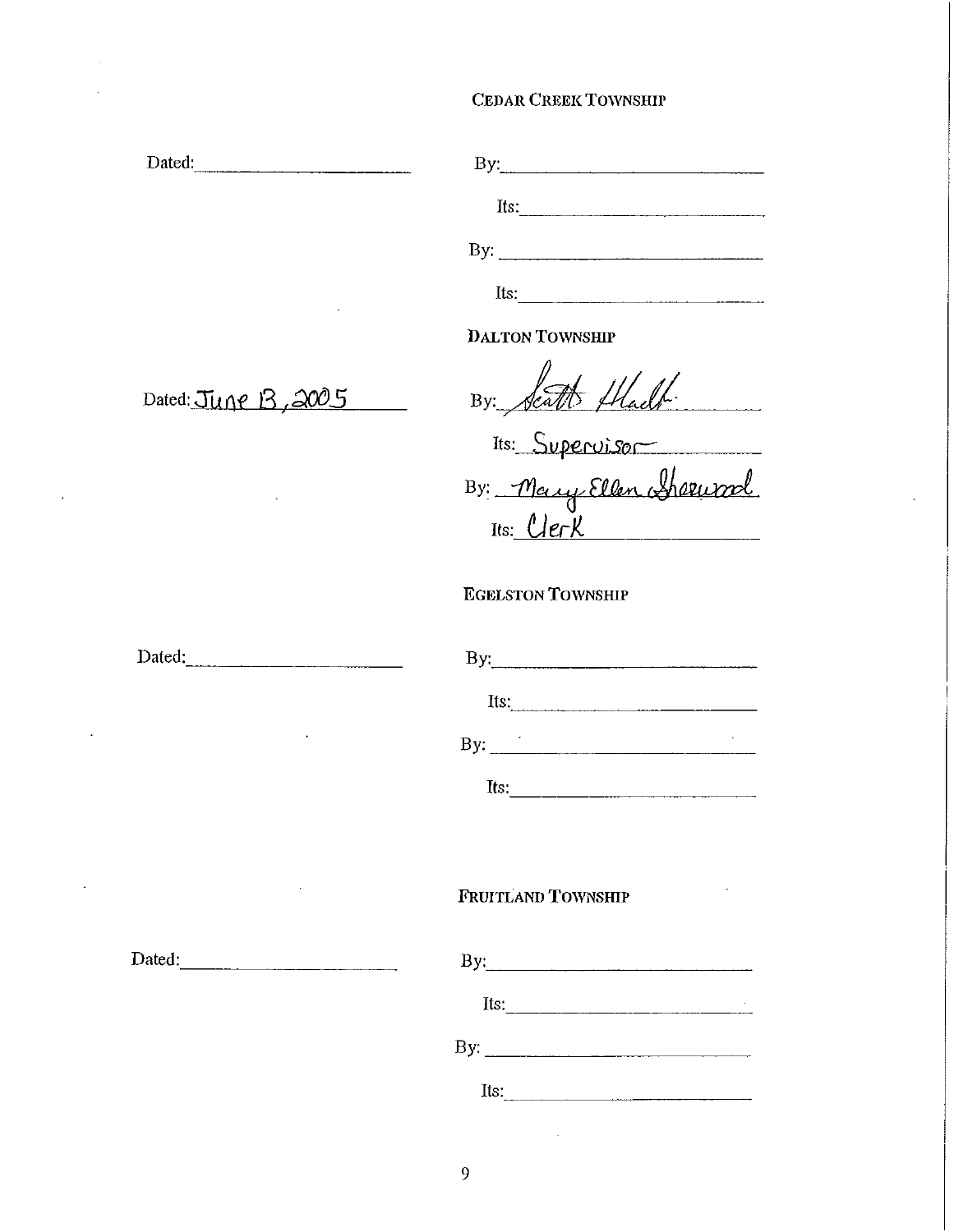**CEDAR CREEK TOWNSHIP**

Dated: ____________________

By: ____________________

Its: ____________________

By: ____________________

Its: ____________________

**DALTON TOWNSHIP**

Dated: June 13, 2005

By: Scott Hladki

Its: Supervisor

By: Mary Ellen Sherwood

Its: Clerk

**EGELSTON TOWNSHIP**

Dated: ____________________

By: ____________________

Its: ____________________

By: ____________________

Its: ____________________

**FRUITLAND TOWNSHIP**

Dated: ____________________

By: ____________________

Its: ____________________

By: ____________________

Its: ____________________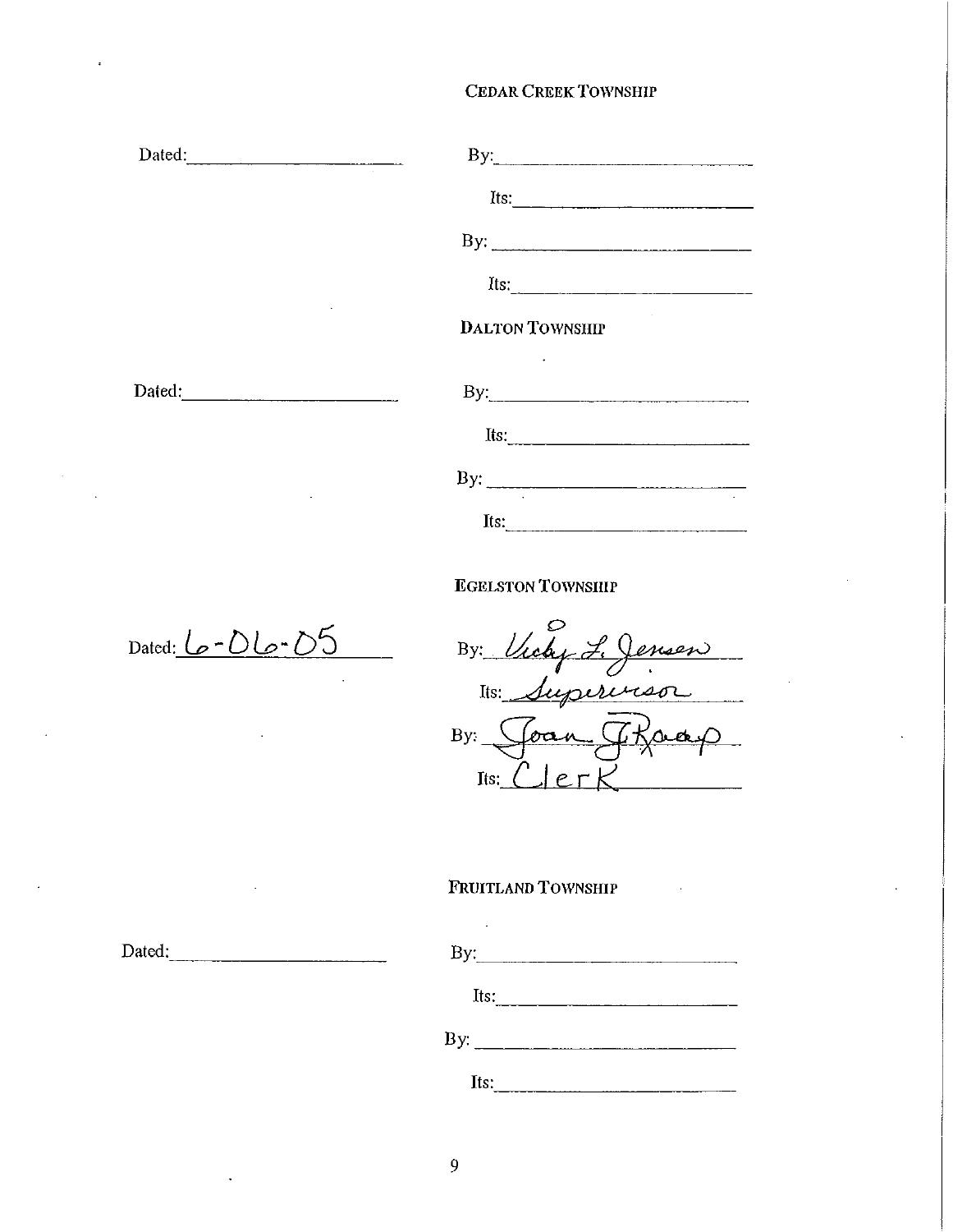**CEDAR CREEK TOWNSHIP**

Dated:______________________ By:__________________________

Its:__________________________

By:__________________________

Its:__________________________

**DALTON TOWNSHIP**

Dated:______________________ By:__________________________

Its:__________________________

By:__________________________

Its:__________________________

**EGELSTON TOWNSHIP**

Dated: 6-06-05 By: Vicky L. Jensen

Its: Supervisor

By: Joan J. Raap

Its: Clerk

**FRUITLAND TOWNSHIP**

Dated:______________________ By:__________________________

Its:__________________________

By:__________________________

Its:__________________________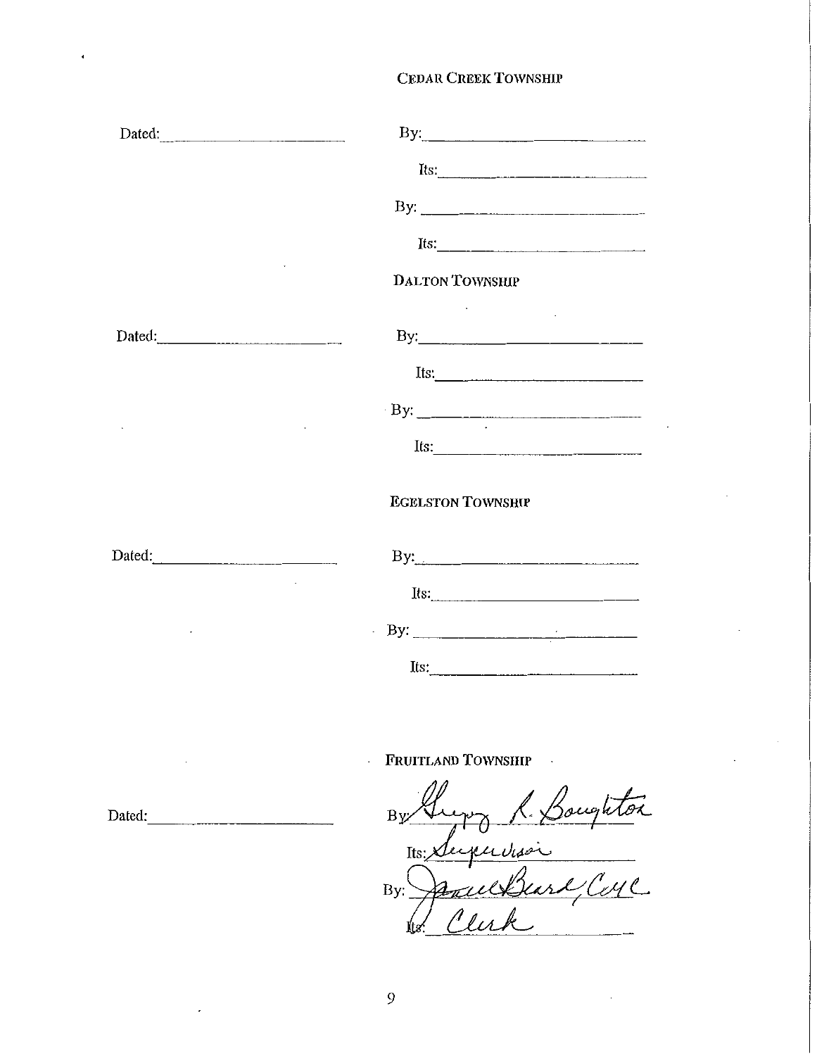**CEDAR CREEK TOWNSHIP**

Dated: ____________________ By: ____________________

Its: ____________________

By: ____________________

Its: ____________________

**DALTON TOWNSHIP**

Dated: ____________________ By: ____________________

Its: ____________________

By: ____________________

Its: ____________________

**EGELSTON TOWNSHIP**

Dated: ____________________ By: ____________________

Its: ____________________

By: ____________________

Its: ____________________

**FRUITLAND TOWNSHIP**

Dated: ____________________ By: *Gregory R. Boughton*

Its: *Supervisor*

By: *Janet Beard, CMC*

Its: *Clerk*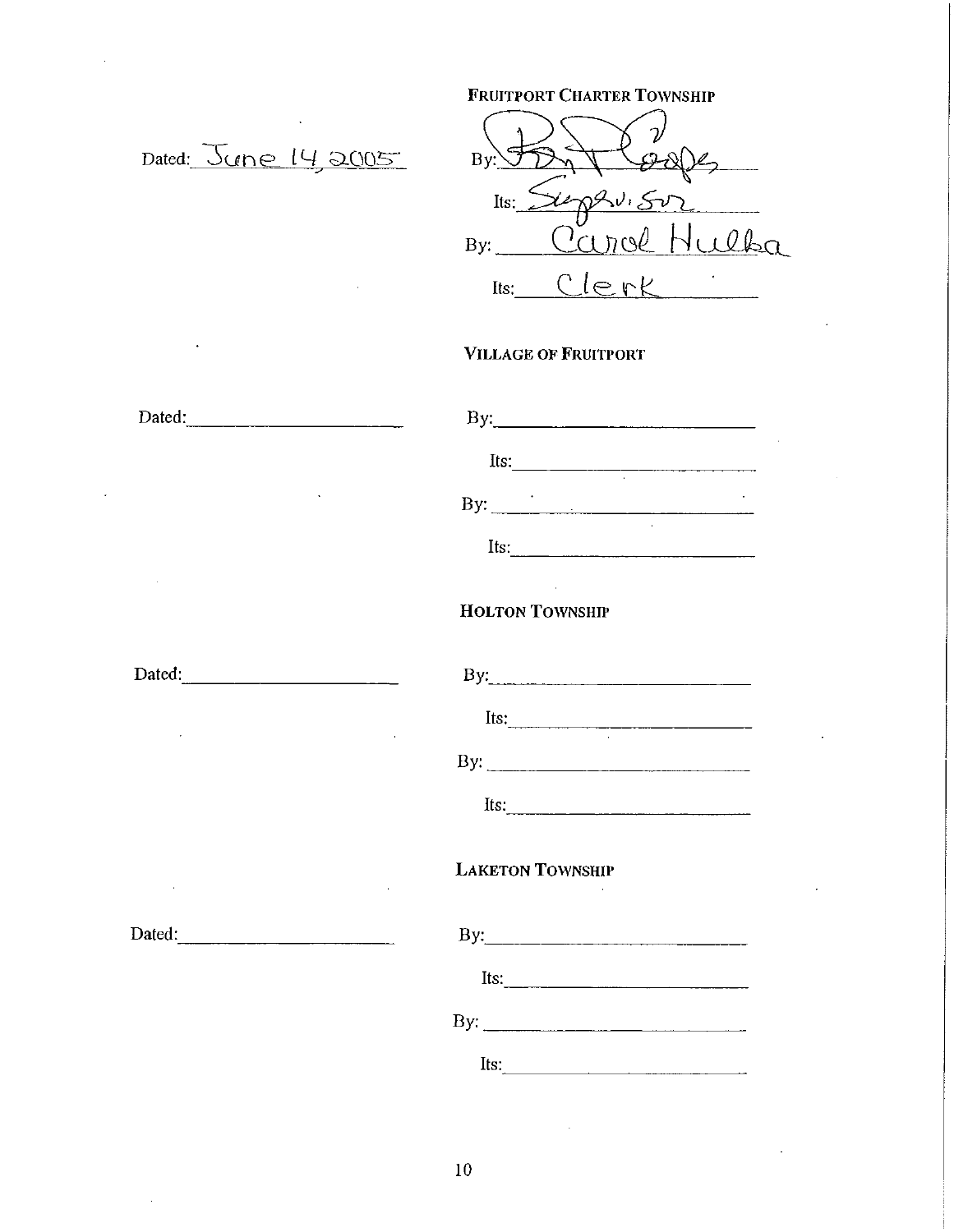**FRUITPORT CHARTER TOWNSHIP**

Dated: June 14, 2005

By: Ron Cooper

Its: Supervisor

By: Carol Hulka

Its: Clerk

**VILLAGE OF FRUITPORT**

Dated: ______________________

By: ______________________

Its: ______________________

By: ______________________

Its: ______________________

**HOLTON TOWNSHIP**

Dated: ______________________

By: ______________________

Its: ______________________

By: ______________________

Its: ______________________

**LAKETON TOWNSHIP**

Dated: ______________________

By: ______________________

Its: ______________________

By: ______________________

Its: ______________________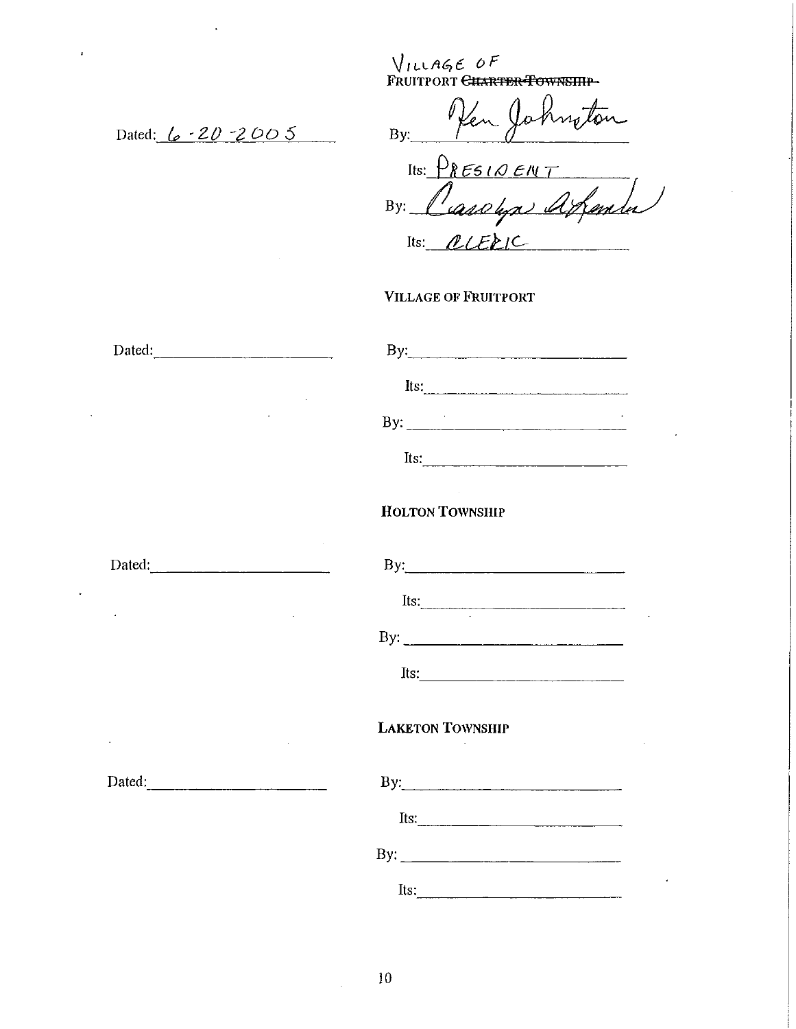VILLAGE OF
FRUITPORT ~~CHARTER TOWNSHIP~~

Dated: 6-20-2005

By: Ken Johnston

Its: PRESIDENT

By: Carolyn Arendt

Its: CLERK

**VILLAGE OF FRUITPORT**

Dated:______________________

By:______________________

Its:______________________

By:______________________

Its:______________________

**HOLTON TOWNSHIP**

Dated:______________________

By:______________________

Its:______________________

By:______________________

Its:______________________

**LAKETON TOWNSHIP**

Dated:______________________

By:______________________

Its:______________________

By:______________________

Its:______________________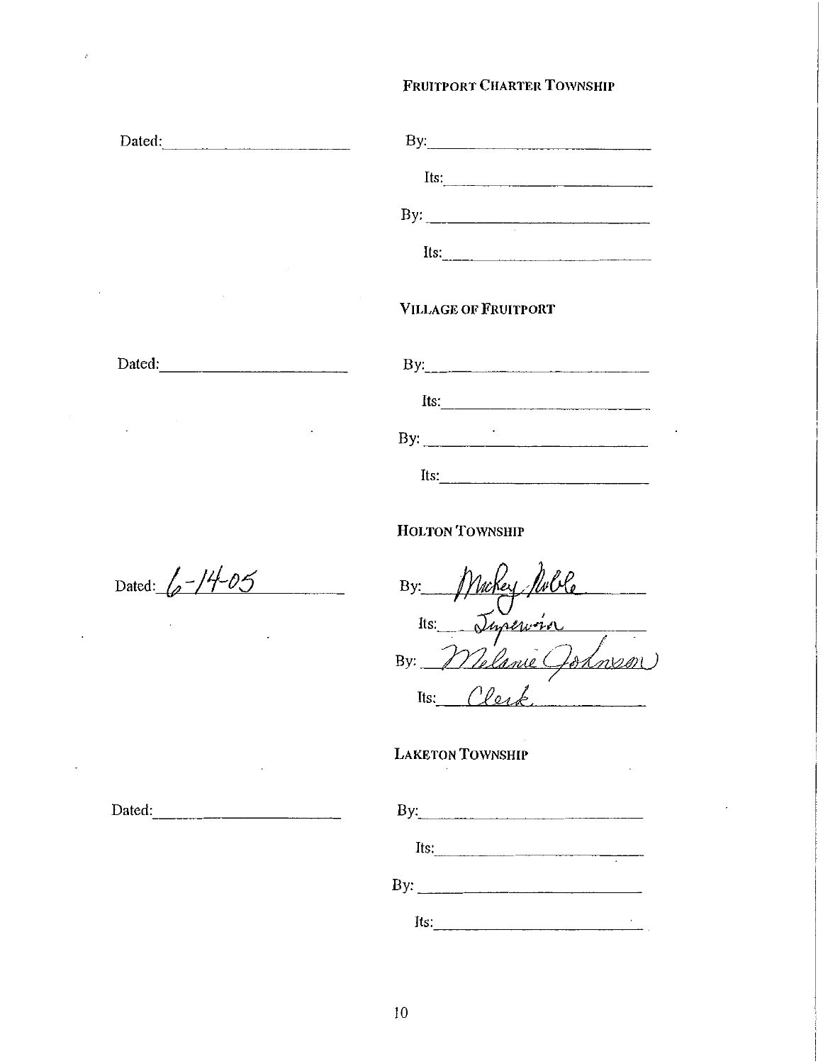**FRUITPORT CHARTER TOWNSHIP**

Dated: ____________________

By: ____________________

Its: ____________________

By: ____________________

Its: ____________________

**VILLAGE OF FRUITPORT**

Dated: ____________________

By: ____________________

Its: ____________________

By: ____________________

Its: ____________________

**HOLTON TOWNSHIP**

Dated: 6-14-05

By: Mickey Noble

Its: Supervisor

By: Melanie Johnson

Its: Clerk

**LAKETON TOWNSHIP**

Dated: ____________________

By: ____________________

Its: ____________________

By: ____________________

Its: ____________________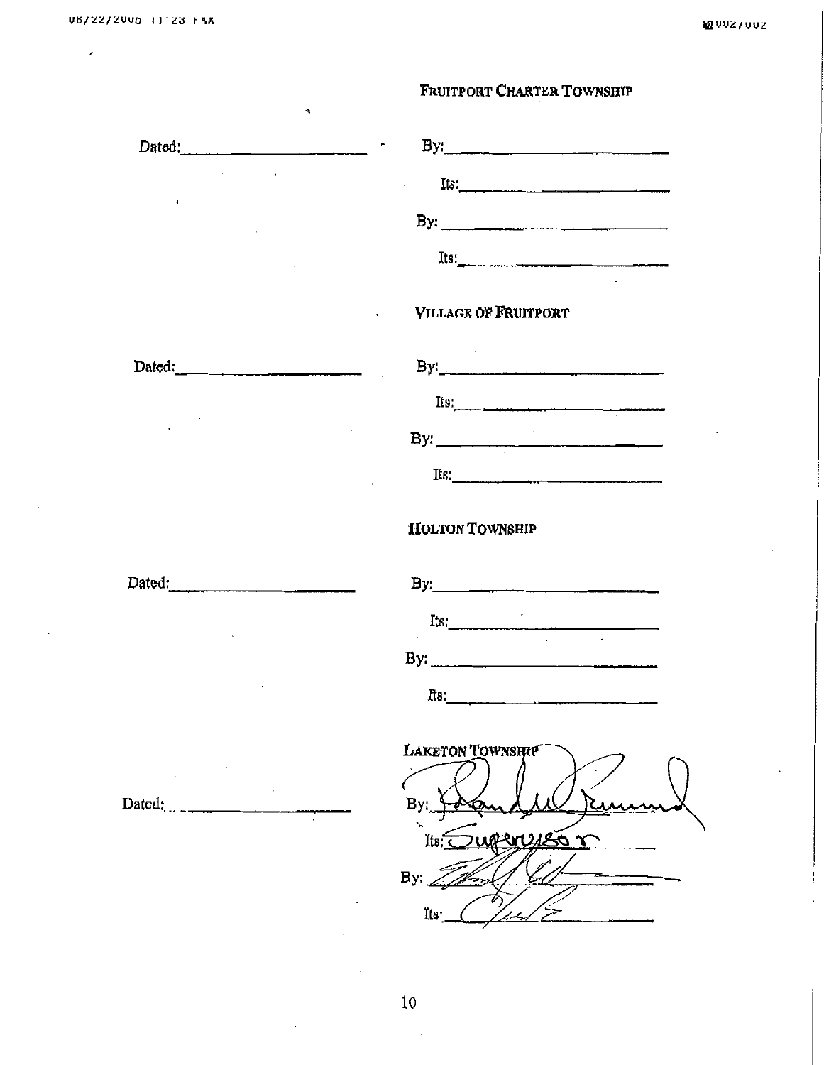**FRUITPORT CHARTER TOWNSHIP**

Dated:\_\_\_\_\_\_\_\_\_\_\_\_\_\_\_\_\_\_\_\_ By:\_\_\_\_\_\_\_\_\_\_\_\_\_\_\_\_\_\_\_\_

Its:\_\_\_\_\_\_\_\_\_\_\_\_\_\_\_\_\_\_\_\_

By:\_\_\_\_\_\_\_\_\_\_\_\_\_\_\_\_\_\_\_\_

Its:\_\_\_\_\_\_\_\_\_\_\_\_\_\_\_\_\_\_\_\_

**VILLAGE OF FRUITPORT**

Dated:\_\_\_\_\_\_\_\_\_\_\_\_\_\_\_\_\_\_\_\_ By:\_\_\_\_\_\_\_\_\_\_\_\_\_\_\_\_\_\_\_\_

Its:\_\_\_\_\_\_\_\_\_\_\_\_\_\_\_\_\_\_\_\_

By:\_\_\_\_\_\_\_\_\_\_\_\_\_\_\_\_\_\_\_\_

Its:\_\_\_\_\_\_\_\_\_\_\_\_\_\_\_\_\_\_\_\_

**HOLTON TOWNSHIP**

Dated:\_\_\_\_\_\_\_\_\_\_\_\_\_\_\_\_\_\_\_\_ By:\_\_\_\_\_\_\_\_\_\_\_\_\_\_\_\_\_\_\_\_

Its:\_\_\_\_\_\_\_\_\_\_\_\_\_\_\_\_\_\_\_\_

By:\_\_\_\_\_\_\_\_\_\_\_\_\_\_\_\_\_\_\_\_

Its:\_\_\_\_\_\_\_\_\_\_\_\_\_\_\_\_\_\_\_\_

**LAKETON TOWNSHIP**

Dated:\_\_\_\_\_\_\_\_\_\_\_\_\_\_\_\_\_\_\_\_ By: [signature]

Its: Supervisor

By: [signature]

Its: Clerk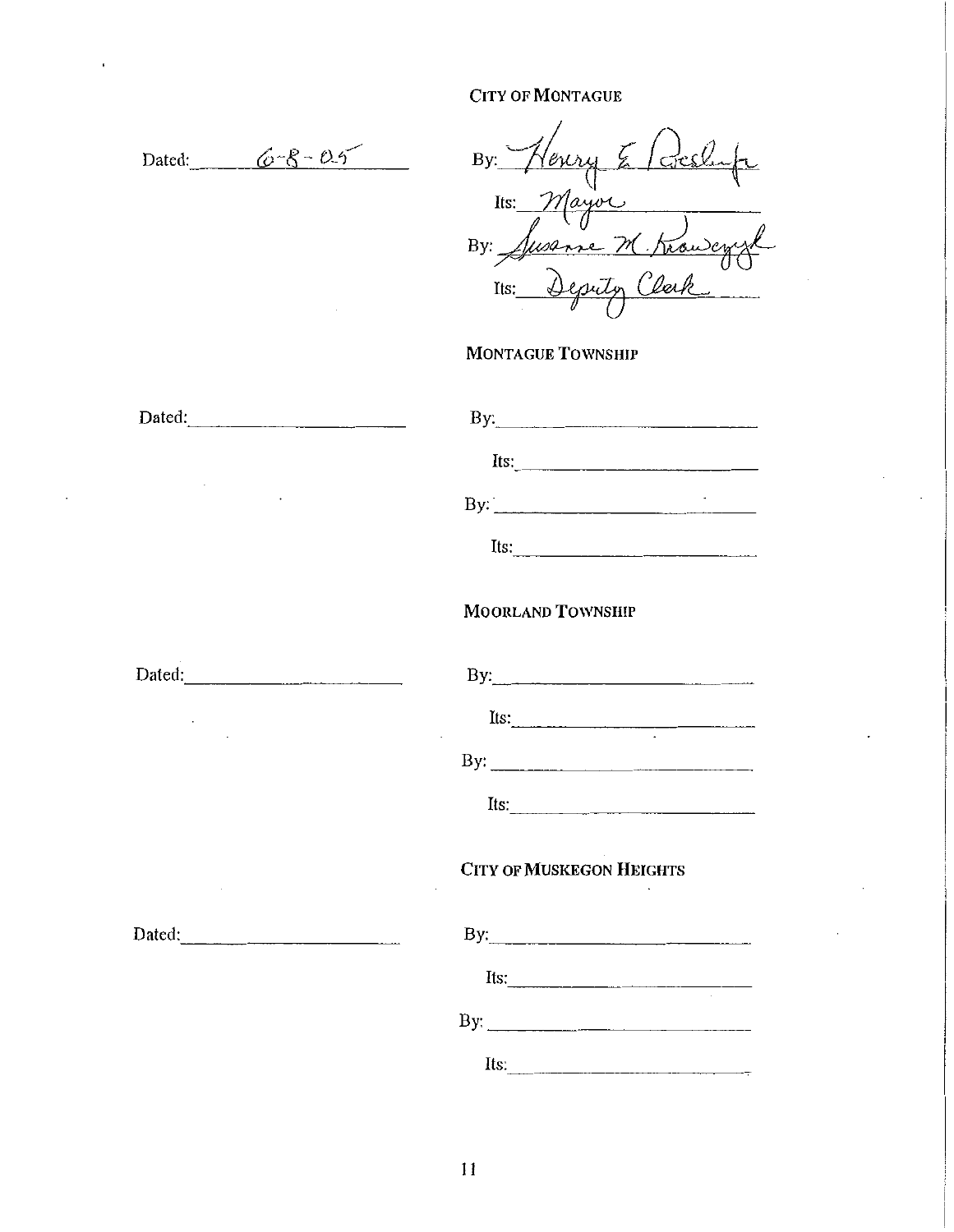**CITY OF MONTAGUE**

Dated: 6-8-05

By: Henry E. Roesler Jr.

Its: Mayor

By: Susanne M. Krawczyk

Its: Deputy Clerk

**MONTAGUE TOWNSHIP**

Dated: ______________________

By: ______________________

Its: ______________________

By: ______________________

Its: ______________________

**MOORLAND TOWNSHIP**

Dated: ______________________

By: ______________________

Its: ______________________

By: ______________________

Its: ______________________

**CITY OF MUSKEGON HEIGHTS**

Dated: ______________________

By: ______________________

Its: ______________________

By: ______________________

Its: ______________________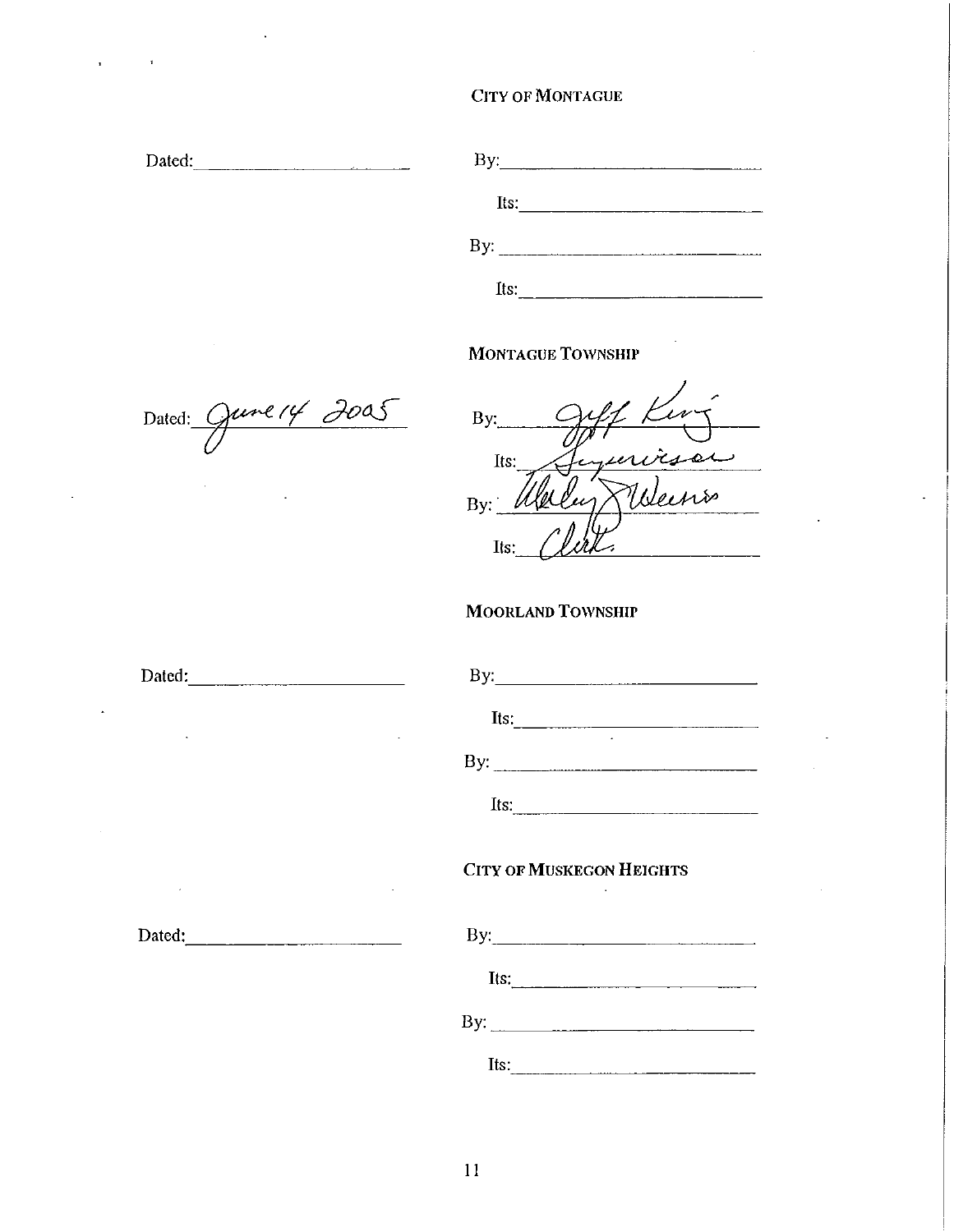**CITY OF MONTAGUE**

Dated: ______________________

By: ______________________

Its: ______________________

By: ______________________

Its: ______________________

**MONTAGUE TOWNSHIP**

Dated: June 14 2005

By: Jeff King

Its: Supervisor

By: Wesley Weeks

Its: Clerk

**MOORLAND TOWNSHIP**

Dated: ______________________

By: ______________________

Its: ______________________

By: ______________________

Its: ______________________

**CITY OF MUSKEGON HEIGHTS**

Dated: ______________________

By: ______________________

Its: ______________________

By: ______________________

Its: ______________________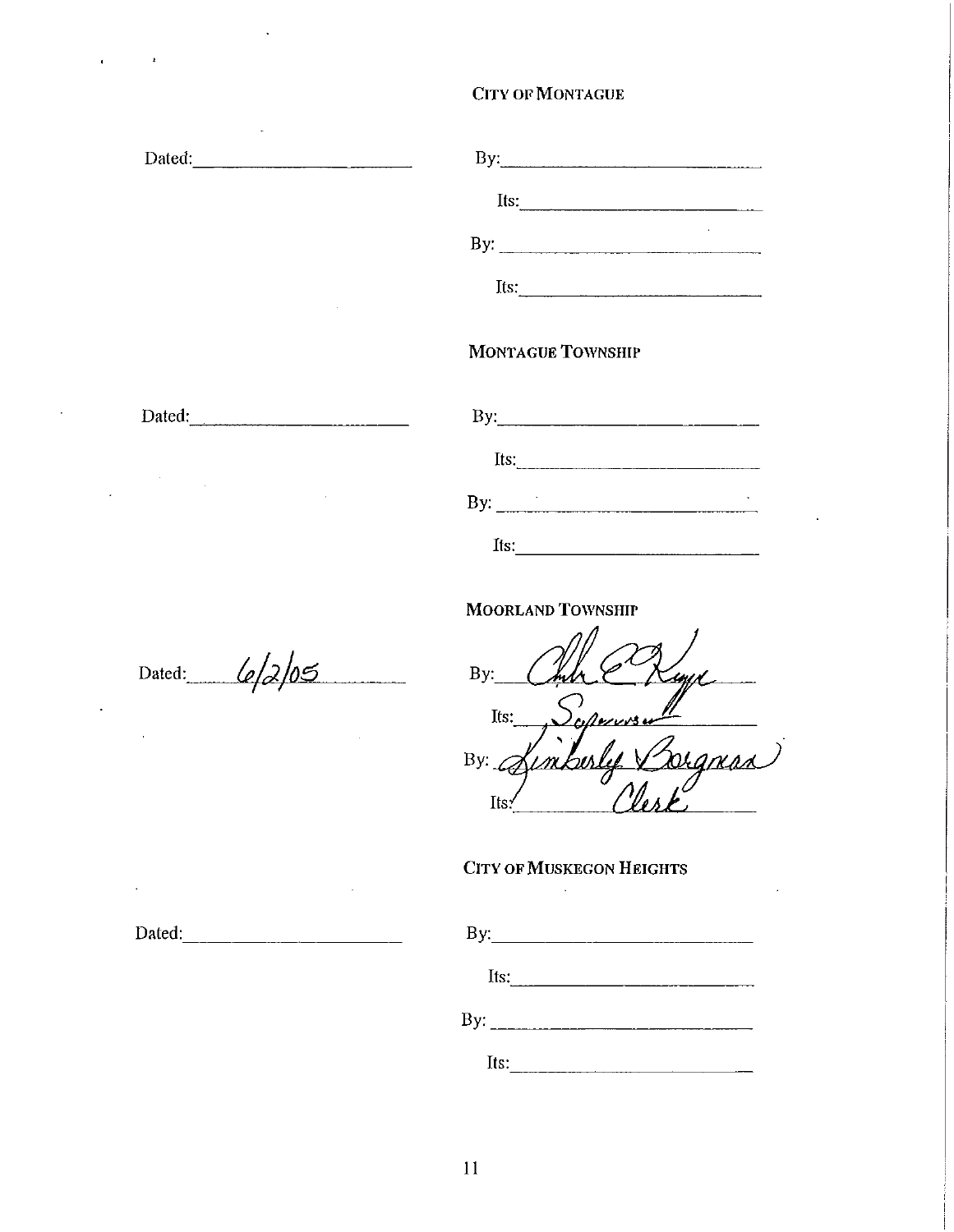**CITY OF MONTAGUE**

Dated:\_\_\_\_\_\_\_\_\_\_\_\_\_\_\_\_\_\_\_\_

By:\_\_\_\_\_\_\_\_\_\_\_\_\_\_\_\_\_\_\_\_

Its:\_\_\_\_\_\_\_\_\_\_\_\_\_\_\_\_\_\_\_\_

By:\_\_\_\_\_\_\_\_\_\_\_\_\_\_\_\_\_\_\_\_

Its:\_\_\_\_\_\_\_\_\_\_\_\_\_\_\_\_\_\_\_\_

**MONTAGUE TOWNSHIP**

Dated:\_\_\_\_\_\_\_\_\_\_\_\_\_\_\_\_\_\_\_\_

By:\_\_\_\_\_\_\_\_\_\_\_\_\_\_\_\_\_\_\_\_

Its:\_\_\_\_\_\_\_\_\_\_\_\_\_\_\_\_\_\_\_\_

By:\_\_\_\_\_\_\_\_\_\_\_\_\_\_\_\_\_\_\_\_

Its:\_\_\_\_\_\_\_\_\_\_\_\_\_\_\_\_\_\_\_\_

**MOORLAND TOWNSHIP**

Dated: 6/2/05

By: [signature]

Its: Supervisor

By: Kimberly Borgman

Its: Clerk

**CITY OF MUSKEGON HEIGHTS**

Dated:\_\_\_\_\_\_\_\_\_\_\_\_\_\_\_\_\_\_\_\_

By:\_\_\_\_\_\_\_\_\_\_\_\_\_\_\_\_\_\_\_\_

Its:\_\_\_\_\_\_\_\_\_\_\_\_\_\_\_\_\_\_\_\_

By:\_\_\_\_\_\_\_\_\_\_\_\_\_\_\_\_\_\_\_\_

Its:\_\_\_\_\_\_\_\_\_\_\_\_\_\_\_\_\_\_\_\_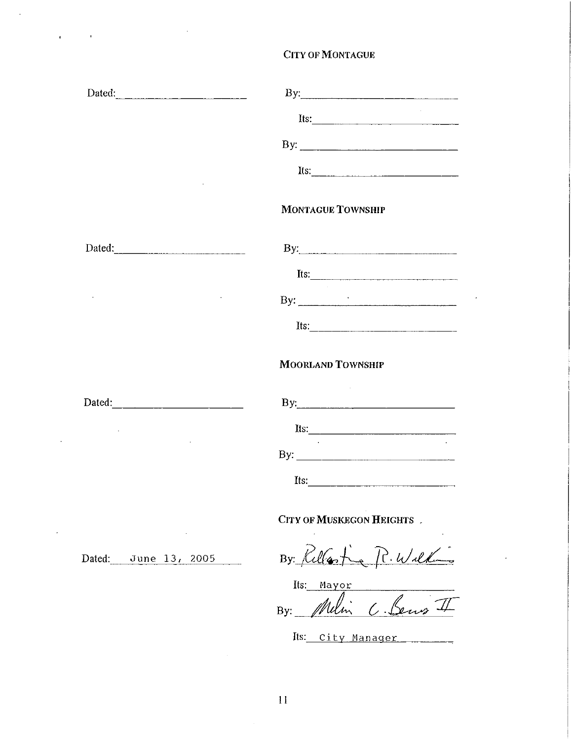**CITY OF MONTAGUE**

Dated:______________________

By:_________________________

Its:_________________________

By:_________________________

Its:_________________________

**MONTAGUE TOWNSHIP**

Dated:______________________

By:_________________________

Its:_________________________

By:_________________________

Its:_________________________

**MOORLAND TOWNSHIP**

Dated:______________________

By:_________________________

Its:_________________________

By:_________________________

Its:_________________________

**CITY OF MUSKEGON HEIGHTS**

Dated: June 13, 2005

By: *[signature]*

Its: Mayor

By: *[signature]*

Its: City Manager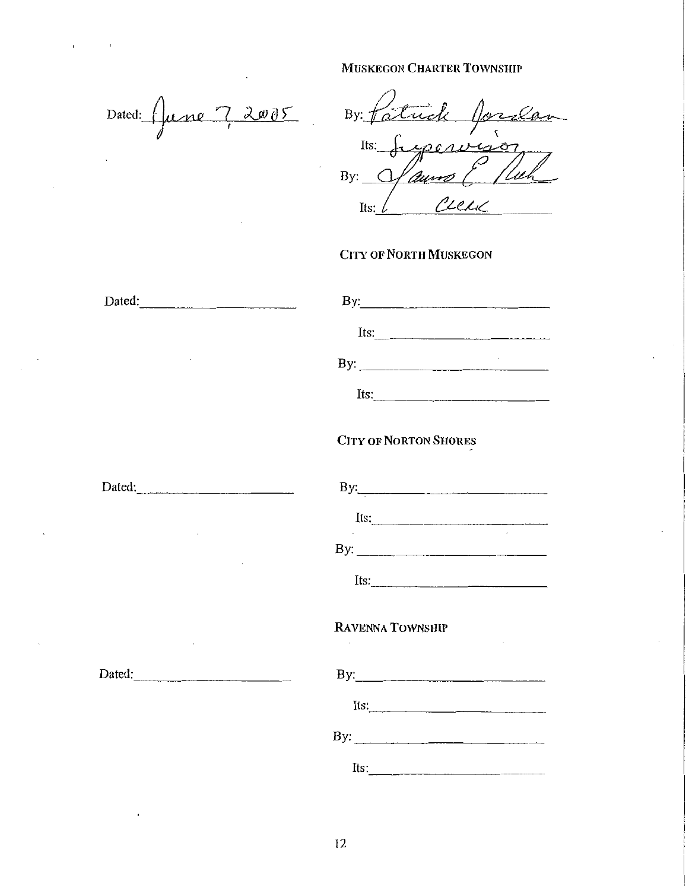**MUSKEGON CHARTER TOWNSHIP**

Dated: June 7, 2005

By: Patrick Jordan

Its: Supervisor

By: James E. Ruh

Its: Clerk

**CITY OF NORTH MUSKEGON**

Dated: ______________________

By: ______________________

Its: ______________________

By: ______________________

Its: ______________________

**CITY OF NORTON SHORES**

Dated: ______________________

By: ______________________

Its: ______________________

By: ______________________

Its: ______________________

**RAVENNA TOWNSHIP**

Dated: ______________________

By: ______________________

Its: ______________________

By: ______________________

Its: ______________________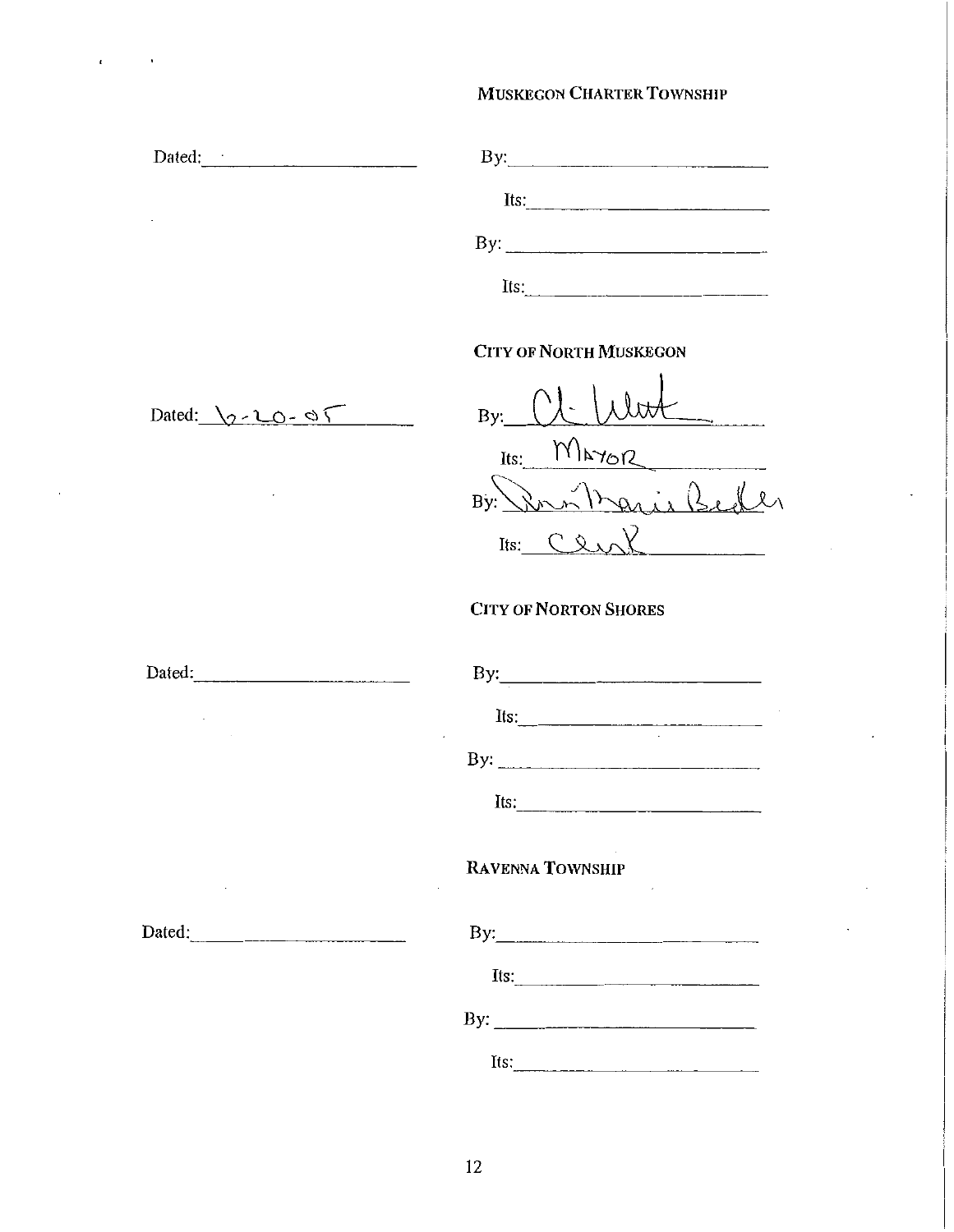**MUSKEGON CHARTER TOWNSHIP**

Dated: ____________________

By: ____________________

Its: ____________________

By: ____________________

Its: ____________________

**CITY OF NORTH MUSKEGON**

Dated: 6-20-05

By: [signature]

Its: MAYOR

By: [signature]

Its: Clerk

**CITY OF NORTON SHORES**

Dated: ____________________

By: ____________________

Its: ____________________

By: ____________________

Its: ____________________

**RAVENNA TOWNSHIP**

Dated: ____________________

By: ____________________

Its: ____________________

By: ____________________

Its: ____________________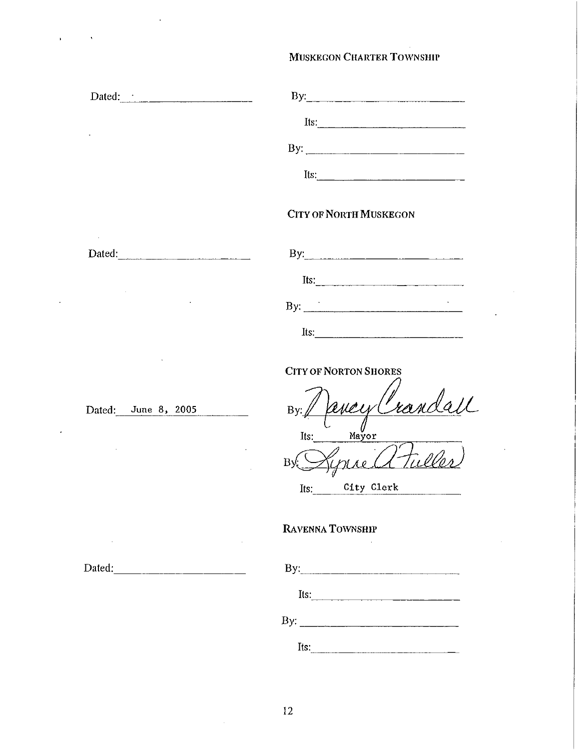**MUSKEGON CHARTER TOWNSHIP**

Dated: ____________________

By: ____________________

Its: ____________________

By: ____________________

Its: ____________________

**CITY OF NORTH MUSKEGON**

Dated: ____________________

By: ____________________

Its: ____________________

By: ____________________

Its: ____________________

**CITY OF NORTON SHORES**

Dated: June 8, 2005

By: Nancy Crandall

Its: Mayor

By: Lynne A. Fuller

Its: City Clerk

**RAVENNA TOWNSHIP**

Dated: ____________________

By: ____________________

Its: ____________________

By: ____________________

Its: ____________________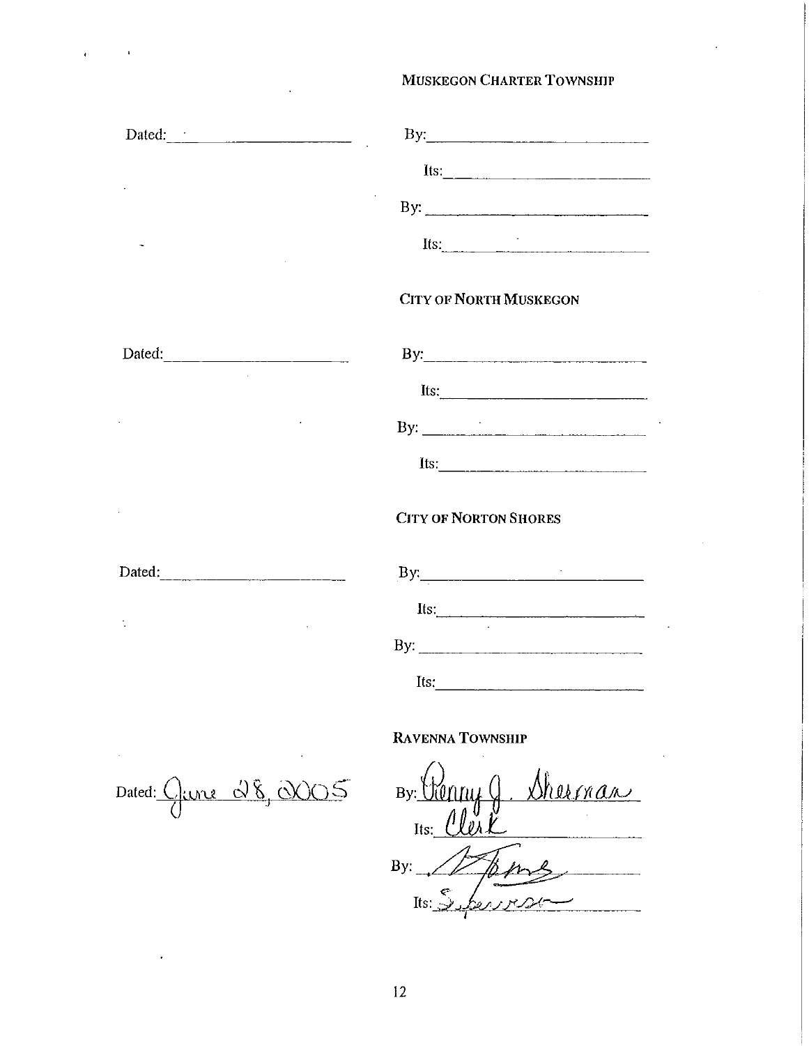**MUSKEGON CHARTER TOWNSHIP**

Dated: ______________________ By: ______________________

Its: ______________________

By: ______________________

Its: ______________________

**CITY OF NORTH MUSKEGON**

Dated: ______________________ By: ______________________

Its: ______________________

By: ______________________

Its: ______________________

**CITY OF NORTON SHORES**

Dated: ______________________ By: ______________________

Its: ______________________

By: ______________________

Its: ______________________

**RAVENNA TOWNSHIP**

Dated: June 28, 2005 By: Penny J. Sherman

Its: Clerk

By: [signature]

Its: Supervisor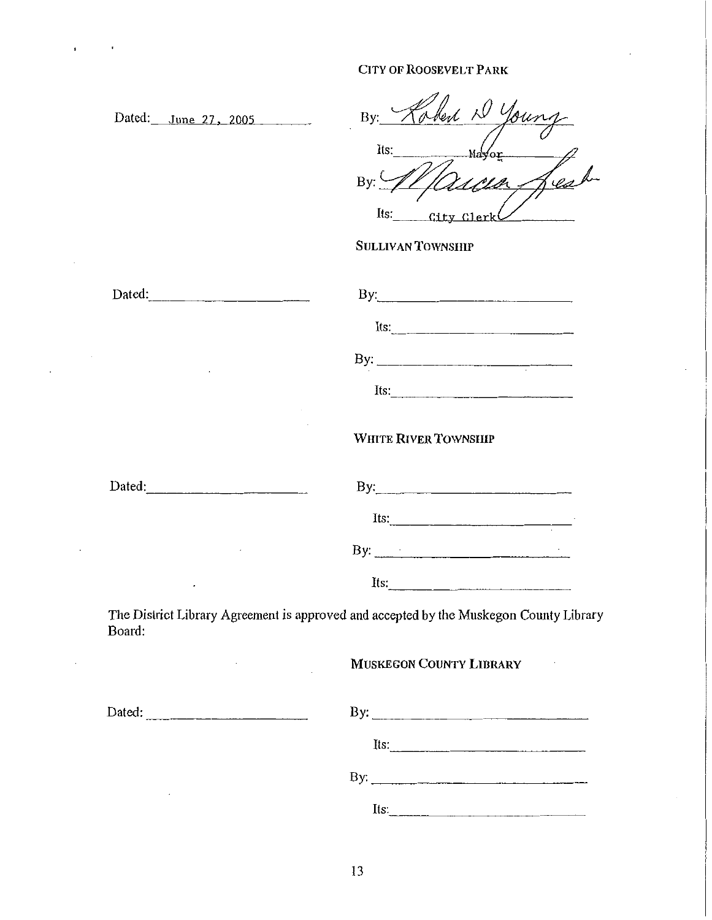CITY OF ROOSEVELT PARK

Dated: June 27, 2005

By: Robert D Young

Its: Mayor

By: Marcia Fresh

Its: City Clerk

SULLIVAN TOWNSHIP

Dated: ______________________

By: ______________________

Its: ______________________

By: ______________________

Its: ______________________

WHITE RIVER TOWNSHIP

Dated: ______________________

By: ______________________

Its: ______________________

By: ______________________

Its: ______________________

The District Library Agreement is approved and accepted by the Muskegon County Library Board:

MUSKEGON COUNTY LIBRARY

Dated: ______________________

By: ______________________

Its: ______________________

By: ______________________

Its: ______________________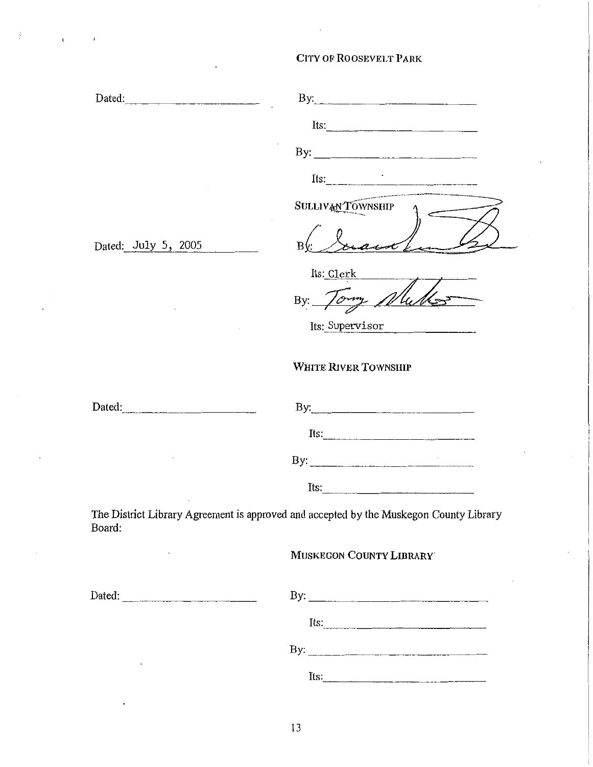CITY OF ROOSEVELT PARK

Dated: ______________________ By: ______________________

Its: ______________________

By: ______________________

Its: ______________________

SULLIVAN TOWNSHIP

Dated: July 5, 2005 By: ______________________

Its: Clerk

By: ______________________

Its: Supervisor

WHITE RIVER TOWNSHIP

Dated: ______________________ By: ______________________

Its: ______________________

By: ______________________

Its: ______________________

The District Library Agreement is approved and accepted by the Muskegon County Library Board:

MUSKEGON COUNTY LIBRARY

Dated: ______________________ By: ______________________

Its: ______________________

By: ______________________

Its: ______________________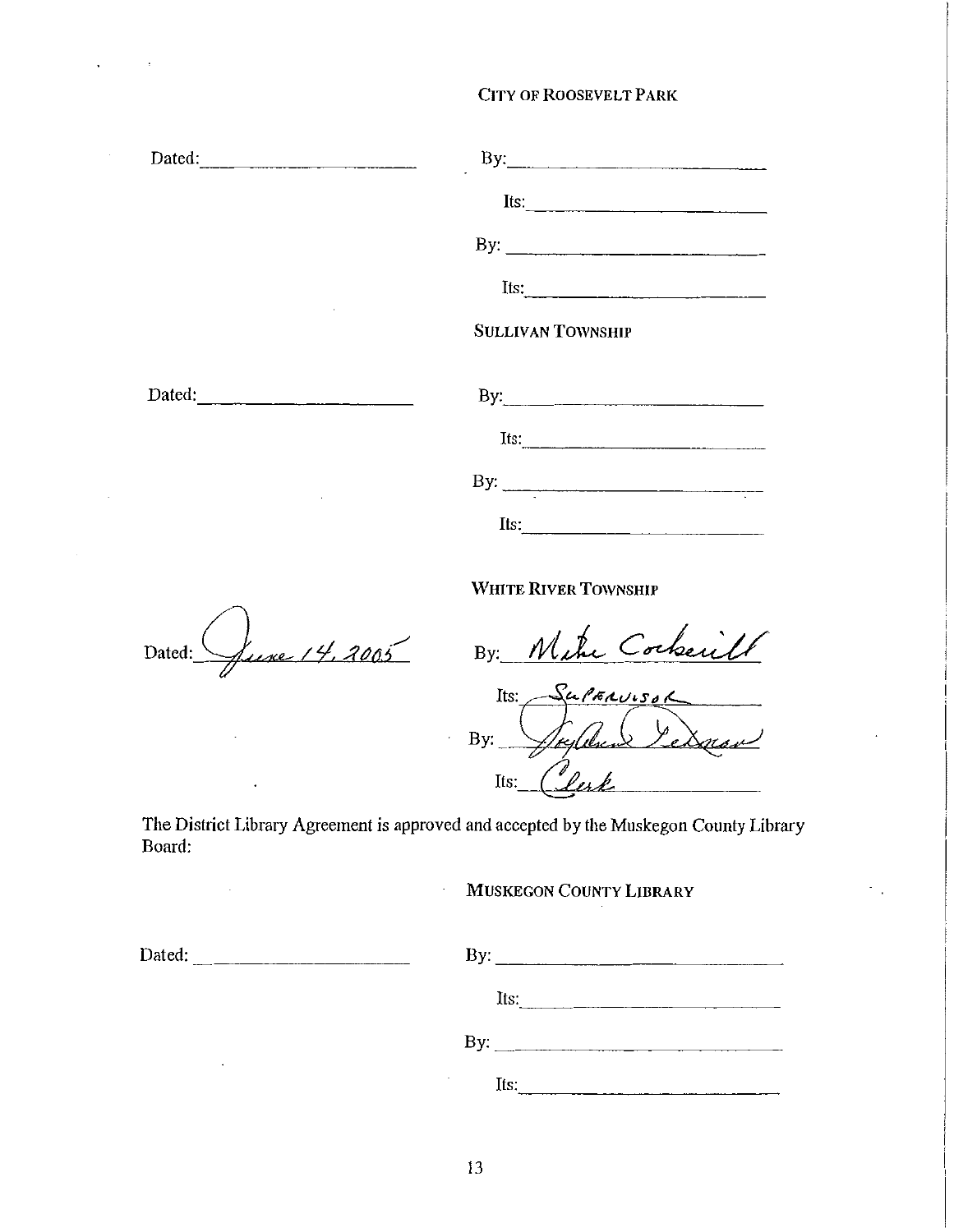**CITY OF ROOSEVELT PARK**

Dated: ______________________ By: ______________________

Its: ______________________

By: ______________________

Its: ______________________

**SULLIVAN TOWNSHIP**

Dated: ______________________ By: ______________________

Its: ______________________

By: ______________________

Its: ______________________

**WHITE RIVER TOWNSHIP**

Dated: June 14, 2005 By: Mike Cockerill

Its: Supervisor

By: Jaylene Lehman

Its: Clerk

The District Library Agreement is approved and accepted by the Muskegon County Library Board:

**MUSKEGON COUNTY LIBRARY**

Dated: ______________________ By: ______________________

Its: ______________________

By: ______________________

Its: ______________________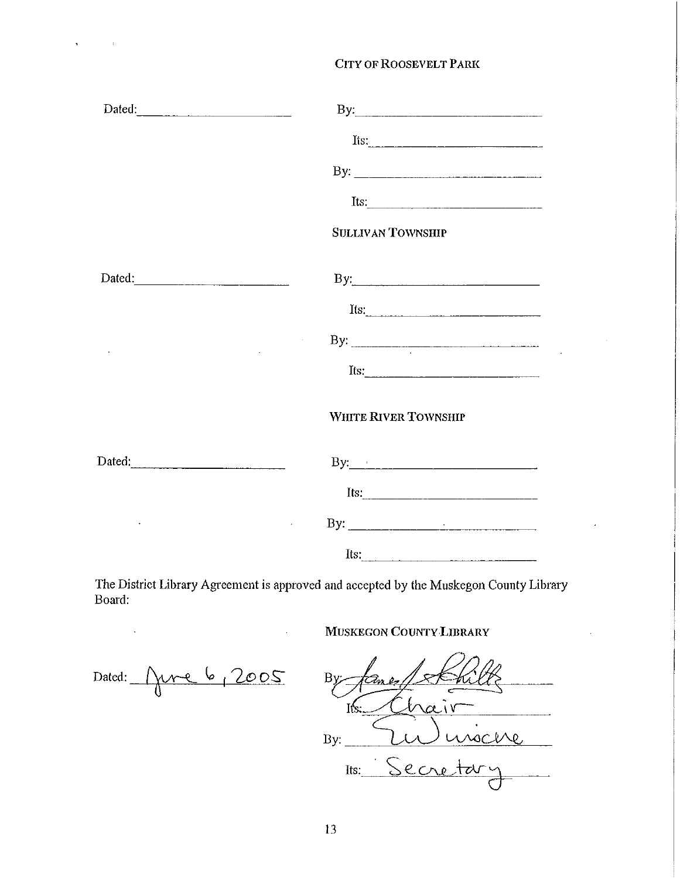**CITY OF ROOSEVELT PARK**

Dated:\_\_\_\_\_\_\_\_\_\_\_\_\_\_\_\_\_\_\_\_

By:\_\_\_\_\_\_\_\_\_\_\_\_\_\_\_\_\_\_\_\_

Its:\_\_\_\_\_\_\_\_\_\_\_\_\_\_\_\_\_\_\_\_

By:\_\_\_\_\_\_\_\_\_\_\_\_\_\_\_\_\_\_\_\_

Its:\_\_\_\_\_\_\_\_\_\_\_\_\_\_\_\_\_\_\_\_

**SULLIVAN TOWNSHIP**

Dated:\_\_\_\_\_\_\_\_\_\_\_\_\_\_\_\_\_\_\_\_

By:\_\_\_\_\_\_\_\_\_\_\_\_\_\_\_\_\_\_\_\_

Its:\_\_\_\_\_\_\_\_\_\_\_\_\_\_\_\_\_\_\_\_

By:\_\_\_\_\_\_\_\_\_\_\_\_\_\_\_\_\_\_\_\_

Its:\_\_\_\_\_\_\_\_\_\_\_\_\_\_\_\_\_\_\_\_

**WHITE RIVER TOWNSHIP**

Dated:\_\_\_\_\_\_\_\_\_\_\_\_\_\_\_\_\_\_\_\_

By:\_\_\_\_\_\_\_\_\_\_\_\_\_\_\_\_\_\_\_\_

Its:\_\_\_\_\_\_\_\_\_\_\_\_\_\_\_\_\_\_\_\_

By:\_\_\_\_\_\_\_\_\_\_\_\_\_\_\_\_\_\_\_\_

Its:\_\_\_\_\_\_\_\_\_\_\_\_\_\_\_\_\_\_\_\_

The District Library Agreement is approved and accepted by the Muskegon County Library Board:

**MUSKEGON COUNTY LIBRARY**

Dated: June 6, 2005

By: James Schilly

Its: Chair

By: Lu Wische

Its: Secretary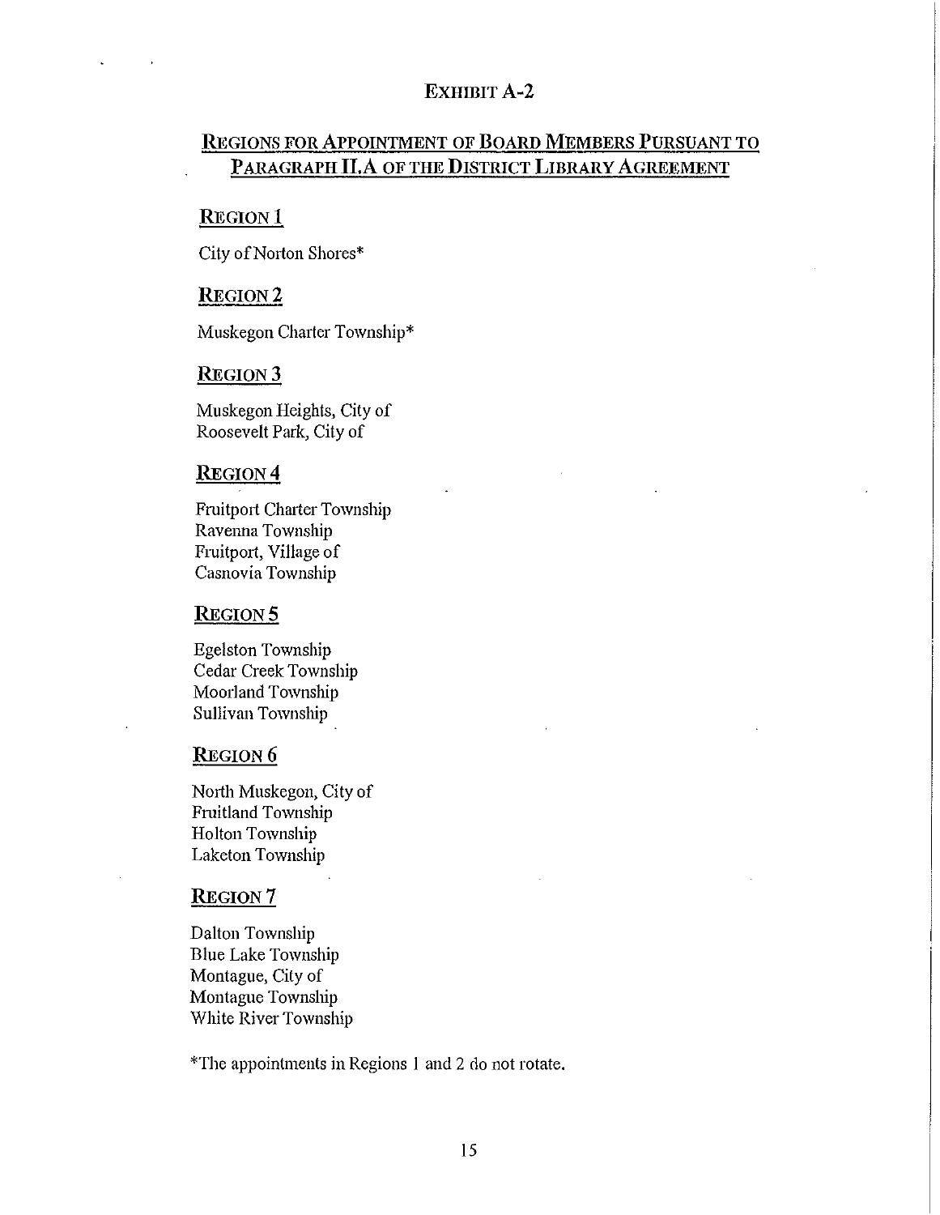# EXHIBIT A-2

## REGIONS FOR APPOINTMENT OF BOARD MEMBERS PURSUANT TO PARAGRAPH II.A OF THE DISTRICT LIBRARY AGREEMENT

### REGION 1

City of Norton Shores*

### REGION 2

Muskegon Charter Township*

### REGION 3

Muskegon Heights, City of
Roosevelt Park, City of

### REGION 4

Fruitport Charter Township
Ravenna Township
Fruitport, Village of
Casnovia Township

### REGION 5

Egelston Township
Cedar Creek Township
Moorland Township
Sullivan Township

### REGION 6

North Muskegon, City of
Fruitland Township
Holton Township
Laketon Township

### REGION 7

Dalton Township
Blue Lake Township
Montague, City of
Montague Township
White River Township

*The appointments in Regions 1 and 2 do not rotate.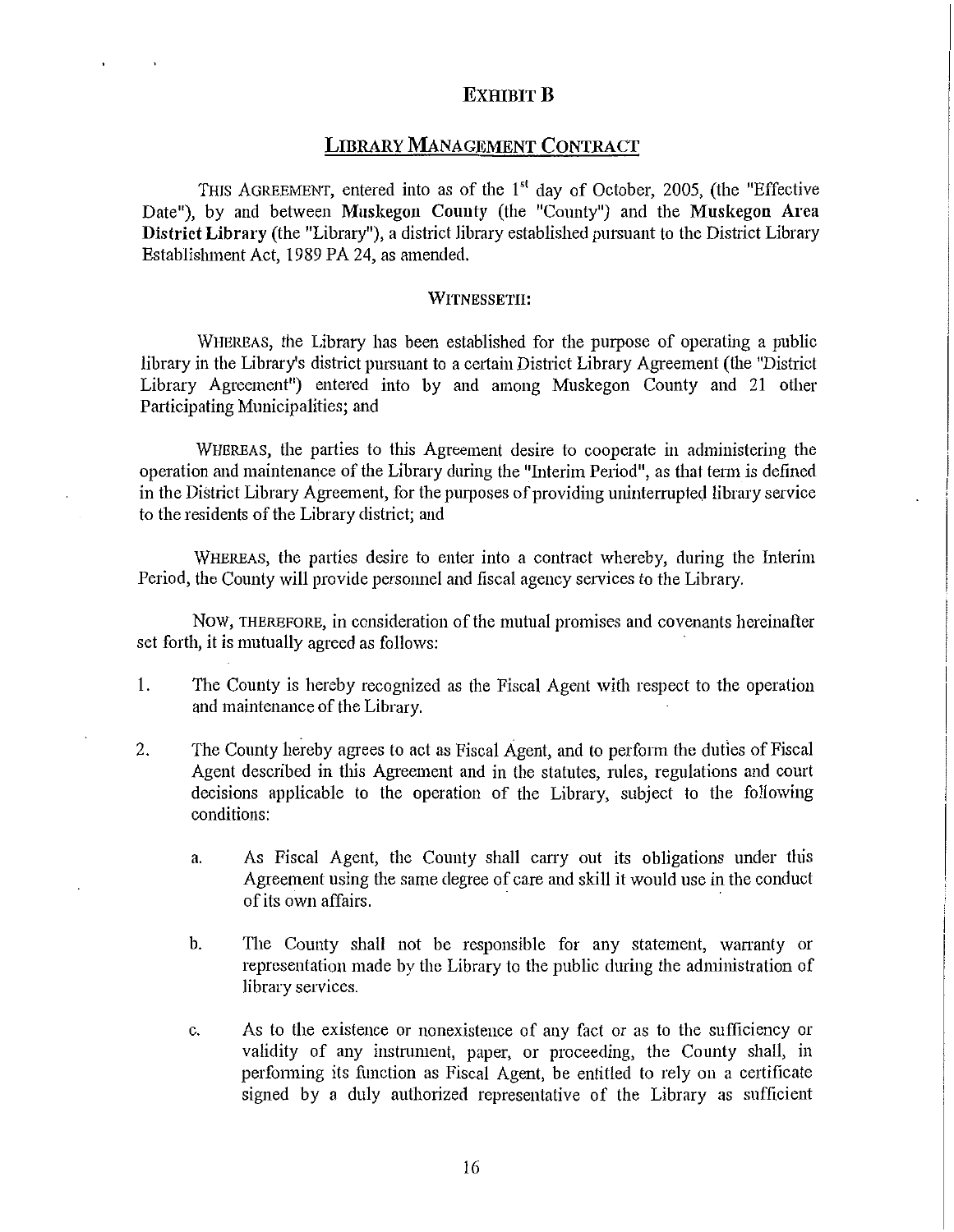# EXHIBIT B

## LIBRARY MANAGEMENT CONTRACT

THIS AGREEMENT, entered into as of the 1st day of October, 2005, (the "Effective Date"), by and between **Muskegon County** (the "County") and the **Muskegon Area District Library** (the "Library"), a district library established pursuant to the District Library Establishment Act, 1989 PA 24, as amended.

WITNESSETH:

WHEREAS, the Library has been established for the purpose of operating a public library in the Library's district pursuant to a certain District Library Agreement (the "District Library Agreement") entered into by and among Muskegon County and 21 other Participating Municipalities; and

WHEREAS, the parties to this Agreement desire to cooperate in administering the operation and maintenance of the Library during the "Interim Period", as that term is defined in the District Library Agreement, for the purposes of providing uninterrupted library service to the residents of the Library district; and

WHEREAS, the parties desire to enter into a contract whereby, during the Interim Period, the County will provide personnel and fiscal agency services to the Library.

NOW, THEREFORE, in consideration of the mutual promises and covenants hereinafter set forth, it is mutually agreed as follows:

1. The County is hereby recognized as the Fiscal Agent with respect to the operation and maintenance of the Library.

2. The County hereby agrees to act as Fiscal Agent, and to perform the duties of Fiscal Agent described in this Agreement and in the statutes, rules, regulations and court decisions applicable to the operation of the Library, subject to the following conditions:

   a. As Fiscal Agent, the County shall carry out its obligations under this Agreement using the same degree of care and skill it would use in the conduct of its own affairs.

   b. The County shall not be responsible for any statement, warranty or representation made by the Library to the public during the administration of library services.

   c. As to the existence or nonexistence of any fact or as to the sufficiency or validity of any instrument, paper, or proceeding, the County shall, in performing its function as Fiscal Agent, be entitled to rely on a certificate signed by a duly authorized representative of the Library as sufficient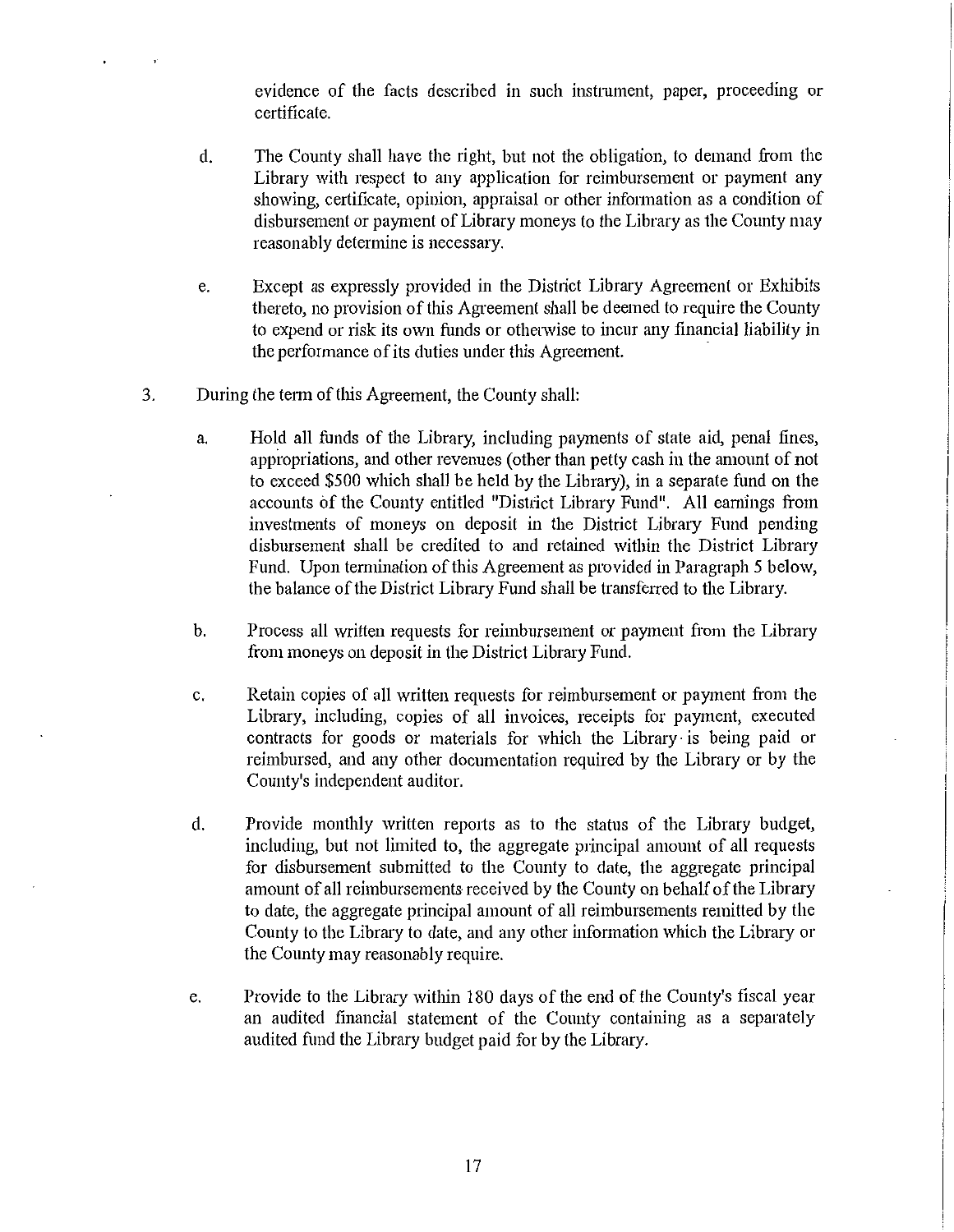evidence of the facts described in such instrument, paper, proceeding or certificate.

d. The County shall have the right, but not the obligation, to demand from the Library with respect to any application for reimbursement or payment any showing, certificate, opinion, appraisal or other information as a condition of disbursement or payment of Library moneys to the Library as the County may reasonably determine is necessary.

e. Except as expressly provided in the District Library Agreement or Exhibits thereto, no provision of this Agreement shall be deemed to require the County to expend or risk its own funds or otherwise to incur any financial liability in the performance of its duties under this Agreement.

3. During the term of this Agreement, the County shall:

   a. Hold all funds of the Library, including payments of state aid, penal fines, appropriations, and other revenues (other than petty cash in the amount of not to exceed $500 which shall be held by the Library), in a separate fund on the accounts of the County entitled "District Library Fund". All earnings from investments of moneys on deposit in the District Library Fund pending disbursement shall be credited to and retained within the District Library Fund. Upon termination of this Agreement as provided in Paragraph 5 below, the balance of the District Library Fund shall be transferred to the Library.

   b. Process all written requests for reimbursement or payment from the Library from moneys on deposit in the District Library Fund.

   c. Retain copies of all written requests for reimbursement or payment from the Library, including, copies of all invoices, receipts for payment, executed contracts for goods or materials for which the Library is being paid or reimbursed, and any other documentation required by the Library or by the County's independent auditor.

   d. Provide monthly written reports as to the status of the Library budget, including, but not limited to, the aggregate principal amount of all requests for disbursement submitted to the County to date, the aggregate principal amount of all reimbursements received by the County on behalf of the Library to date, the aggregate principal amount of all reimbursements remitted by the County to the Library to date, and any other information which the Library or the County may reasonably require.

   e. Provide to the Library within 180 days of the end of the County's fiscal year an audited financial statement of the County containing as a separately audited fund the Library budget paid for by the Library.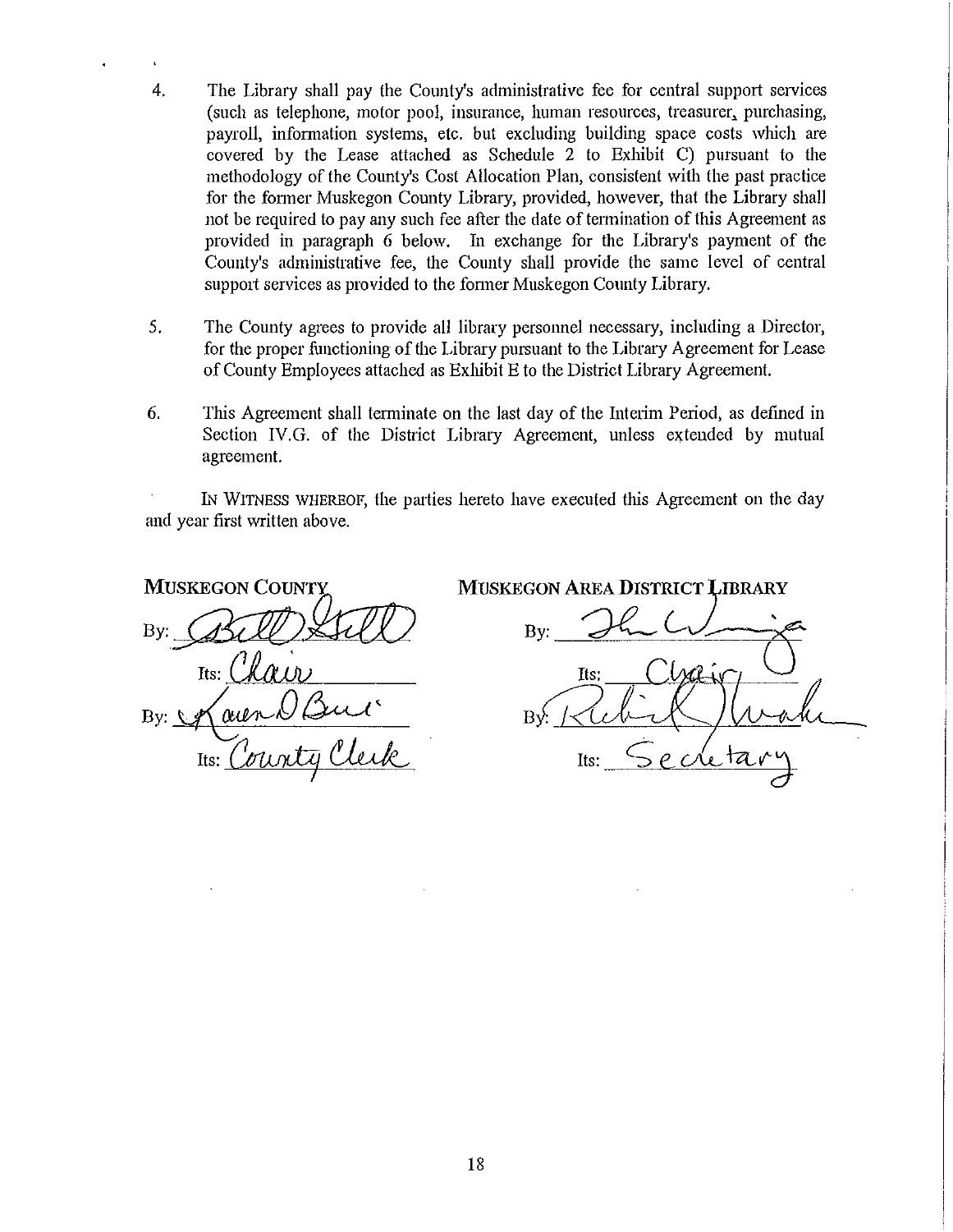4. The Library shall pay the County's administrative fee for central support services (such as telephone, motor pool, insurance, human resources, treasurer, purchasing, payroll, information systems, etc. but excluding building space costs which are covered by the Lease attached as Schedule 2 to Exhibit C) pursuant to the methodology of the County's Cost Allocation Plan, consistent with the past practice for the former Muskegon County Library, provided, however, that the Library shall not be required to pay any such fee after the date of termination of this Agreement as provided in paragraph 6 below. In exchange for the Library's payment of the County's administrative fee, the County shall provide the same level of central support services as provided to the former Muskegon County Library.

5. The County agrees to provide all library personnel necessary, including a Director, for the proper functioning of the Library pursuant to the Library Agreement for Lease of County Employees attached as Exhibit E to the District Library Agreement.

6. This Agreement shall terminate on the last day of the Interim Period, as defined in Section IV.G. of the District Library Agreement, unless extended by mutual agreement.

IN WITNESS WHEREOF, the parties hereto have executed this Agreement on the day and year first written above.

**MUSKEGON COUNTY**

By: *Bill Gill*

Its: *Chair*

By: *Karen D Buie*

Its: *County Clerk*

**MUSKEGON AREA DISTRICT LIBRARY**

By: *[signature]*

Its: *Chair*

By: *[signature]*

Its: *Secretary*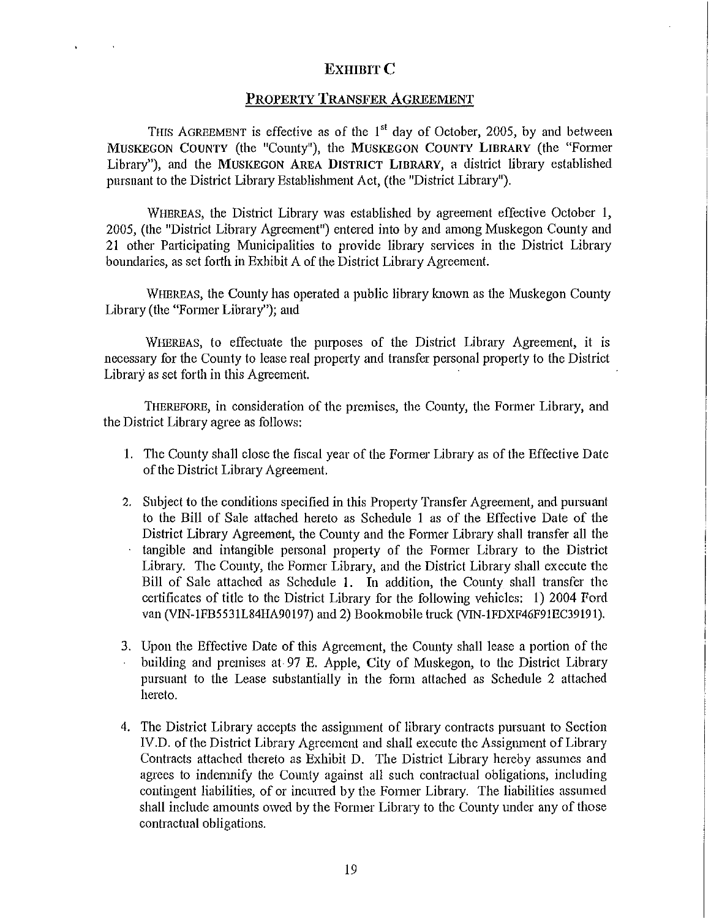# EXHIBIT C

## PROPERTY TRANSFER AGREEMENT

THIS AGREEMENT is effective as of the 1st day of October, 2005, by and between **MUSKEGON COUNTY** (the "County"), the **MUSKEGON COUNTY LIBRARY** (the "Former Library"), and the **MUSKEGON AREA DISTRICT LIBRARY**, a district library established pursuant to the District Library Establishment Act, (the "District Library").

WHEREAS, the District Library was established by agreement effective October 1, 2005, (the "District Library Agreement") entered into by and among Muskegon County and 21 other Participating Municipalities to provide library services in the District Library boundaries, as set forth in Exhibit A of the District Library Agreement.

WHEREAS, the County has operated a public library known as the Muskegon County Library (the "Former Library"); and

WHEREAS, to effectuate the purposes of the District Library Agreement, it is necessary for the County to lease real property and transfer personal property to the District Library as set forth in this Agreement.

THEREFORE, in consideration of the premises, the County, the Former Library, and the District Library agree as follows:

1. The County shall close the fiscal year of the Former Library as of the Effective Date of the District Library Agreement.

2. Subject to the conditions specified in this Property Transfer Agreement, and pursuant to the Bill of Sale attached hereto as Schedule 1 as of the Effective Date of the District Library Agreement, the County and the Former Library shall transfer all the tangible and intangible personal property of the Former Library to the District Library. The County, the Former Library, and the District Library shall execute the Bill of Sale attached as Schedule 1. In addition, the County shall transfer the certificates of title to the District Library for the following vehicles: 1) 2004 Ford van (VIN-1FB5531L84HA90197) and 2) Bookmobile truck (VIN-1FDXF46F91EC39191).

3. Upon the Effective Date of this Agreement, the County shall lease a portion of the building and premises at 97 E. Apple, City of Muskegon, to the District Library pursuant to the Lease substantially in the form attached as Schedule 2 attached hereto.

4. The District Library accepts the assignment of library contracts pursuant to Section IV.D. of the District Library Agreement and shall execute the Assignment of Library Contracts attached thereto as Exhibit D. The District Library hereby assumes and agrees to indemnify the County against all such contractual obligations, including contingent liabilities, of or incurred by the Former Library. The liabilities assumed shall include amounts owed by the Former Library to the County under any of those contractual obligations.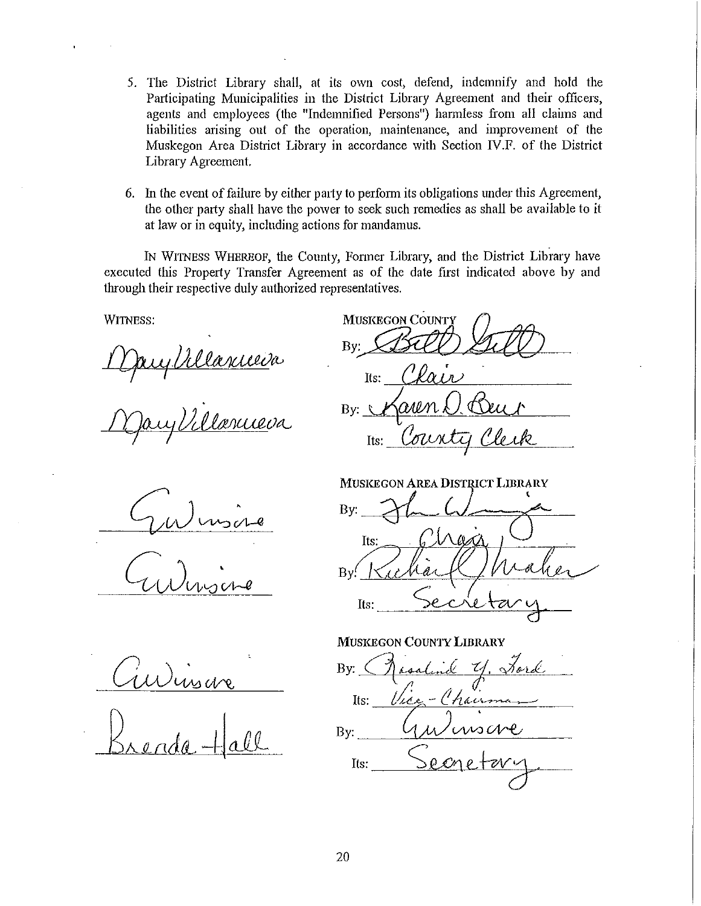5. The District Library shall, at its own cost, defend, indemnify and hold the Participating Municipalities in the District Library Agreement and their officers, agents and employees (the "Indemnified Persons") harmless from all claims and liabilities arising out of the operation, maintenance, and improvement of the Muskegon Area District Library in accordance with Section IV.F. of the District Library Agreement.

6. In the event of failure by either party to perform its obligations under this Agreement, the other party shall have the power to seek such remedies as shall be available to it at law or in equity, including actions for mandamus.

IN WITNESS WHEREOF, the County, Former Library, and the District Library have executed this Property Transfer Agreement as of the date first indicated above by and through their respective duly authorized representatives.

WITNESS:

Mary Villanueva

Mary Villanueva

MUSKEGON COUNTY

By: Bill Gill

Its: Chair

By: Karen D. Buie

Its: County Clerk

G. Winsire

G. Winsire

MUSKEGON AREA DISTRICT LIBRARY

By: [signature]

Its: Chair

By: Richard J. Maher

Its: Secretary

G. Winsire

Brenda Hall

MUSKEGON COUNTY LIBRARY

By: Rosalind Y. Ford

Its: Vice-Chairman

By: G. Winsire

Its: Secretary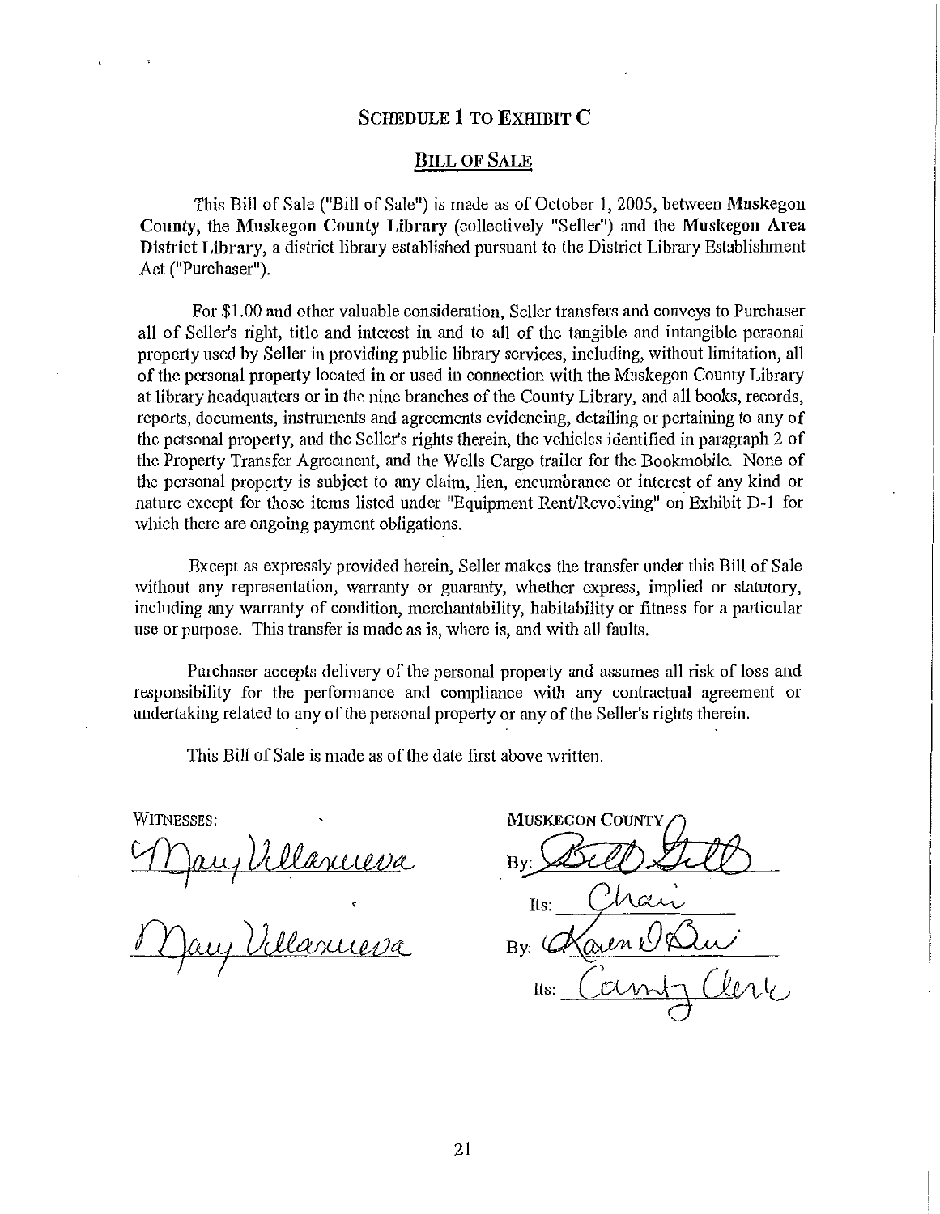## SCHEDULE 1 TO EXHIBIT C

## BILL OF SALE

This Bill of Sale ("Bill of Sale") is made as of October 1, 2005, between **Muskegon County**, the **Muskegon County Library** (collectively "Seller") and the **Muskegon Area District Library**, a district library established pursuant to the District Library Establishment Act ("Purchaser").

For $1.00 and other valuable consideration, Seller transfers and conveys to Purchaser all of Seller's right, title and interest in and to all of the tangible and intangible personal property used by Seller in providing public library services, including, without limitation, all of the personal property located in or used in connection with the Muskegon County Library at library headquarters or in the nine branches of the County Library, and all books, records, reports, documents, instruments and agreements evidencing, detailing or pertaining to any of the personal property, and the Seller's rights therein, the vehicles identified in paragraph 2 of the Property Transfer Agreement, and the Wells Cargo trailer for the Bookmobile. None of the personal property is subject to any claim, lien, encumbrance or interest of any kind or nature except for those items listed under "Equipment Rent/Revolving" on Exhibit D-1 for which there are ongoing payment obligations.

Except as expressly provided herein, Seller makes the transfer under this Bill of Sale without any representation, warranty or guaranty, whether express, implied or statutory, including any warranty of condition, merchantability, habitability or fitness for a particular use or purpose. This transfer is made as is, where is, and with all faults.

Purchaser accepts delivery of the personal property and assumes all risk of loss and responsibility for the performance and compliance with any contractual agreement or undertaking related to any of the personal property or any of the Seller's rights therein.

This Bill of Sale is made as of the date first above written.

WITNESSES:

Mary Villanueva

Mary Villanueva

MUSKEGON COUNTY

By: Bill Gill

Its: Chair

By: Karen D. Buie

Its: County Clerk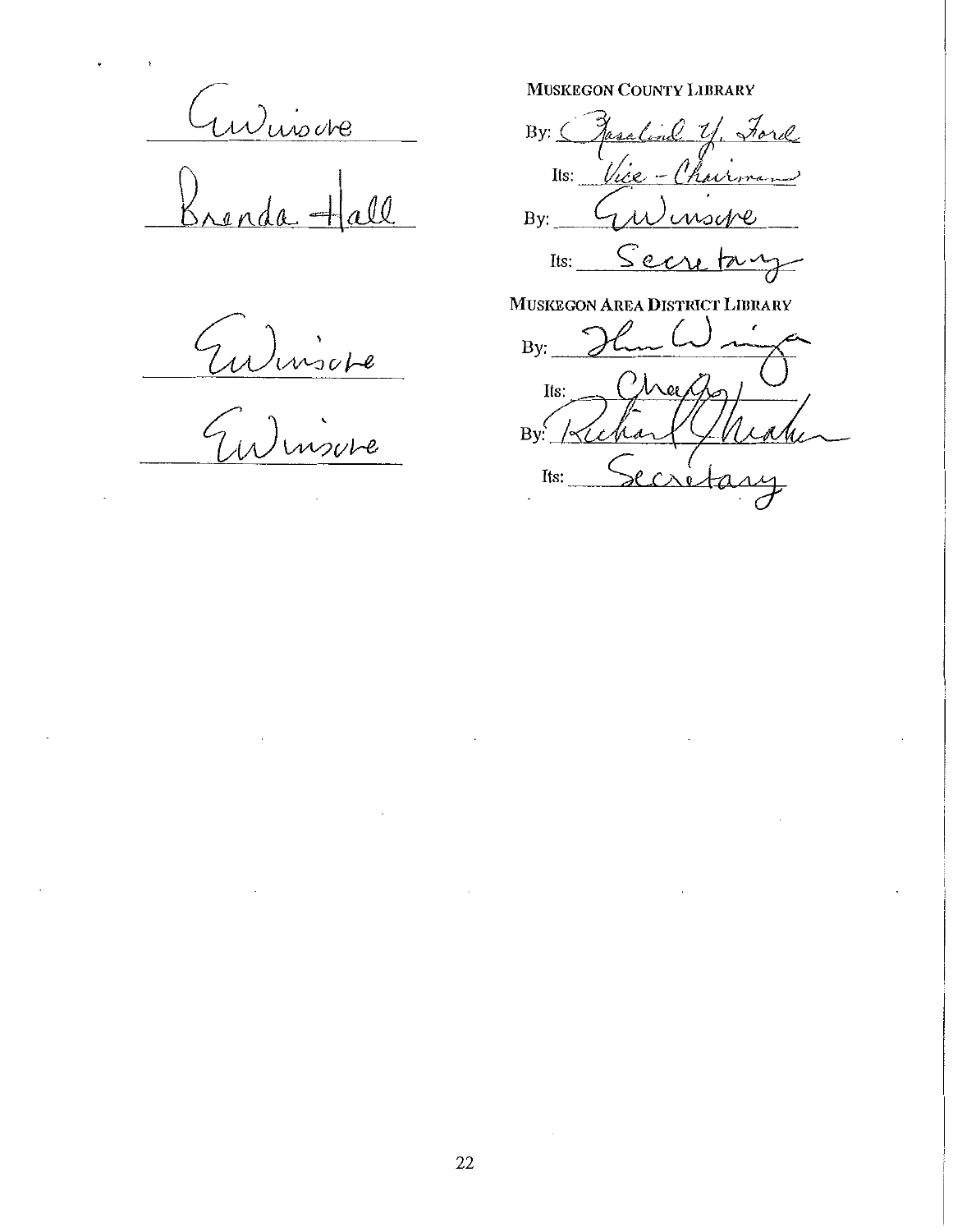| | **MUSKEGON COUNTY LIBRARY** |
|---|---|
| Guniscre | By: Rosalind Y. Ford |
| Brenda Hall | Its: Vice - Chairman |
| | By: Gwinscre |
| | Its: Secretary |
| | **MUSKEGON AREA DISTRICT LIBRARY** |
| Ewinscre | By: Hun Wing |
| Ewinscre | Its: Chair |
| | By: Richard Meaker |
| | Its: Secretary |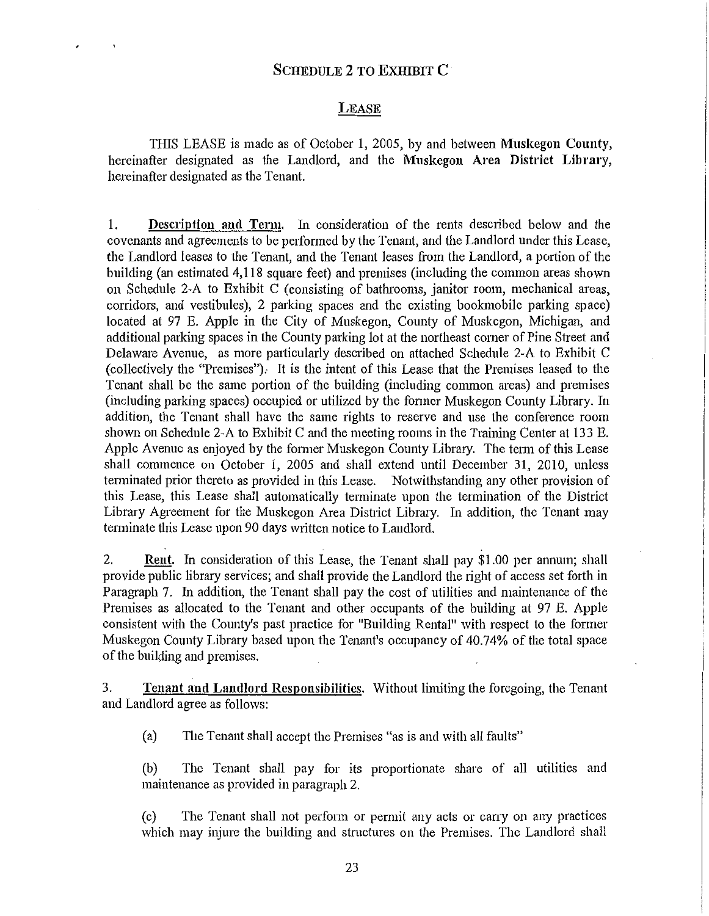## Schedule 2 to Exhibit C

## Lease

THIS LEASE is made as of October 1, 2005, by and between **Muskegon County**, hereinafter designated as the Landlord, and the **Muskegon Area District Library**, hereinafter designated as the Tenant.

1. **Description and Term.** In consideration of the rents described below and the covenants and agreements to be performed by the Tenant, and the Landlord under this Lease, the Landlord leases to the Tenant, and the Tenant leases from the Landlord, a portion of the building (an estimated 4,118 square feet) and premises (including the common areas shown on Schedule 2-A to Exhibit C (consisting of bathrooms, janitor room, mechanical areas, corridors, and vestibules), 2 parking spaces and the existing bookmobile parking space) located at 97 E. Apple in the City of Muskegon, County of Muskegon, Michigan, and additional parking spaces in the County parking lot at the northeast corner of Pine Street and Delaware Avenue, as more particularly described on attached Schedule 2-A to Exhibit C (collectively the "Premises"). It is the intent of this Lease that the Premises leased to the Tenant shall be the same portion of the building (including common areas) and premises (including parking spaces) occupied or utilized by the former Muskegon County Library. In addition, the Tenant shall have the same rights to reserve and use the conference room shown on Schedule 2-A to Exhibit C and the meeting rooms in the Training Center at 133 E. Apple Avenue as enjoyed by the former Muskegon County Library. The term of this Lease shall commence on October 1, 2005 and shall extend until December 31, 2010, unless terminated prior thereto as provided in this Lease. Notwithstanding any other provision of this Lease, this Lease shall automatically terminate upon the termination of the District Library Agreement for the Muskegon Area District Library. In addition, the Tenant may terminate this Lease upon 90 days written notice to Landlord.

2. **Rent.** In consideration of this Lease, the Tenant shall pay $1.00 per annum; shall provide public library services; and shall provide the Landlord the right of access set forth in Paragraph 7. In addition, the Tenant shall pay the cost of utilities and maintenance of the Premises as allocated to the Tenant and other occupants of the building at 97 E. Apple consistent with the County's past practice for "Building Rental" with respect to the former Muskegon County Library based upon the Tenant's occupancy of 40.74% of the total space of the building and premises.

3. **Tenant and Landlord Responsibilities.** Without limiting the foregoing, the Tenant and Landlord agree as follows:

   (a) The Tenant shall accept the Premises "as is and with all faults"

   (b) The Tenant shall pay for its proportionate share of all utilities and maintenance as provided in paragraph 2.

   (c) The Tenant shall not perform or permit any acts or carry on any practices which may injure the building and structures on the Premises. The Landlord shall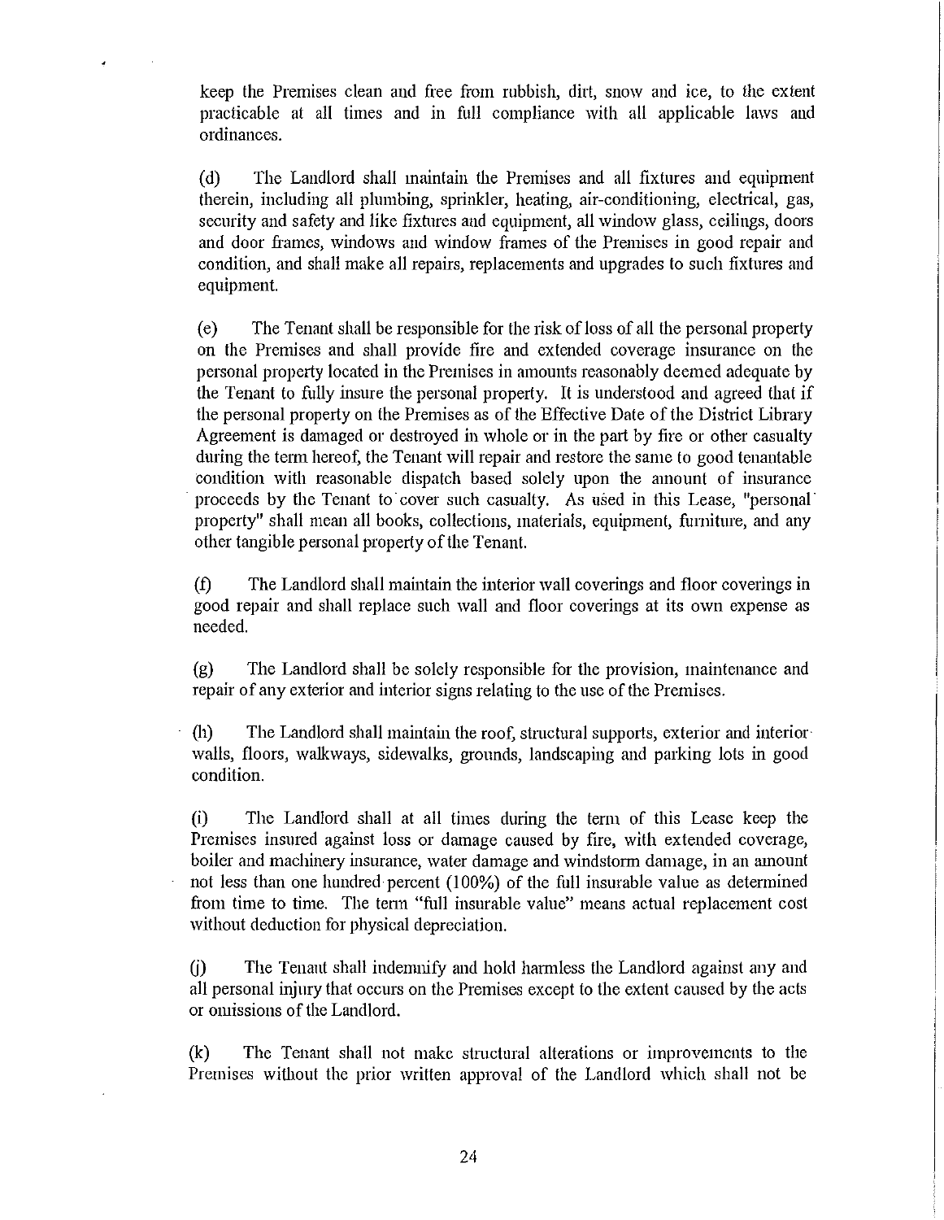keep the Premises clean and free from rubbish, dirt, snow and ice, to the extent practicable at all times and in full compliance with all applicable laws and ordinances.

(d) The Landlord shall maintain the Premises and all fixtures and equipment therein, including all plumbing, sprinkler, heating, air-conditioning, electrical, gas, security and safety and like fixtures and equipment, all window glass, ceilings, doors and door frames, windows and window frames of the Premises in good repair and condition, and shall make all repairs, replacements and upgrades to such fixtures and equipment.

(e) The Tenant shall be responsible for the risk of loss of all the personal property on the Premises and shall provide fire and extended coverage insurance on the personal property located in the Premises in amounts reasonably deemed adequate by the Tenant to fully insure the personal property. It is understood and agreed that if the personal property on the Premises as of the Effective Date of the District Library Agreement is damaged or destroyed in whole or in the part by fire or other casualty during the term hereof, the Tenant will repair and restore the same to good tenantable condition with reasonable dispatch based solely upon the amount of insurance proceeds by the Tenant to cover such casualty. As used in this Lease, "personal property" shall mean all books, collections, materials, equipment, furniture, and any other tangible personal property of the Tenant.

(f) The Landlord shall maintain the interior wall coverings and floor coverings in good repair and shall replace such wall and floor coverings at its own expense as needed.

(g) The Landlord shall be solely responsible for the provision, maintenance and repair of any exterior and interior signs relating to the use of the Premises.

(h) The Landlord shall maintain the roof, structural supports, exterior and interior walls, floors, walkways, sidewalks, grounds, landscaping and parking lots in good condition.

(i) The Landlord shall at all times during the term of this Lease keep the Premises insured against loss or damage caused by fire, with extended coverage, boiler and machinery insurance, water damage and windstorm damage, in an amount not less than one hundred percent (100%) of the full insurable value as determined from time to time. The term "full insurable value" means actual replacement cost without deduction for physical depreciation.

(j) The Tenant shall indemnify and hold harmless the Landlord against any and all personal injury that occurs on the Premises except to the extent caused by the acts or omissions of the Landlord.

(k) The Tenant shall not make structural alterations or improvements to the Premises without the prior written approval of the Landlord which shall not be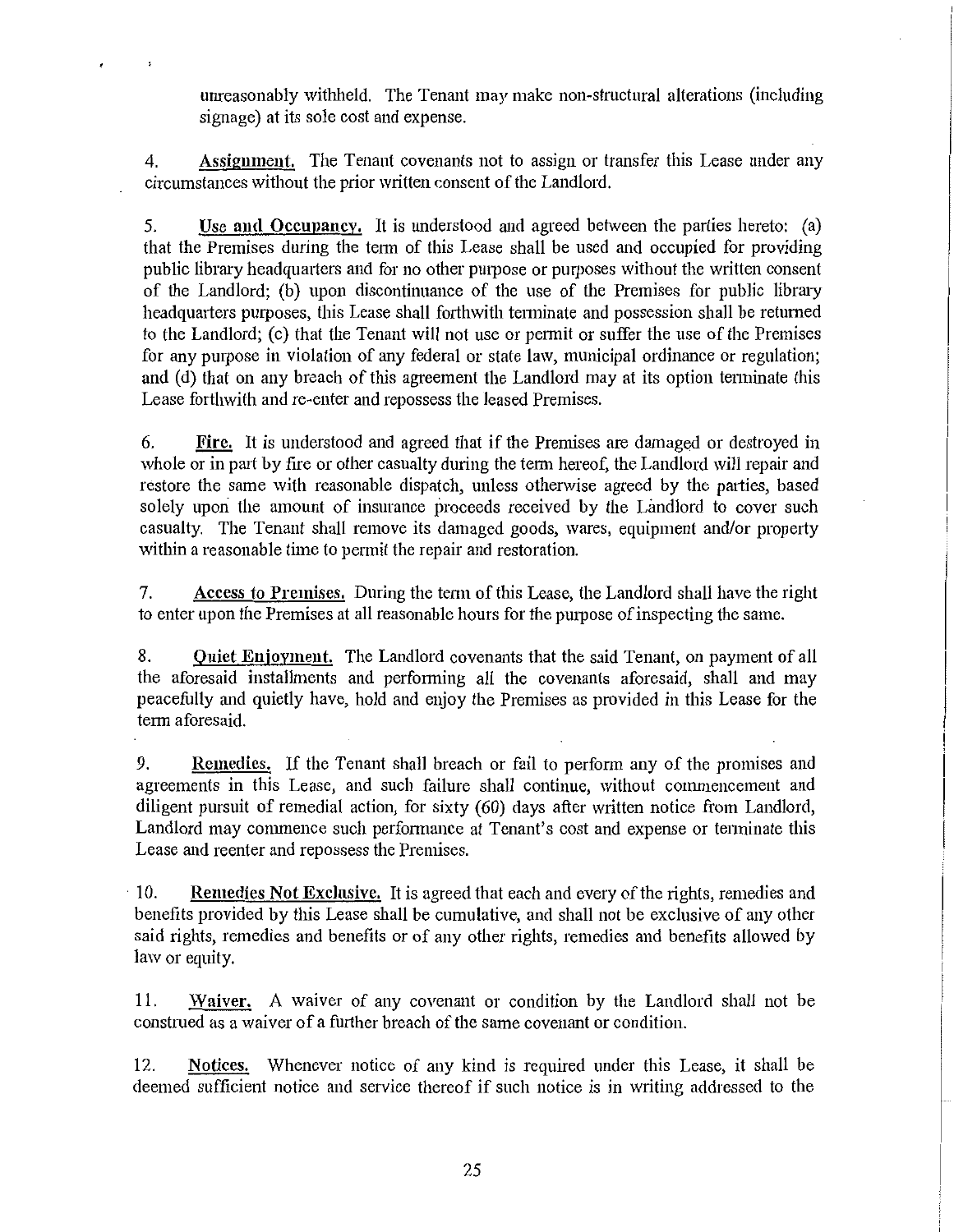unreasonably withheld. The Tenant may make non-structural alterations (including signage) at its sole cost and expense.

4. **Assignment.** The Tenant covenants not to assign or transfer this Lease under any circumstances without the prior written consent of the Landlord.

5. **Use and Occupancy.** It is understood and agreed between the parties hereto: (a) that the Premises during the term of this Lease shall be used and occupied for providing public library headquarters and for no other purpose or purposes without the written consent of the Landlord; (b) upon discontinuance of the use of the Premises for public library headquarters purposes, this Lease shall forthwith terminate and possession shall be returned to the Landlord; (c) that the Tenant will not use or permit or suffer the use of the Premises for any purpose in violation of any federal or state law, municipal ordinance or regulation; and (d) that on any breach of this agreement the Landlord may at its option terminate this Lease forthwith and re-enter and repossess the leased Premises.

6. **Fire.** It is understood and agreed that if the Premises are damaged or destroyed in whole or in part by fire or other casualty during the term hereof, the Landlord will repair and restore the same with reasonable dispatch, unless otherwise agreed by the parties, based solely upon the amount of insurance proceeds received by the Landlord to cover such casualty. The Tenant shall remove its damaged goods, wares, equipment and/or property within a reasonable time to permit the repair and restoration.

7. **Access to Premises.** During the term of this Lease, the Landlord shall have the right to enter upon the Premises at all reasonable hours for the purpose of inspecting the same.

8. **Quiet Enjoyment.** The Landlord covenants that the said Tenant, on payment of all the aforesaid installments and performing all the covenants aforesaid, shall and may peacefully and quietly have, hold and enjoy the Premises as provided in this Lease for the term aforesaid.

9. **Remedies.** If the Tenant shall breach or fail to perform any of the promises and agreements in this Lease, and such failure shall continue, without commencement and diligent pursuit of remedial action, for sixty (60) days after written notice from Landlord, Landlord may commence such performance at Tenant's cost and expense or terminate this Lease and reenter and repossess the Premises.

10. **Remedies Not Exclusive.** It is agreed that each and every of the rights, remedies and benefits provided by this Lease shall be cumulative, and shall not be exclusive of any other said rights, remedies and benefits or of any other rights, remedies and benefits allowed by law or equity.

11. **Waiver.** A waiver of any covenant or condition by the Landlord shall not be construed as a waiver of a further breach of the same covenant or condition.

12. **Notices.** Whenever notice of any kind is required under this Lease, it shall be deemed sufficient notice and service thereof if such notice is in writing addressed to the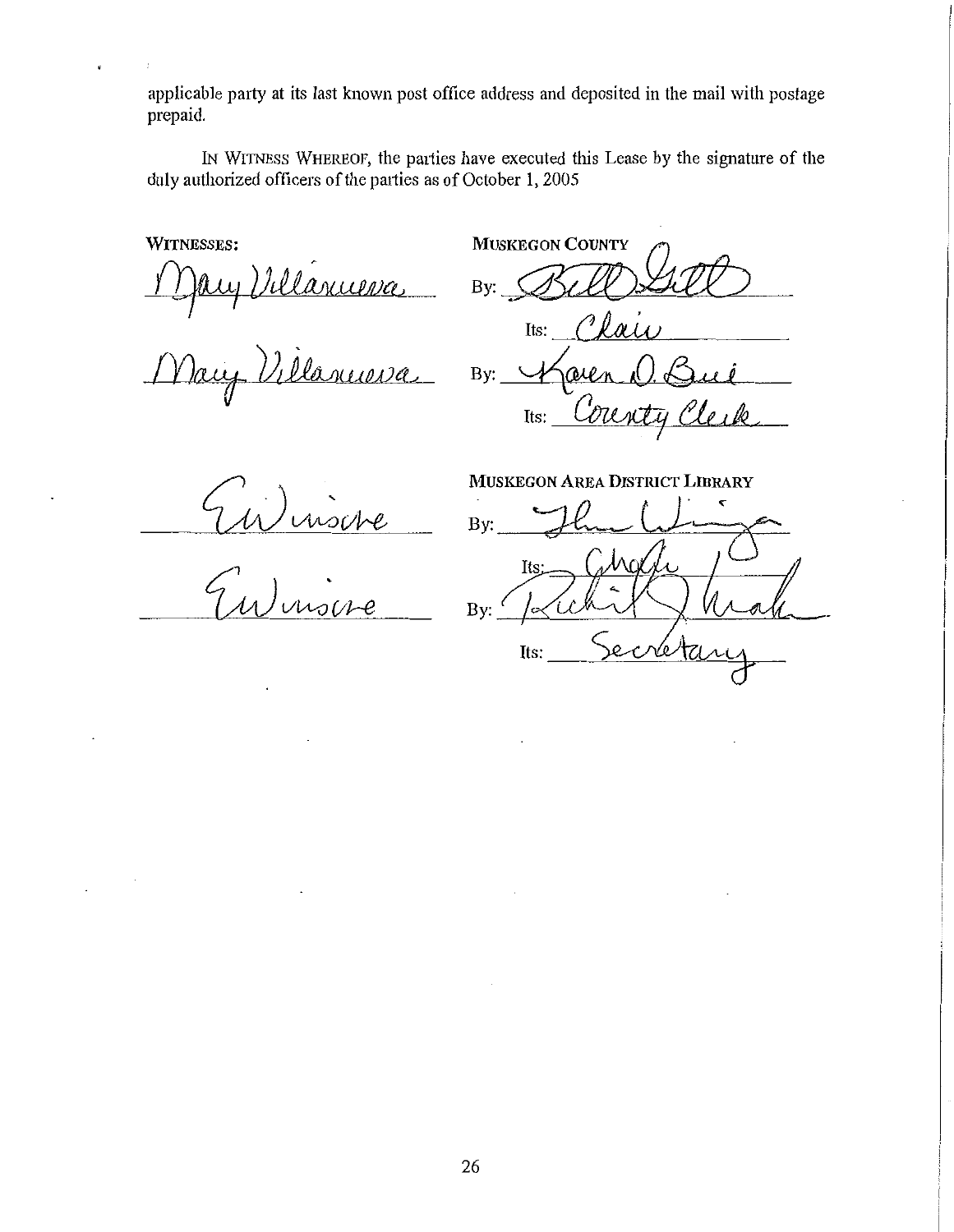applicable party at its last known post office address and deposited in the mail with postage prepaid.

IN WITNESS WHEREOF, the parties have executed this Lease by the signature of the duly authorized officers of the parties as of October 1, 2005

| WITNESSES: | MUSKEGON COUNTY |
|---|---|
| Mary Villanueva | By: Bill Gill |
| | Its: Chair |
| Mary Villanueva | By: Karen D. Buie |
| | Its: County Clerk |
| | MUSKEGON AREA DISTRICT LIBRARY |
| Ew Winsere | By: Ilene Winga |
| | Its: Chair |
| Ew Winsere | By: Richard Wade |
| | Its: Secretary |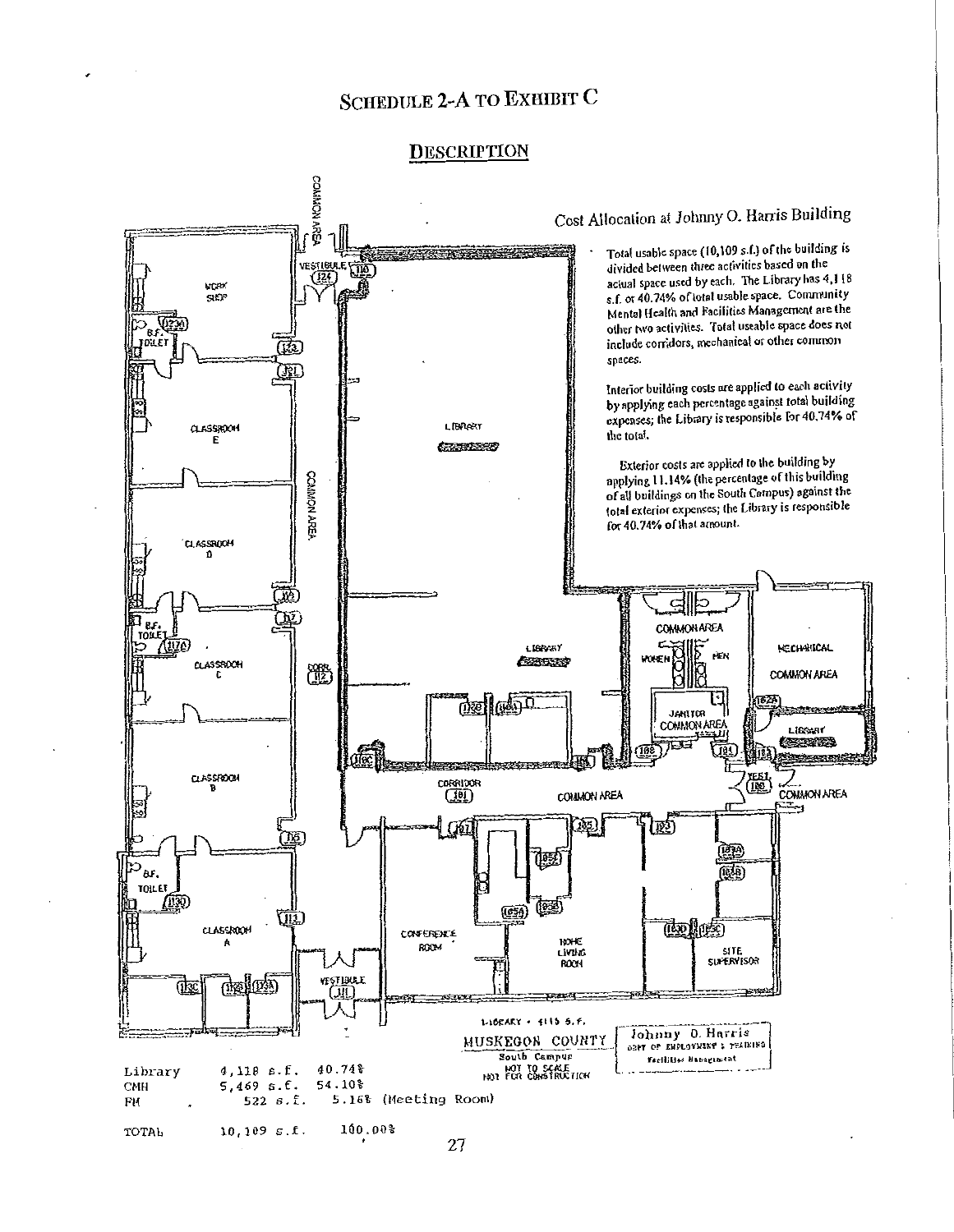# SCHEDULE 2-A TO EXHIBIT C

## DESCRIPTION

Cost Allocation at Johnny O. Harris Building

- Total usable space (10,109 s.f.) of the building is divided between three activities based on the actual space used by each. The Library has 4,118 s.f. or 40.74% of total usable space. Community Mental Health and Facilities Management are the other two activities. Total useable space does not include corridors, mechanical or other common spaces.

Interior building costs are applied to each activity by applying each percentage against total building expenses; the Library is responsible for 40.74% of the total.

Exterior costs are applied to the building by applying 11.14% (the percentage of this building of all buildings on the South Campus) against the total exterior expenses; the Library is responsible for 40.74% of that amount.

LIBRARY = 4118 S.F.

MUSKEGON COUNTY
South Campus
NOT TO SCALE
NOT FOR CONSTRUCTION

Johnny O. Harris
DEPT OF EMPLOYMENT & TRAINING
Facilities Management

| | | | |
|---|---|---|---|
| Library | 4,118 s.f. | 40.74% | |
| CMH | 5,469 s.f. | 54.10% | |
| FM | 522 s.f. | 5.16% | (Meeting Room) |
| TOTAL | 10,109 s.f. | 100.00% | |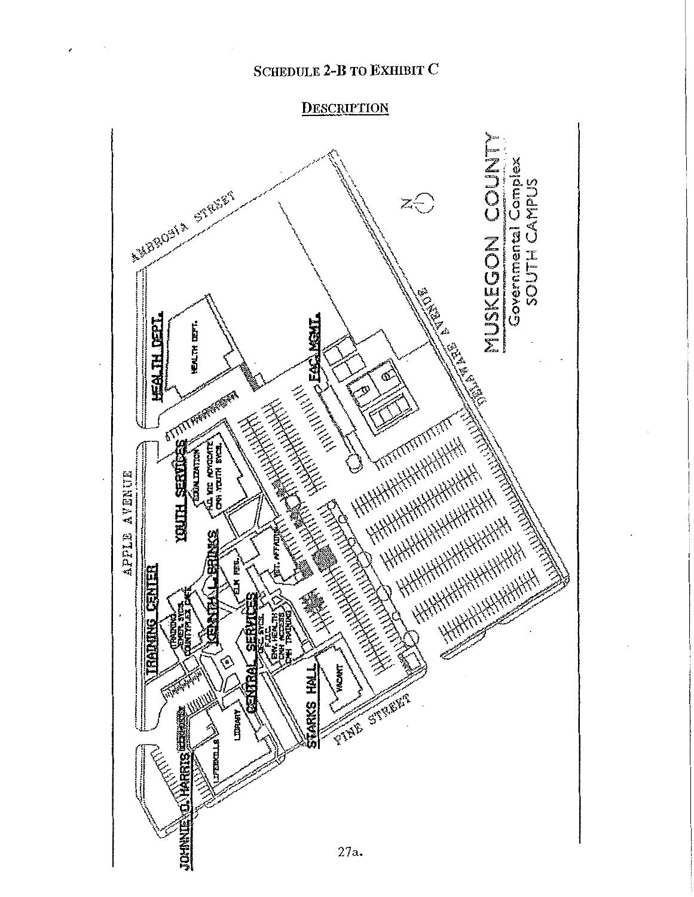## SCHEDULE 2-B TO EXHIBIT C

### DESCRIPTION

MUSKEGON COUNTY
Governmental Complex
SOUTH CAMPUS

AMBROSIA STREET

APPLE AVENUE

DELAWARE AVENUE

PINE STREET

HEALTH DEPT.

HEALTH DEPT.

FAC. MGMT.

YOUTH SERVICES

EQUALIZATION

AG. VIC ADVOCATE
CMH YOUTH SVCS.

TRAINING CENTER

TRAINING
EMER. SVCS.
COUNTYPLEX CAFE

KENNETH L. BRINKS

ELM PERS.

VET. AFFAIRS

CENTRAL SERVICES

DPC SVCS.
F.O.C.
ENV. HEALTH
CMH ACCESS
CMH TRAINING

STARKS HALL

VACANT

JOHNNIE O. HARRIS

LIFESKILLS

LIBRARY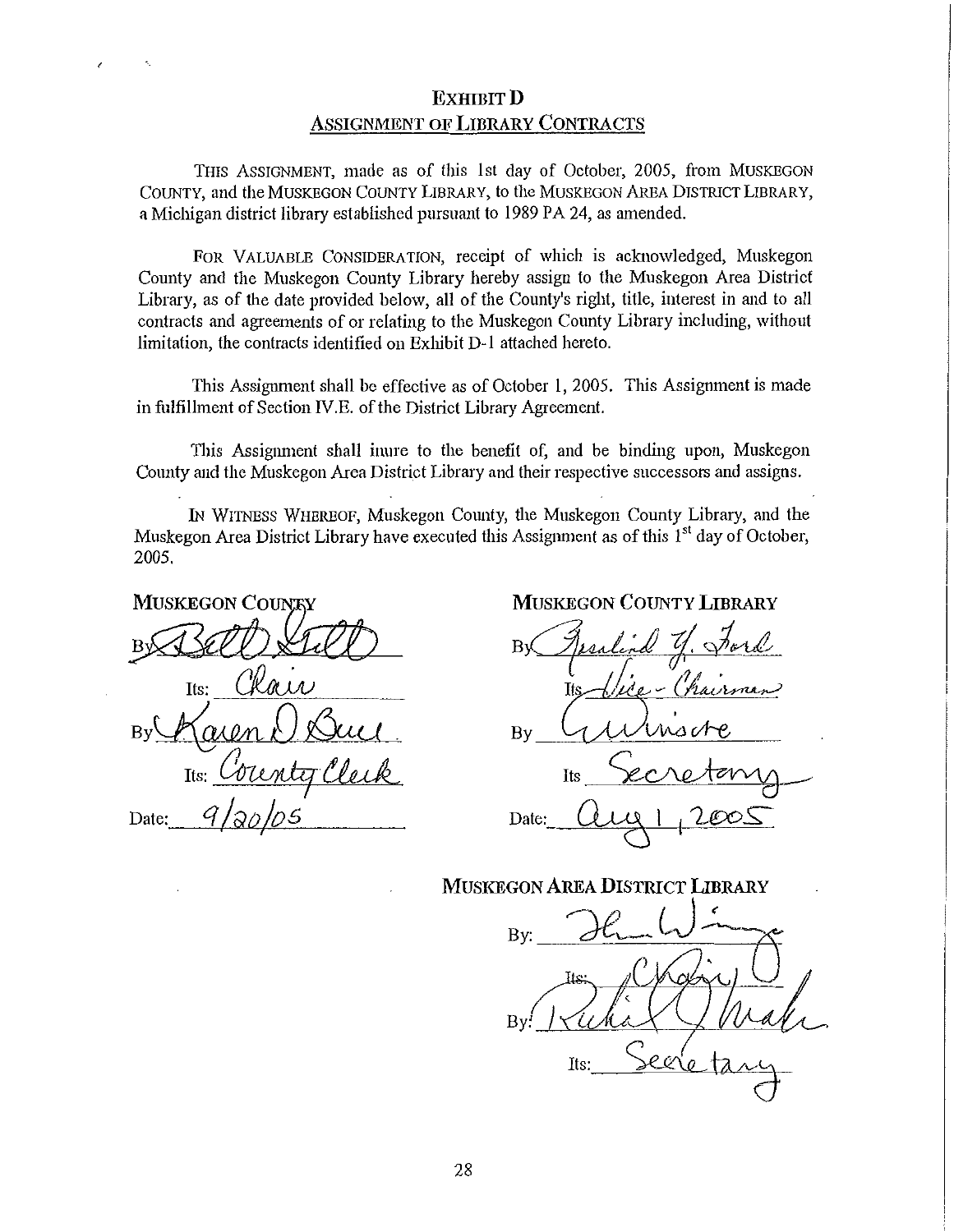# EXHIBIT D

## ASSIGNMENT OF LIBRARY CONTRACTS

THIS ASSIGNMENT, made as of this 1st day of October, 2005, from MUSKEGON COUNTY, and the MUSKEGON COUNTY LIBRARY, to the MUSKEGON AREA DISTRICT LIBRARY, a Michigan district library established pursuant to 1989 PA 24, as amended.

FOR VALUABLE CONSIDERATION, receipt of which is acknowledged, Muskegon County and the Muskegon County Library hereby assign to the Muskegon Area District Library, as of the date provided below, all of the County's right, title, interest in and to all contracts and agreements of or relating to the Muskegon County Library including, without limitation, the contracts identified on Exhibit D-1 attached hereto.

This Assignment shall be effective as of October 1, 2005. This Assignment is made in fulfillment of Section IV.E. of the District Library Agreement.

This Assignment shall inure to the benefit of, and be binding upon, Muskegon County and the Muskegon Area District Library and their respective successors and assigns.

IN WITNESS WHEREOF, Muskegon County, the Muskegon County Library, and the Muskegon Area District Library have executed this Assignment as of this 1st day of October, 2005.

**MUSKEGON COUNTY**

By: *Bill Gill*

Its: *Chair*

By: *Karen D. Buie*

Its: *County Clerk*

Date: *9/20/05*

**MUSKEGON COUNTY LIBRARY**

By: *Geraldine Y. Ford*

Its: *Vice-Chairman*

By: *[signature]*

Its: *Secretary*

Date: *Aug 1, 2005*

**MUSKEGON AREA DISTRICT LIBRARY**

By: *[signature]*

Its: *Chair*

By: *[signature]*

Its: *Secretary*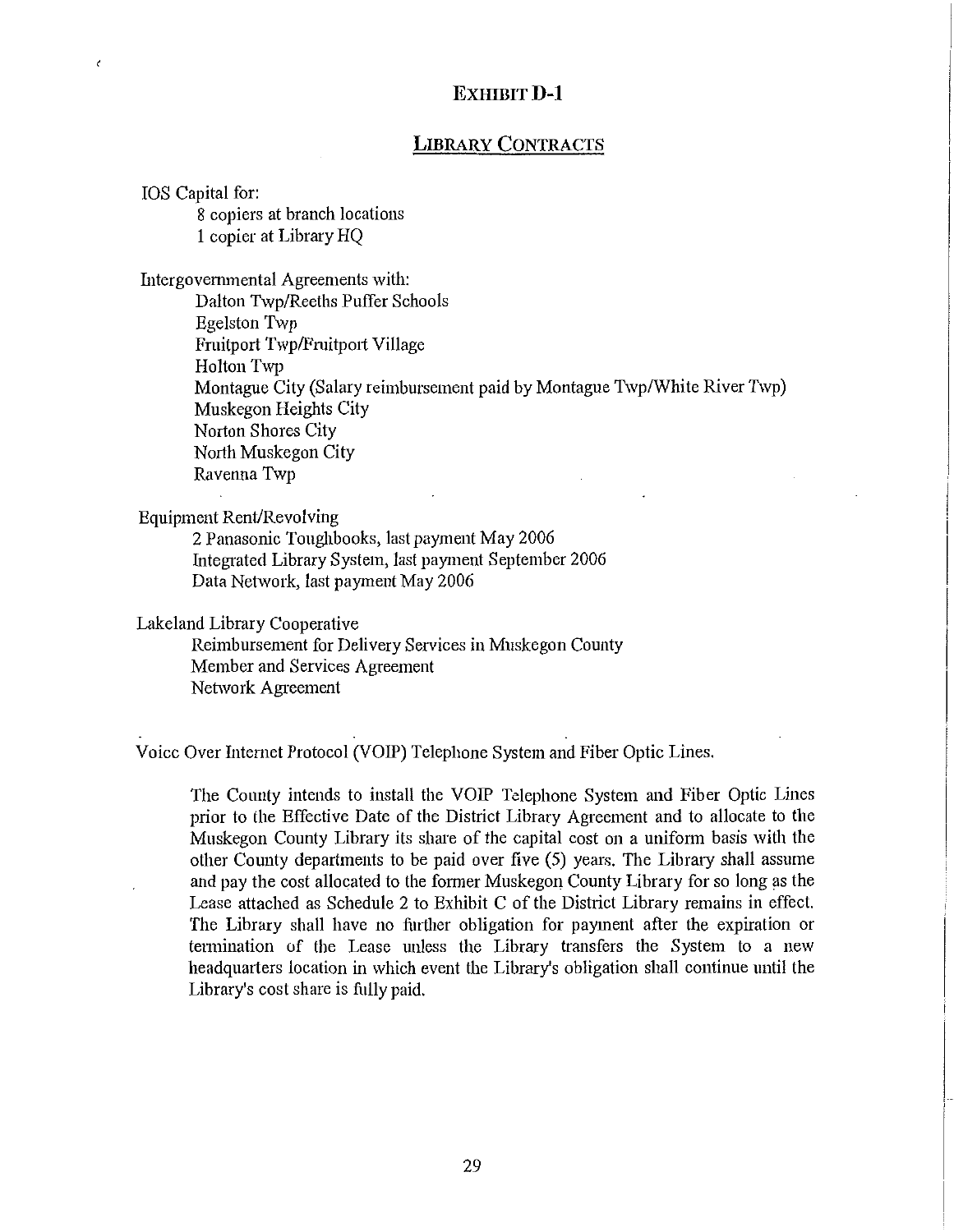# EXHIBIT D-1

## LIBRARY CONTRACTS

IOS Capital for:

- 8 copiers at branch locations
- 1 copier at Library HQ

Intergovernmental Agreements with:

- Dalton Twp/Reeths Puffer Schools
- Egelston Twp
- Fruitport Twp/Fruitport Village
- Holton Twp
- Montague City (Salary reimbursement paid by Montague Twp/White River Twp)
- Muskegon Heights City
- Norton Shores City
- North Muskegon City
- Ravenna Twp

Equipment Rent/Revolving

- 2 Panasonic Toughbooks, last payment May 2006
- Integrated Library System, last payment September 2006
- Data Network, last payment May 2006

Lakeland Library Cooperative

- Reimbursement for Delivery Services in Muskegon County
- Member and Services Agreement
- Network Agreement

Voice Over Internet Protocol (VOIP) Telephone System and Fiber Optic Lines.

> The County intends to install the VOIP Telephone System and Fiber Optic Lines prior to the Effective Date of the District Library Agreement and to allocate to the Muskegon County Library its share of the capital cost on a uniform basis with the other County departments to be paid over five (5) years. The Library shall assume and pay the cost allocated to the former Muskegon County Library for so long as the Lease attached as Schedule 2 to Exhibit C of the District Library remains in effect. The Library shall have no further obligation for payment after the expiration or termination of the Lease unless the Library transfers the System to a new headquarters location in which event the Library's obligation shall continue until the Library's cost share is fully paid.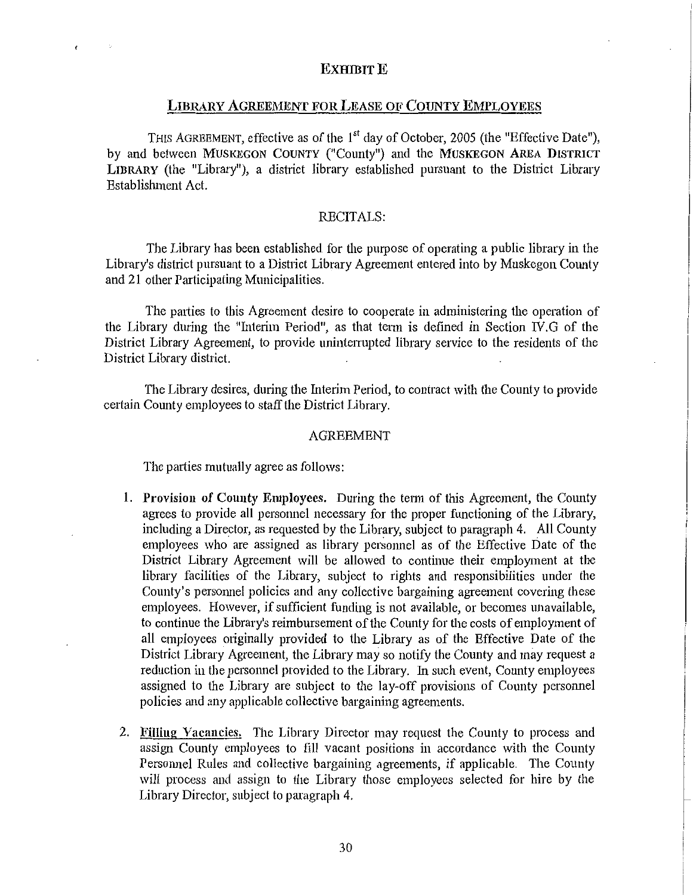# EXHIBIT E

## LIBRARY AGREEMENT FOR LEASE OF COUNTY EMPLOYEES

THIS AGREEMENT, effective as of the 1st day of October, 2005 (the "Effective Date"), by and between **MUSKEGON COUNTY** ("County") and the **MUSKEGON AREA DISTRICT LIBRARY** (the "Library"), a district library established pursuant to the District Library Establishment Act.

### RECITALS:

The Library has been established for the purpose of operating a public library in the Library's district pursuant to a District Library Agreement entered into by Muskegon County and 21 other Participating Municipalities.

The parties to this Agreement desire to cooperate in administering the operation of the Library during the "Interim Period", as that term is defined in Section IV.G of the District Library Agreement, to provide uninterrupted library service to the residents of the District Library district.

The Library desires, during the Interim Period, to contract with the County to provide certain County employees to staff the District Library.

### AGREEMENT

The parties mutually agree as follows:

1. **Provision of County Employees.** During the term of this Agreement, the County agrees to provide all personnel necessary for the proper functioning of the Library, including a Director, as requested by the Library, subject to paragraph 4. All County employees who are assigned as library personnel as of the Effective Date of the District Library Agreement will be allowed to continue their employment at the library facilities of the Library, subject to rights and responsibilities under the County's personnel policies and any collective bargaining agreement covering these employees. However, if sufficient funding is not available, or becomes unavailable, to continue the Library's reimbursement of the County for the costs of employment of all employees originally provided to the Library as of the Effective Date of the District Library Agreement, the Library may so notify the County and may request a reduction in the personnel provided to the Library. In such event, County employees assigned to the Library are subject to the lay-off provisions of County personnel policies and any applicable collective bargaining agreements.

2. **Filling Vacancies.** The Library Director may request the County to process and assign County employees to fill vacant positions in accordance with the County Personnel Rules and collective bargaining agreements, if applicable. The County will process and assign to the Library those employees selected for hire by the Library Director, subject to paragraph 4.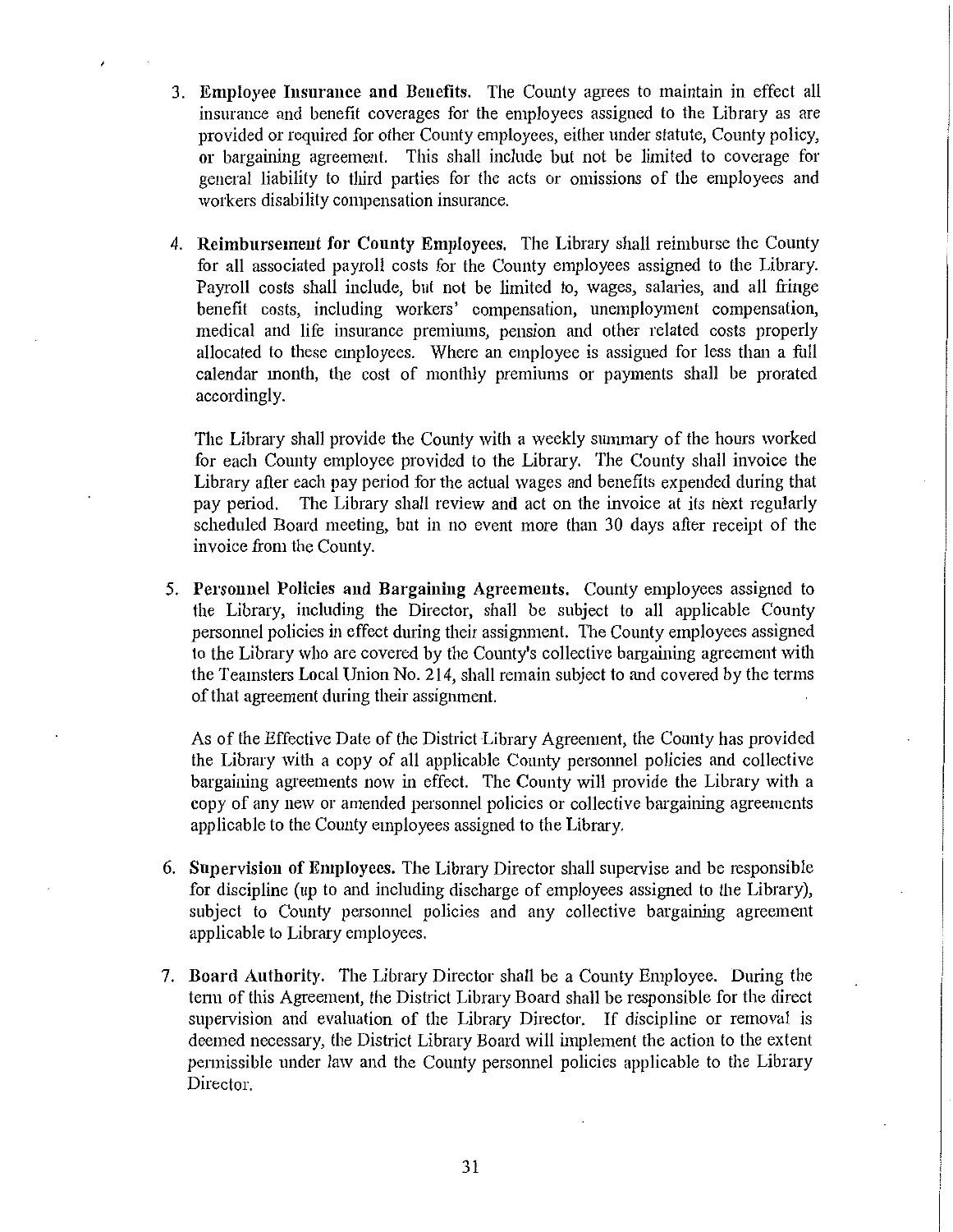3. **Employee Insurance and Benefits.** The County agrees to maintain in effect all insurance and benefit coverages for the employees assigned to the Library as are provided or required for other County employees, either under statute, County policy, or bargaining agreement. This shall include but not be limited to coverage for general liability to third parties for the acts or omissions of the employees and workers disability compensation insurance.

4. **Reimbursement for County Employees.** The Library shall reimburse the County for all associated payroll costs for the County employees assigned to the Library. Payroll costs shall include, but not be limited to, wages, salaries, and all fringe benefit costs, including workers' compensation, unemployment compensation, medical and life insurance premiums, pension and other related costs properly allocated to these employees. Where an employee is assigned for less than a full calendar month, the cost of monthly premiums or payments shall be prorated accordingly.

   The Library shall provide the County with a weekly summary of the hours worked for each County employee provided to the Library. The County shall invoice the Library after each pay period for the actual wages and benefits expended during that pay period. The Library shall review and act on the invoice at its next regularly scheduled Board meeting, but in no event more than 30 days after receipt of the invoice from the County.

5. **Personnel Policies and Bargaining Agreements.** County employees assigned to the Library, including the Director, shall be subject to all applicable County personnel policies in effect during their assignment. The County employees assigned to the Library who are covered by the County's collective bargaining agreement with the Teamsters Local Union No. 214, shall remain subject to and covered by the terms of that agreement during their assignment.

   As of the Effective Date of the District Library Agreement, the County has provided the Library with a copy of all applicable County personnel policies and collective bargaining agreements now in effect. The County will provide the Library with a copy of any new or amended personnel policies or collective bargaining agreements applicable to the County employees assigned to the Library.

6. **Supervision of Employees.** The Library Director shall supervise and be responsible for discipline (up to and including discharge of employees assigned to the Library), subject to County personnel policies and any collective bargaining agreement applicable to Library employees.

7. **Board Authority.** The Library Director shall be a County Employee. During the term of this Agreement, the District Library Board shall be responsible for the direct supervision and evaluation of the Library Director. If discipline or removal is deemed necessary, the District Library Board will implement the action to the extent permissible under law and the County personnel policies applicable to the Library Director.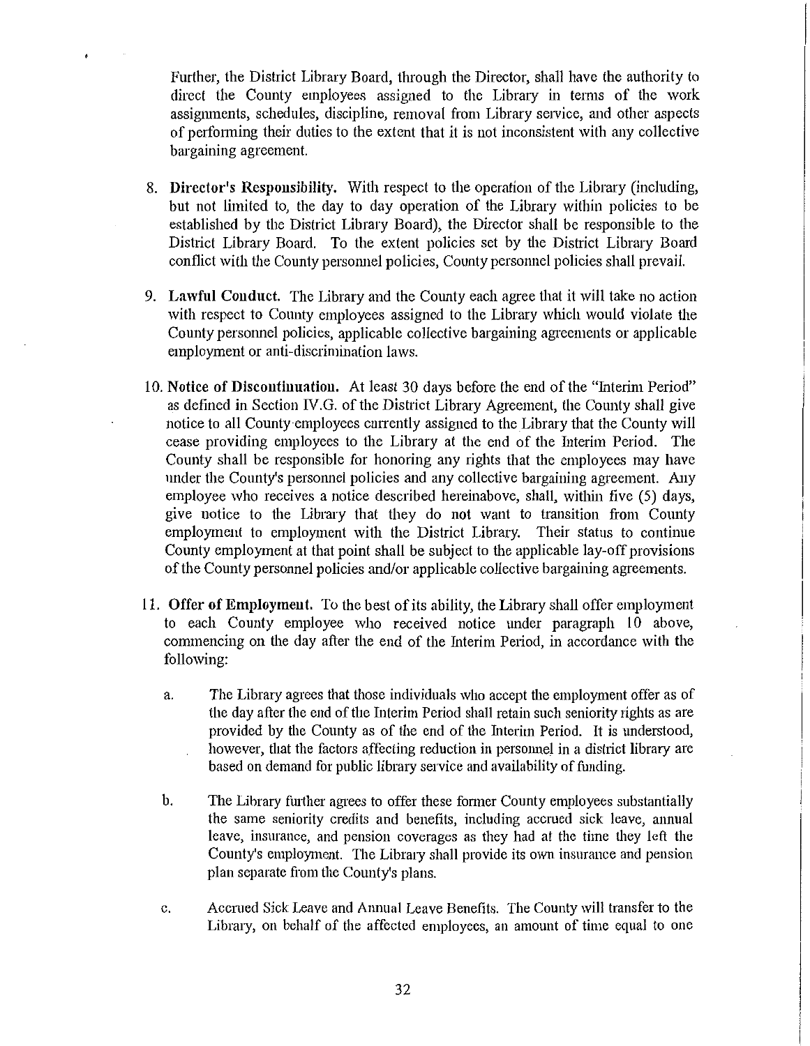Further, the District Library Board, through the Director, shall have the authority to direct the County employees assigned to the Library in terms of the work assignments, schedules, discipline, removal from Library service, and other aspects of performing their duties to the extent that it is not inconsistent with any collective bargaining agreement.

8. **Director's Responsibility.** With respect to the operation of the Library (including, but not limited to, the day to day operation of the Library within policies to be established by the District Library Board), the Director shall be responsible to the District Library Board. To the extent policies set by the District Library Board conflict with the County personnel policies, County personnel policies shall prevail.

9. **Lawful Conduct.** The Library and the County each agree that it will take no action with respect to County employees assigned to the Library which would violate the County personnel policies, applicable collective bargaining agreements or applicable employment or anti-discrimination laws.

10. **Notice of Discontinuation.** At least 30 days before the end of the "Interim Period" as defined in Section IV.G. of the District Library Agreement, the County shall give notice to all County employees currently assigned to the Library that the County will cease providing employees to the Library at the end of the Interim Period. The County shall be responsible for honoring any rights that the employees may have under the County's personnel policies and any collective bargaining agreement. Any employee who receives a notice described hereinabove, shall, within five (5) days, give notice to the Library that they do not want to transition from County employment to employment with the District Library. Their status to continue County employment at that point shall be subject to the applicable lay-off provisions of the County personnel policies and/or applicable collective bargaining agreements.

11. **Offer of Employment.** To the best of its ability, the Library shall offer employment to each County employee who received notice under paragraph 10 above, commencing on the day after the end of the Interim Period, in accordance with the following:

    a. The Library agrees that those individuals who accept the employment offer as of the day after the end of the Interim Period shall retain such seniority rights as are provided by the County as of the end of the Interim Period. It is understood, however, that the factors affecting reduction in personnel in a district library are based on demand for public library service and availability of funding.

    b. The Library further agrees to offer these former County employees substantially the same seniority credits and benefits, including accrued sick leave, annual leave, insurance, and pension coverages as they had at the time they left the County's employment. The Library shall provide its own insurance and pension plan separate from the County's plans.

    c. Accrued Sick Leave and Annual Leave Benefits. The County will transfer to the Library, on behalf of the affected employees, an amount of time equal to one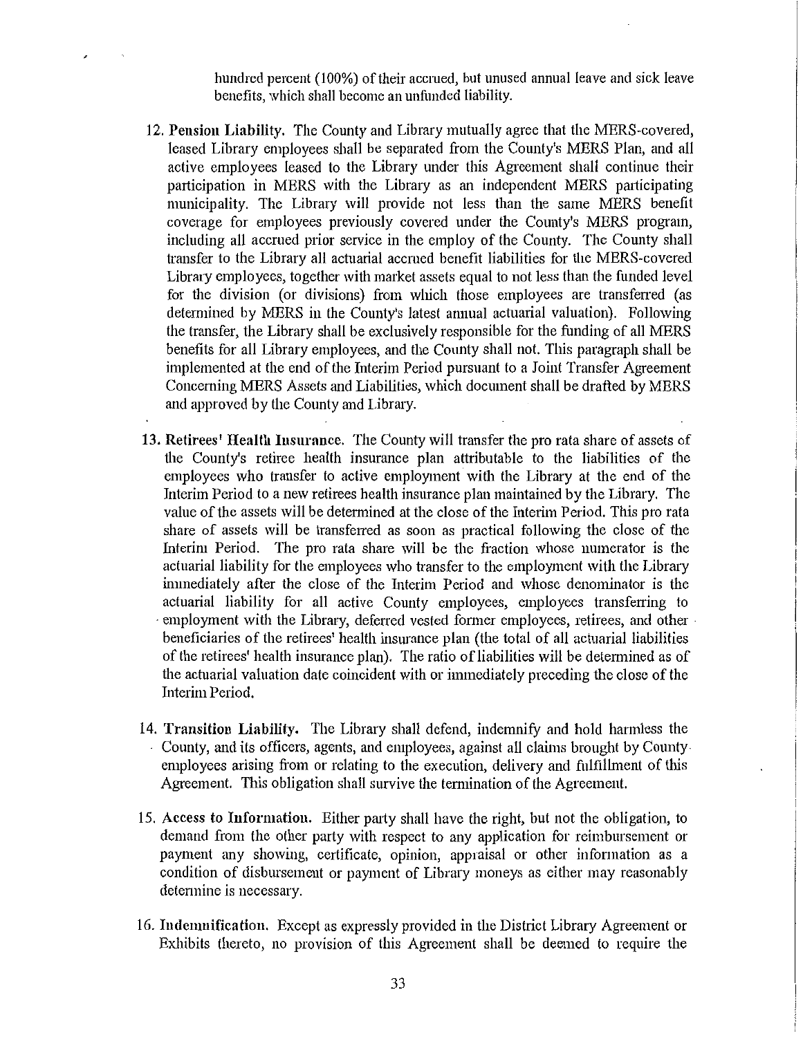hundred percent (100%) of their accrued, but unused annual leave and sick leave benefits, which shall become an unfunded liability.

12. **Pension Liability.** The County and Library mutually agree that the MERS-covered, leased Library employees shall be separated from the County's MERS Plan, and all active employees leased to the Library under this Agreement shall continue their participation in MERS with the Library as an independent MERS participating municipality. The Library will provide not less than the same MERS benefit coverage for employees previously covered under the County's MERS program, including all accrued prior service in the employ of the County. The County shall transfer to the Library all actuarial accrued benefit liabilities for the MERS-covered Library employees, together with market assets equal to not less than the funded level for the division (or divisions) from which those employees are transferred (as determined by MERS in the County's latest annual actuarial valuation). Following the transfer, the Library shall be exclusively responsible for the funding of all MERS benefits for all Library employees, and the County shall not. This paragraph shall be implemented at the end of the Interim Period pursuant to a Joint Transfer Agreement Concerning MERS Assets and Liabilities, which document shall be drafted by MERS and approved by the County and Library.

13. **Retirees' Health Insurance.** The County will transfer the pro rata share of assets of the County's retiree health insurance plan attributable to the liabilities of the employees who transfer to active employment with the Library at the end of the Interim Period to a new retirees health insurance plan maintained by the Library. The value of the assets will be determined at the close of the Interim Period. This pro rata share of assets will be transferred as soon as practical following the close of the Interim Period. The pro rata share will be the fraction whose numerator is the actuarial liability for the employees who transfer to the employment with the Library immediately after the close of the Interim Period and whose denominator is the actuarial liability for all active County employees, employees transferring to employment with the Library, deferred vested former employees, retirees, and other beneficiaries of the retirees' health insurance plan (the total of all actuarial liabilities of the retirees' health insurance plan). The ratio of liabilities will be determined as of the actuarial valuation date coincident with or immediately preceding the close of the Interim Period.

14. **Transition Liability.** The Library shall defend, indemnify and hold harmless the County, and its officers, agents, and employees, against all claims brought by County employees arising from or relating to the execution, delivery and fulfillment of this Agreement. This obligation shall survive the termination of the Agreement.

15. **Access to Information.** Either party shall have the right, but not the obligation, to demand from the other party with respect to any application for reimbursement or payment any showing, certificate, opinion, appraisal or other information as a condition of disbursement or payment of Library moneys as either may reasonably determine is necessary.

16. **Indemnification.** Except as expressly provided in the District Library Agreement or Exhibits thereto, no provision of this Agreement shall be deemed to require the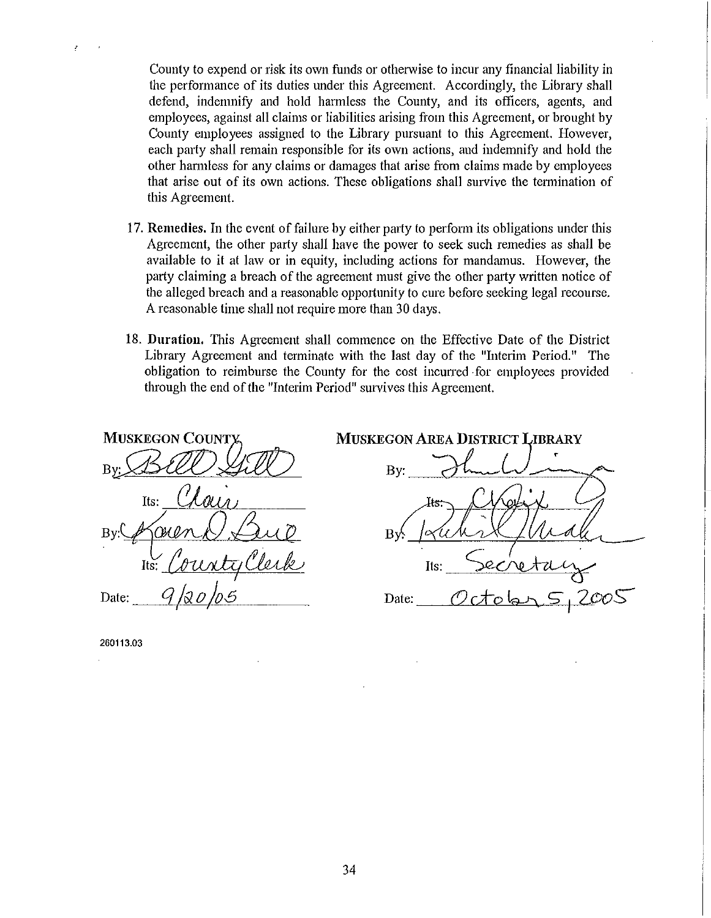County to expend or risk its own funds or otherwise to incur any financial liability in the performance of its duties under this Agreement. Accordingly, the Library shall defend, indemnify and hold harmless the County, and its officers, agents, and employees, against all claims or liabilities arising from this Agreement, or brought by County employees assigned to the Library pursuant to this Agreement. However, each party shall remain responsible for its own actions, and indemnify and hold the other harmless for any claims or damages that arise from claims made by employees that arise out of its own actions. These obligations shall survive the termination of this Agreement.

17. **Remedies.** In the event of failure by either party to perform its obligations under this Agreement, the other party shall have the power to seek such remedies as shall be available to it at law or in equity, including actions for mandamus. However, the party claiming a breach of the agreement must give the other party written notice of the alleged breach and a reasonable opportunity to cure before seeking legal recourse. A reasonable time shall not require more than 30 days.

18. **Duration.** This Agreement shall commence on the Effective Date of the District Library Agreement and terminate with the last day of the "Interim Period." The obligation to reimburse the County for the cost incurred for employees provided through the end of the "Interim Period" survives this Agreement.

| MUSKEGON COUNTY | MUSKEGON AREA DISTRICT LIBRARY |
| --- | --- |
| By: Bill Gill | By: [signature] |
| Its: Chair | Its: Chair |
| By: Karen D. Buie | By: [signature] |
| Its: County Clerk | Its: Secretary |
| Date: 9/20/05 | Date: October 5, 2005 |

260113.03